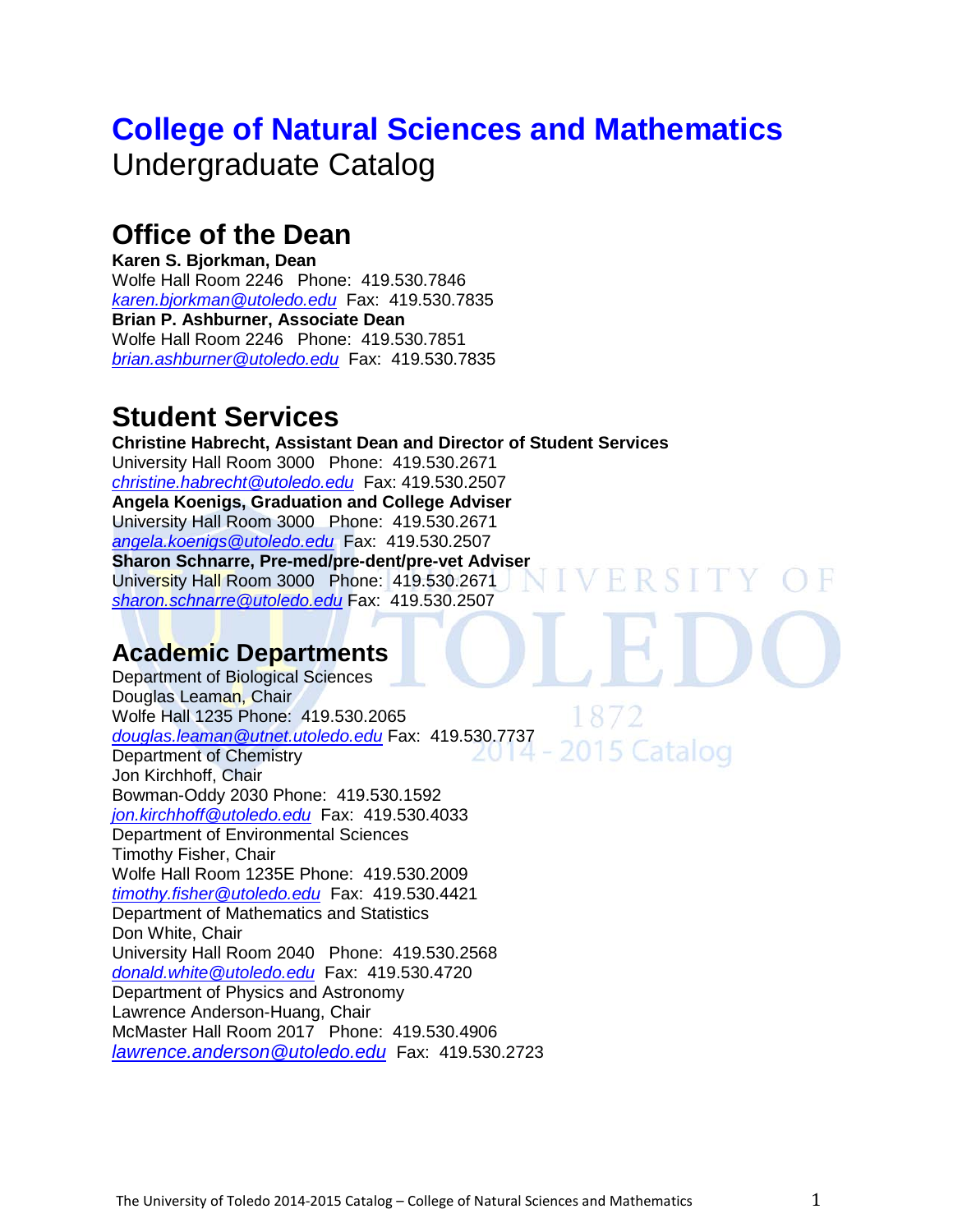# College of Natural Sciences and Mathematics
Undergraduate Catalog

## Office of the Dean

**Karen S. Bjorkman, Dean**
Wolfe Hall Room 2246 Phone: 419.530.7846
*karen.bjorkman@utoledo.edu* Fax: 419.530.7835
**Brian P. Ashburner, Associate Dean**
Wolfe Hall Room 2246 Phone: 419.530.7851
*brian.ashburner@utoledo.edu* Fax: 419.530.7835

## Student Services

**Christine Habrecht, Assistant Dean and Director of Student Services**
University Hall Room 3000 Phone: 419.530.2671
*christine.habrecht@utoledo.edu* Fax: 419.530.2507
**Angela Koenigs, Graduation and College Adviser**
University Hall Room 3000 Phone: 419.530.2671
*angela.koenigs@utoledo.edu* Fax: 419.530.2507
**Sharon Schnarre, Pre-med/pre-dent/pre-vet Adviser**
University Hall Room 3000 Phone: 419.530.2671
*sharon.schnarre@utoledo.edu* Fax: 419.530.2507

## Academic Departments

Department of Biological Sciences
Douglas Leaman, Chair
Wolfe Hall 1235 Phone: 419.530.2065
*douglas.leaman@utnet.utoledo.edu* Fax: 419.530.7737
Department of Chemistry
Jon Kirchhoff, Chair
Bowman-Oddy 2030 Phone: 419.530.1592
*jon.kirchhoff@utoledo.edu* Fax: 419.530.4033
Department of Environmental Sciences
Timothy Fisher, Chair
Wolfe Hall Room 1235E Phone: 419.530.2009
*timothy.fisher@utoledo.edu* Fax: 419.530.4421
Department of Mathematics and Statistics
Don White, Chair
University Hall Room 2040 Phone: 419.530.2568
*donald.white@utoledo.edu* Fax: 419.530.4720
Department of Physics and Astronomy
Lawrence Anderson-Huang, Chair
McMaster Hall Room 2017 Phone: 419.530.4906
*lawrence.anderson@utoledo.edu* Fax: 419.530.2723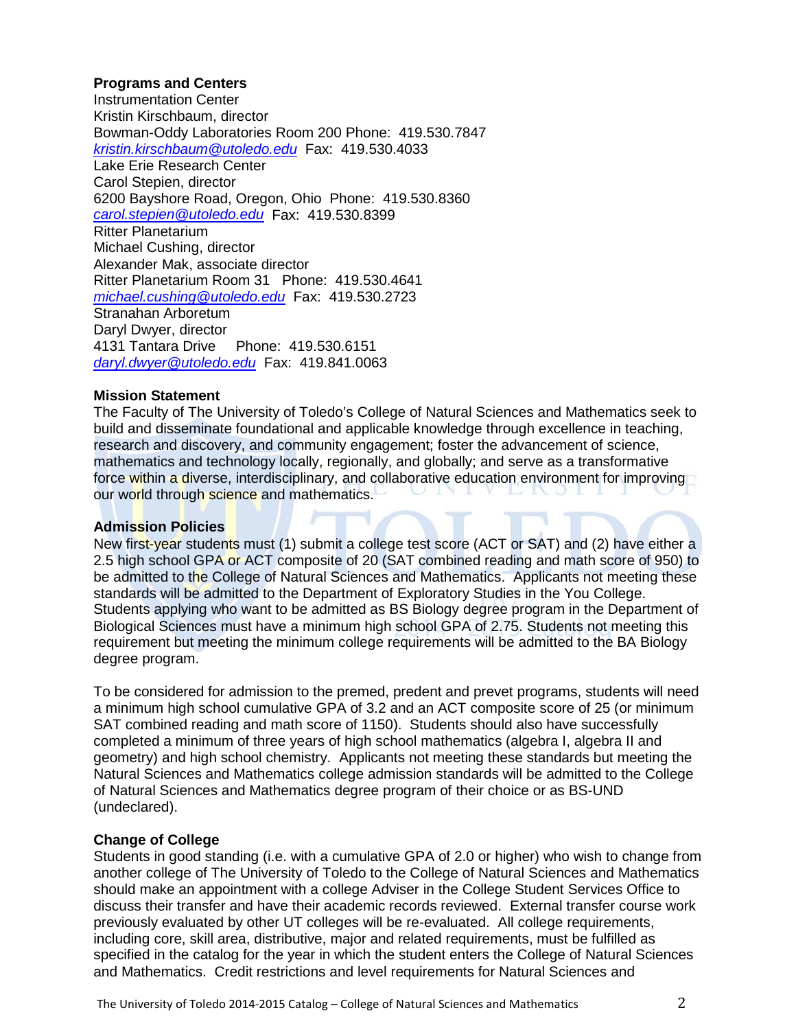**Programs and Centers**

Instrumentation Center
Kristin Kirschbaum, director
Bowman-Oddy Laboratories Room 200 Phone: 419.530.7847
*kristin.kirschbaum@utoledo.edu* Fax: 419.530.4033

Lake Erie Research Center
Carol Stepien, director
6200 Bayshore Road, Oregon, Ohio Phone: 419.530.8360
*carol.stepien@utoledo.edu* Fax: 419.530.8399

Ritter Planetarium
Michael Cushing, director
Alexander Mak, associate director
Ritter Planetarium Room 31 Phone: 419.530.4641
*michael.cushing@utoledo.edu* Fax: 419.530.2723

Stranahan Arboretum
Daryl Dwyer, director
4131 Tantara Drive Phone: 419.530.6151
*daryl.dwyer@utoledo.edu* Fax: 419.841.0063

**Mission Statement**

The Faculty of The University of Toledo's College of Natural Sciences and Mathematics seek to build and disseminate foundational and applicable knowledge through excellence in teaching, research and discovery, and community engagement; foster the advancement of science, mathematics and technology locally, regionally, and globally; and serve as a transformative force within a diverse, interdisciplinary, and collaborative education environment for improving our world through science and mathematics.

**Admission Policies**

New first-year students must (1) submit a college test score (ACT or SAT) and (2) have either a 2.5 high school GPA or ACT composite of 20 (SAT combined reading and math score of 950) to be admitted to the College of Natural Sciences and Mathematics. Applicants not meeting these standards will be admitted to the Department of Exploratory Studies in the You College. Students applying who want to be admitted as BS Biology degree program in the Department of Biological Sciences must have a minimum high school GPA of 2.75. Students not meeting this requirement but meeting the minimum college requirements will be admitted to the BA Biology degree program.

To be considered for admission to the premed, predent and prevet programs, students will need a minimum high school cumulative GPA of 3.2 and an ACT composite score of 25 (or minimum SAT combined reading and math score of 1150). Students should also have successfully completed a minimum of three years of high school mathematics (algebra I, algebra II and geometry) and high school chemistry. Applicants not meeting these standards but meeting the Natural Sciences and Mathematics college admission standards will be admitted to the College of Natural Sciences and Mathematics degree program of their choice or as BS-UND (undeclared).

**Change of College**

Students in good standing (i.e. with a cumulative GPA of 2.0 or higher) who wish to change from another college of The University of Toledo to the College of Natural Sciences and Mathematics should make an appointment with a college Adviser in the College Student Services Office to discuss their transfer and have their academic records reviewed. External transfer course work previously evaluated by other UT colleges will be re-evaluated. All college requirements, including core, skill area, distributive, major and related requirements, must be fulfilled as specified in the catalog for the year in which the student enters the College of Natural Sciences and Mathematics. Credit restrictions and level requirements for Natural Sciences and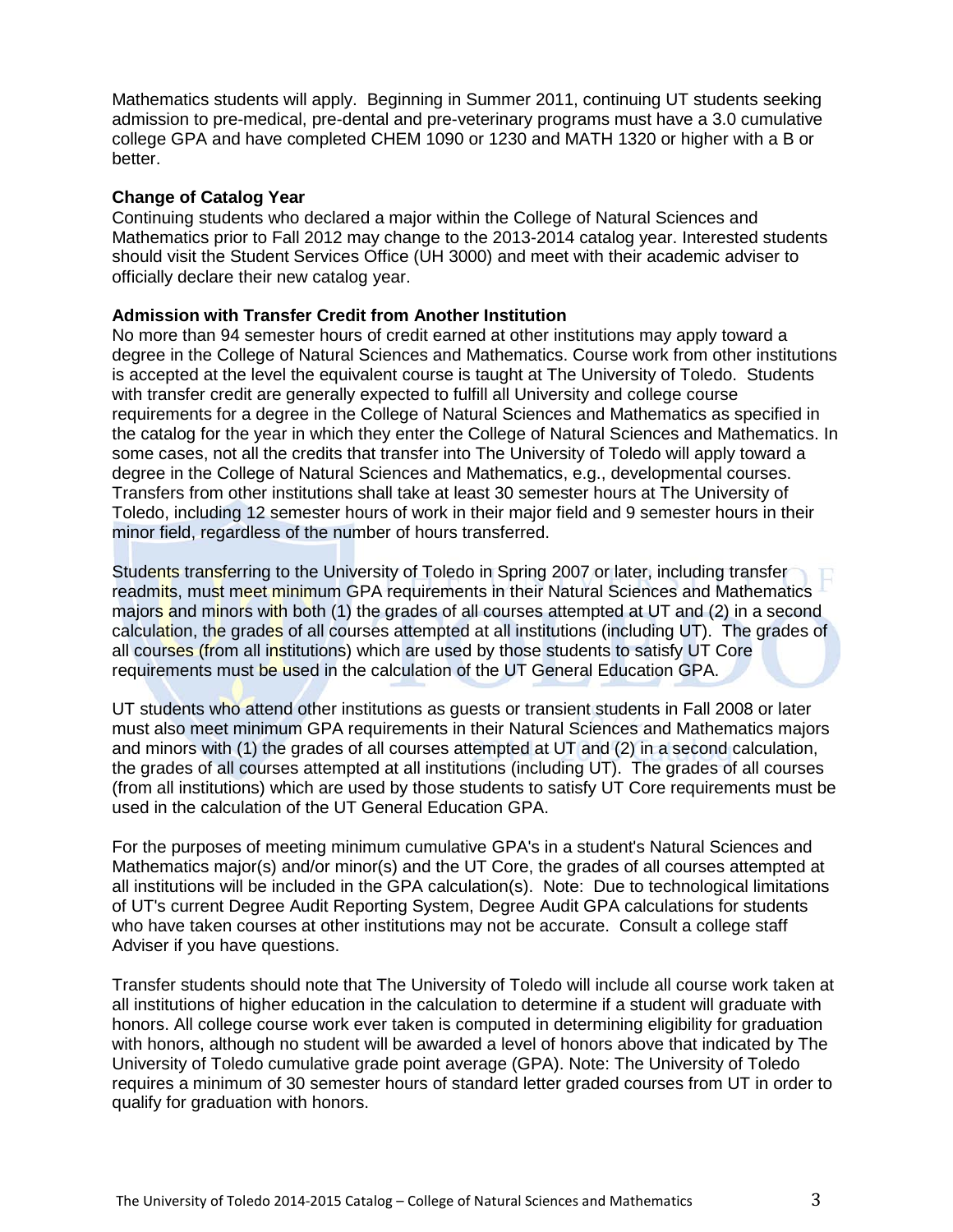Mathematics students will apply. Beginning in Summer 2011, continuing UT students seeking admission to pre-medical, pre-dental and pre-veterinary programs must have a 3.0 cumulative college GPA and have completed CHEM 1090 or 1230 and MATH 1320 or higher with a B or better.

**Change of Catalog Year**

Continuing students who declared a major within the College of Natural Sciences and Mathematics prior to Fall 2012 may change to the 2013-2014 catalog year. Interested students should visit the Student Services Office (UH 3000) and meet with their academic adviser to officially declare their new catalog year.

**Admission with Transfer Credit from Another Institution**

No more than 94 semester hours of credit earned at other institutions may apply toward a degree in the College of Natural Sciences and Mathematics. Course work from other institutions is accepted at the level the equivalent course is taught at The University of Toledo. Students with transfer credit are generally expected to fulfill all University and college course requirements for a degree in the College of Natural Sciences and Mathematics as specified in the catalog for the year in which they enter the College of Natural Sciences and Mathematics. In some cases, not all the credits that transfer into The University of Toledo will apply toward a degree in the College of Natural Sciences and Mathematics, e.g., developmental courses. Transfers from other institutions shall take at least 30 semester hours at The University of Toledo, including 12 semester hours of work in their major field and 9 semester hours in their minor field, regardless of the number of hours transferred.

Students transferring to the University of Toledo in Spring 2007 or later, including transfer readmits, must meet minimum GPA requirements in their Natural Sciences and Mathematics majors and minors with both (1) the grades of all courses attempted at UT and (2) in a second calculation, the grades of all courses attempted at all institutions (including UT). The grades of all courses (from all institutions) which are used by those students to satisfy UT Core requirements must be used in the calculation of the UT General Education GPA.

UT students who attend other institutions as guests or transient students in Fall 2008 or later must also meet minimum GPA requirements in their Natural Sciences and Mathematics majors and minors with (1) the grades of all courses attempted at UT and (2) in a second calculation, the grades of all courses attempted at all institutions (including UT). The grades of all courses (from all institutions) which are used by those students to satisfy UT Core requirements must be used in the calculation of the UT General Education GPA.

For the purposes of meeting minimum cumulative GPA's in a student's Natural Sciences and Mathematics major(s) and/or minor(s) and the UT Core, the grades of all courses attempted at all institutions will be included in the GPA calculation(s). Note: Due to technological limitations of UT's current Degree Audit Reporting System, Degree Audit GPA calculations for students who have taken courses at other institutions may not be accurate. Consult a college staff Adviser if you have questions.

Transfer students should note that The University of Toledo will include all course work taken at all institutions of higher education in the calculation to determine if a student will graduate with honors. All college course work ever taken is computed in determining eligibility for graduation with honors, although no student will be awarded a level of honors above that indicated by The University of Toledo cumulative grade point average (GPA). Note: The University of Toledo requires a minimum of 30 semester hours of standard letter graded courses from UT in order to qualify for graduation with honors.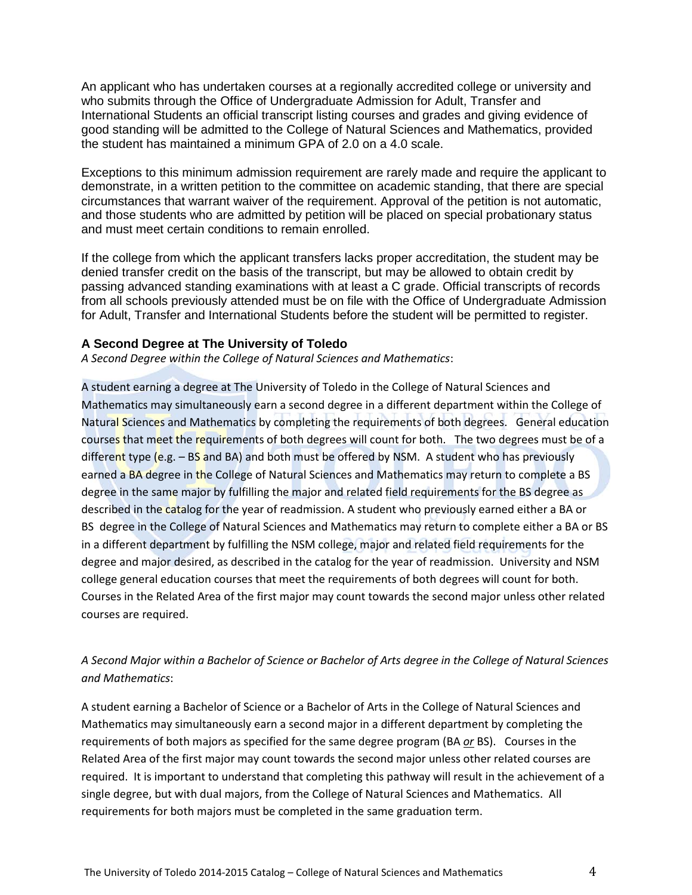An applicant who has undertaken courses at a regionally accredited college or university and who submits through the Office of Undergraduate Admission for Adult, Transfer and International Students an official transcript listing courses and grades and giving evidence of good standing will be admitted to the College of Natural Sciences and Mathematics, provided the student has maintained a minimum GPA of 2.0 on a 4.0 scale.

Exceptions to this minimum admission requirement are rarely made and require the applicant to demonstrate, in a written petition to the committee on academic standing, that there are special circumstances that warrant waiver of the requirement. Approval of the petition is not automatic, and those students who are admitted by petition will be placed on special probationary status and must meet certain conditions to remain enrolled.

If the college from which the applicant transfers lacks proper accreditation, the student may be denied transfer credit on the basis of the transcript, but may be allowed to obtain credit by passing advanced standing examinations with at least a C grade. Official transcripts of records from all schools previously attended must be on file with the Office of Undergraduate Admission for Adult, Transfer and International Students before the student will be permitted to register.

### A Second Degree at The University of Toledo

*A Second Degree within the College of Natural Sciences and Mathematics*:

A student earning a degree at The University of Toledo in the College of Natural Sciences and Mathematics may simultaneously earn a second degree in a different department within the College of Natural Sciences and Mathematics by completing the requirements of both degrees. General education courses that meet the requirements of both degrees will count for both. The two degrees must be of a different type (e.g. – BS and BA) and both must be offered by NSM. A student who has previously earned a BA degree in the College of Natural Sciences and Mathematics may return to complete a BS degree in the same major by fulfilling the major and related field requirements for the BS degree as described in the catalog for the year of readmission. A student who previously earned either a BA or BS degree in the College of Natural Sciences and Mathematics may return to complete either a BA or BS in a different department by fulfilling the NSM college, major and related field requirements for the degree and major desired, as described in the catalog for the year of readmission. University and NSM college general education courses that meet the requirements of both degrees will count for both. Courses in the Related Area of the first major may count towards the second major unless other related courses are required.

*A Second Major within a Bachelor of Science or Bachelor of Arts degree in the College of Natural Sciences and Mathematics*:

A student earning a Bachelor of Science or a Bachelor of Arts in the College of Natural Sciences and Mathematics may simultaneously earn a second major in a different department by completing the requirements of both majors as specified for the same degree program (BA ***or*** BS). Courses in the Related Area of the first major may count towards the second major unless other related courses are required. It is important to understand that completing this pathway will result in the achievement of a single degree, but with dual majors, from the College of Natural Sciences and Mathematics. All requirements for both majors must be completed in the same graduation term.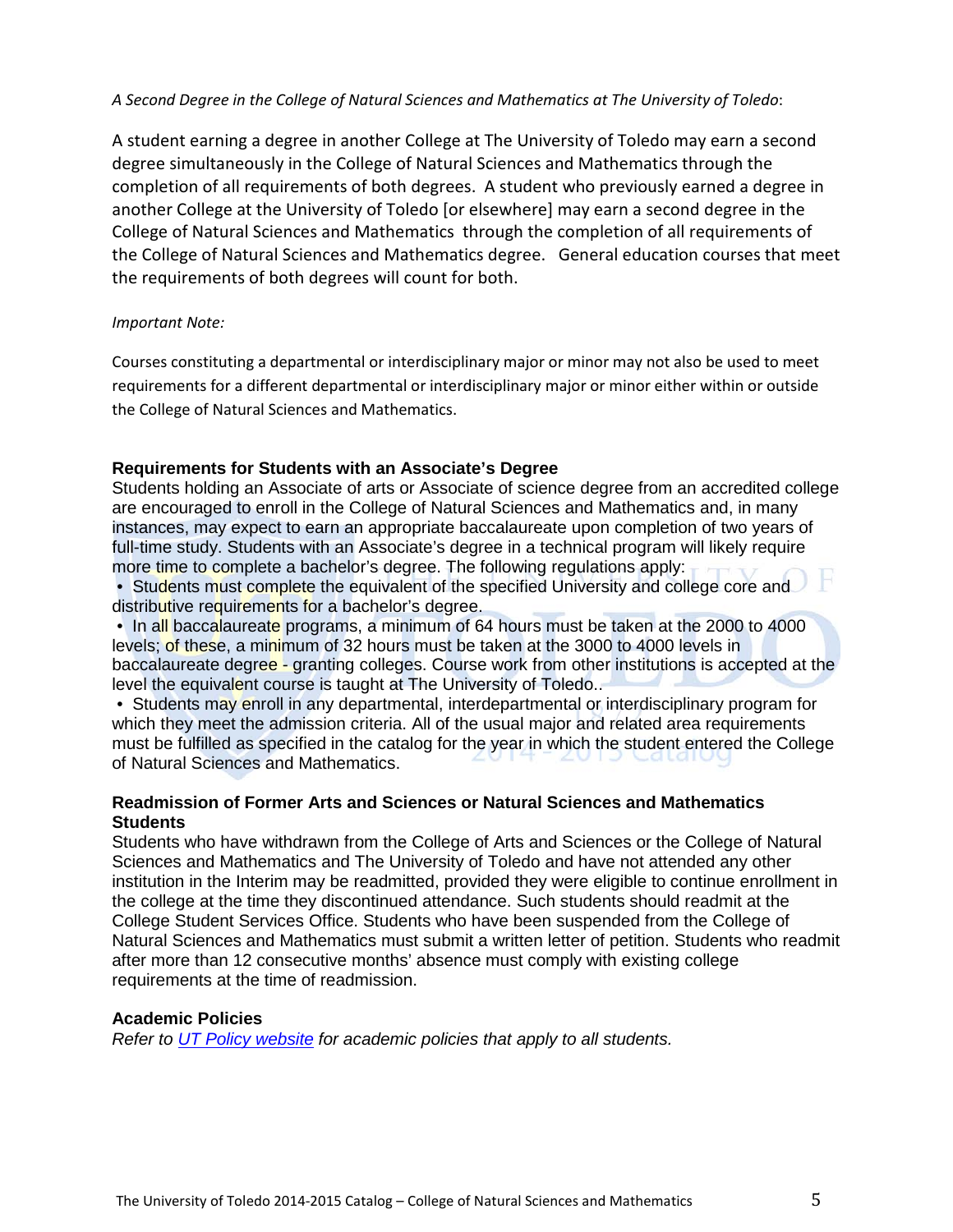*A Second Degree in the College of Natural Sciences and Mathematics at The University of Toledo*:

A student earning a degree in another College at The University of Toledo may earn a second degree simultaneously in the College of Natural Sciences and Mathematics through the completion of all requirements of both degrees. A student who previously earned a degree in another College at the University of Toledo [or elsewhere] may earn a second degree in the College of Natural Sciences and Mathematics through the completion of all requirements of the College of Natural Sciences and Mathematics degree. General education courses that meet the requirements of both degrees will count for both.

*Important Note:*

Courses constituting a departmental or interdisciplinary major or minor may not also be used to meet requirements for a different departmental or interdisciplinary major or minor either within or outside the College of Natural Sciences and Mathematics.

### Requirements for Students with an Associate's Degree

Students holding an Associate of arts or Associate of science degree from an accredited college are encouraged to enroll in the College of Natural Sciences and Mathematics and, in many instances, may expect to earn an appropriate baccalaureate upon completion of two years of full-time study. Students with an Associate's degree in a technical program will likely require more time to complete a bachelor's degree. The following regulations apply:

- Students must complete the equivalent of the specified University and college core and distributive requirements for a bachelor's degree.
- In all baccalaureate programs, a minimum of 64 hours must be taken at the 2000 to 4000 levels; of these, a minimum of 32 hours must be taken at the 3000 to 4000 levels in baccalaureate degree - granting colleges. Course work from other institutions is accepted at the level the equivalent course is taught at The University of Toledo..
- Students may enroll in any departmental, interdepartmental or interdisciplinary program for which they meet the admission criteria. All of the usual major and related area requirements must be fulfilled as specified in the catalog for the year in which the student entered the College of Natural Sciences and Mathematics.

### Readmission of Former Arts and Sciences or Natural Sciences and Mathematics Students

Students who have withdrawn from the College of Arts and Sciences or the College of Natural Sciences and Mathematics and The University of Toledo and have not attended any other institution in the Interim may be readmitted, provided they were eligible to continue enrollment in the college at the time they discontinued attendance. Such students should readmit at the College Student Services Office. Students who have been suspended from the College of Natural Sciences and Mathematics must submit a written letter of petition. Students who readmit after more than 12 consecutive months' absence must comply with existing college requirements at the time of readmission.

### Academic Policies

*Refer to UT Policy website for academic policies that apply to all students.*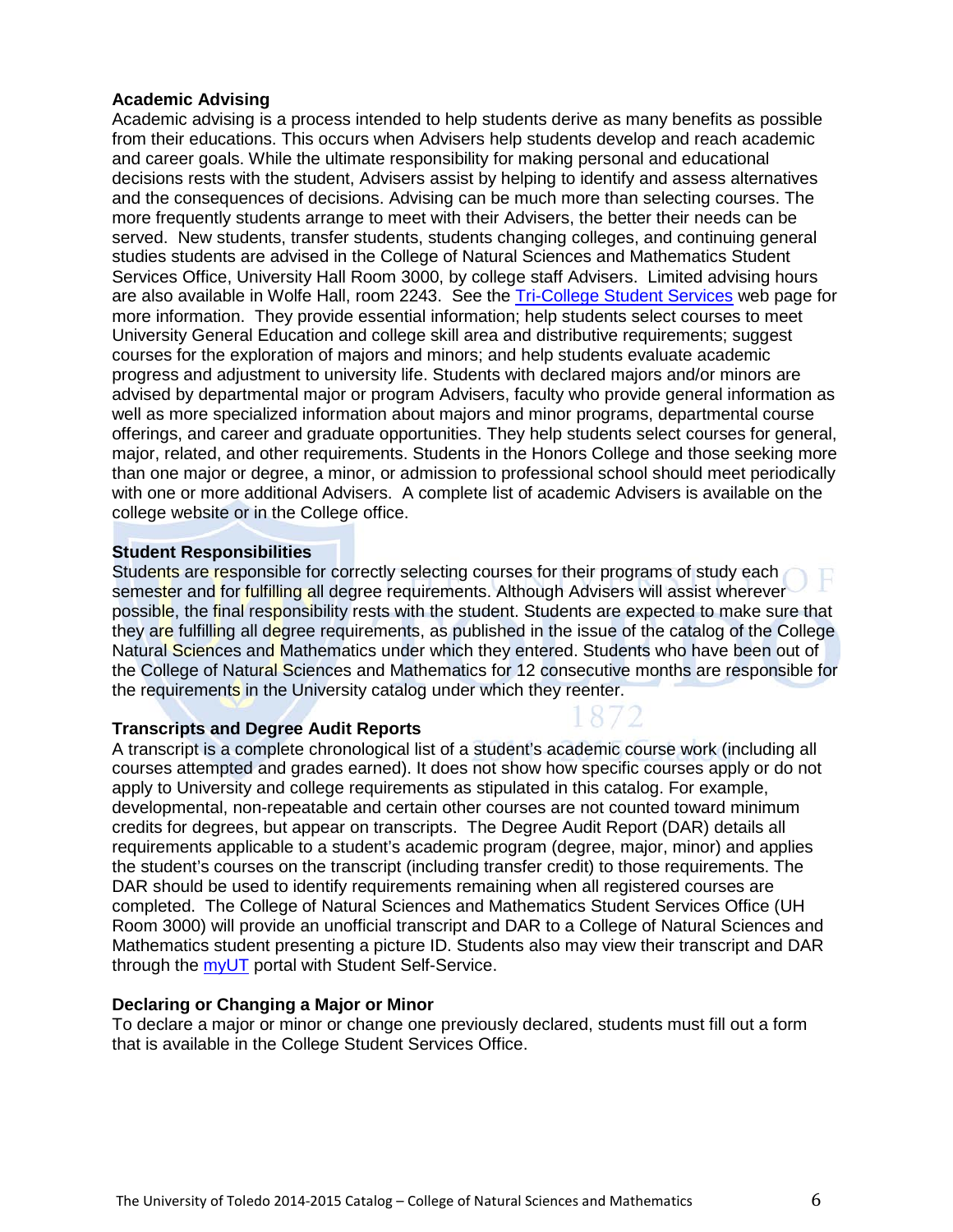### Academic Advising

Academic advising is a process intended to help students derive as many benefits as possible from their educations. This occurs when Advisers help students develop and reach academic and career goals. While the ultimate responsibility for making personal and educational decisions rests with the student, Advisers assist by helping to identify and assess alternatives and the consequences of decisions. Advising can be much more than selecting courses. The more frequently students arrange to meet with their Advisers, the better their needs can be served. New students, transfer students, students changing colleges, and continuing general studies students are advised in the College of Natural Sciences and Mathematics Student Services Office, University Hall Room 3000, by college staff Advisers. Limited advising hours are also available in Wolfe Hall, room 2243. See the Tri-College Student Services web page for more information. They provide essential information; help students select courses to meet University General Education and college skill area and distributive requirements; suggest courses for the exploration of majors and minors; and help students evaluate academic progress and adjustment to university life. Students with declared majors and/or minors are advised by departmental major or program Advisers, faculty who provide general information as well as more specialized information about majors and minor programs, departmental course offerings, and career and graduate opportunities. They help students select courses for general, major, related, and other requirements. Students in the Honors College and those seeking more than one major or degree, a minor, or admission to professional school should meet periodically with one or more additional Advisers. A complete list of academic Advisers is available on the college website or in the College office.

### Student Responsibilities

Students are responsible for correctly selecting courses for their programs of study each semester and for fulfilling all degree requirements. Although Advisers will assist wherever possible, the final responsibility rests with the student. Students are expected to make sure that they are fulfilling all degree requirements, as published in the issue of the catalog of the College Natural Sciences and Mathematics under which they entered. Students who have been out of the College of Natural Sciences and Mathematics for 12 consecutive months are responsible for the requirements in the University catalog under which they reenter.

### Transcripts and Degree Audit Reports

A transcript is a complete chronological list of a student's academic course work (including all courses attempted and grades earned). It does not show how specific courses apply or do not apply to University and college requirements as stipulated in this catalog. For example, developmental, non-repeatable and certain other courses are not counted toward minimum credits for degrees, but appear on transcripts. The Degree Audit Report (DAR) details all requirements applicable to a student's academic program (degree, major, minor) and applies the student's courses on the transcript (including transfer credit) to those requirements. The DAR should be used to identify requirements remaining when all registered courses are completed. The College of Natural Sciences and Mathematics Student Services Office (UH Room 3000) will provide an unofficial transcript and DAR to a College of Natural Sciences and Mathematics student presenting a picture ID. Students also may view their transcript and DAR through the myUT portal with Student Self-Service.

### Declaring or Changing a Major or Minor

To declare a major or minor or change one previously declared, students must fill out a form that is available in the College Student Services Office.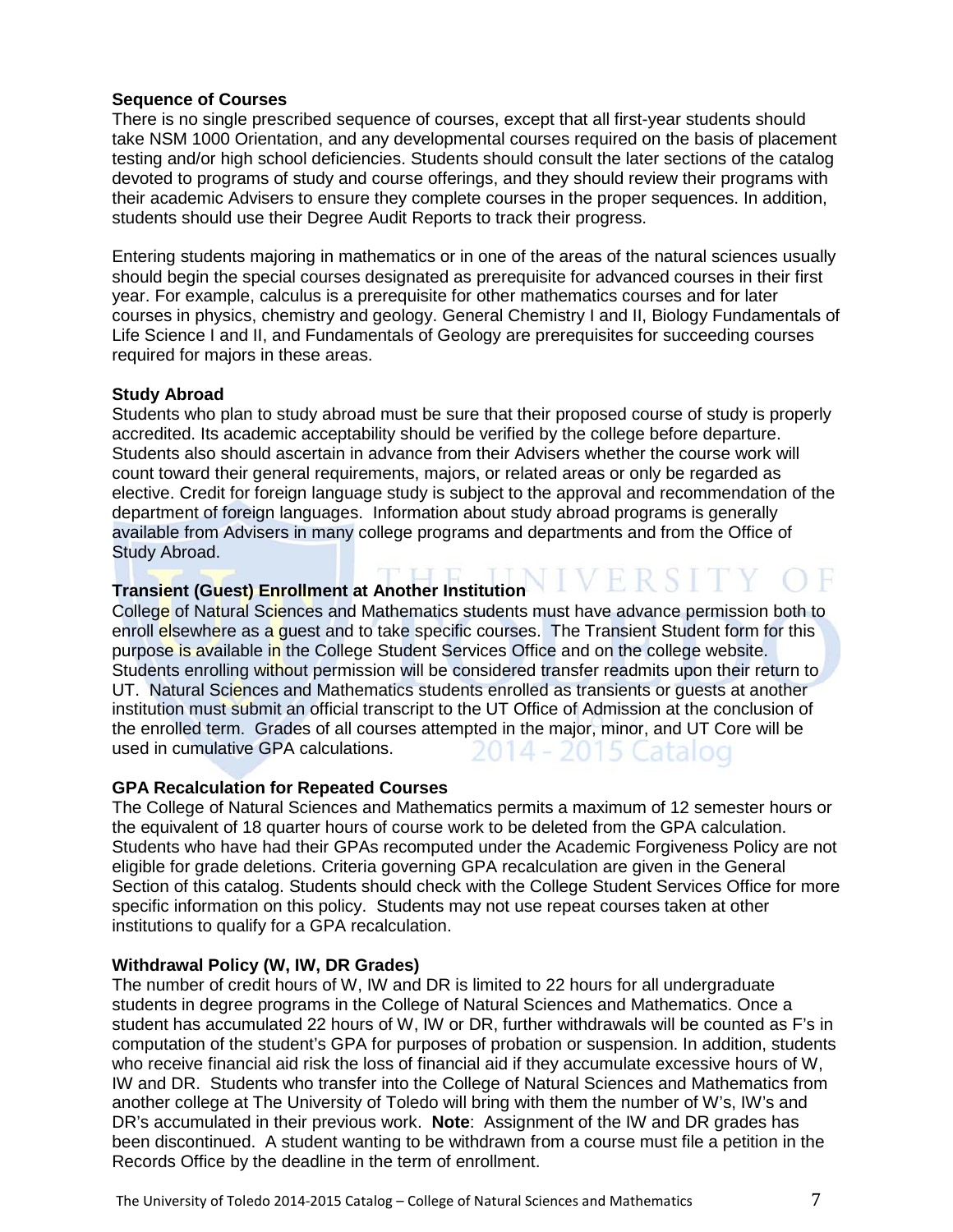**Sequence of Courses**

There is no single prescribed sequence of courses, except that all first-year students should take NSM 1000 Orientation, and any developmental courses required on the basis of placement testing and/or high school deficiencies. Students should consult the later sections of the catalog devoted to programs of study and course offerings, and they should review their programs with their academic Advisers to ensure they complete courses in the proper sequences. In addition, students should use their Degree Audit Reports to track their progress.

Entering students majoring in mathematics or in one of the areas of the natural sciences usually should begin the special courses designated as prerequisite for advanced courses in their first year. For example, calculus is a prerequisite for other mathematics courses and for later courses in physics, chemistry and geology. General Chemistry I and II, Biology Fundamentals of Life Science I and II, and Fundamentals of Geology are prerequisites for succeeding courses required for majors in these areas.

**Study Abroad**

Students who plan to study abroad must be sure that their proposed course of study is properly accredited. Its academic acceptability should be verified by the college before departure. Students also should ascertain in advance from their Advisers whether the course work will count toward their general requirements, majors, or related areas or only be regarded as elective. Credit for foreign language study is subject to the approval and recommendation of the department of foreign languages. Information about study abroad programs is generally available from Advisers in many college programs and departments and from the Office of Study Abroad.

**Transient (Guest) Enrollment at Another Institution**

College of Natural Sciences and Mathematics students must have advance permission both to enroll elsewhere as a guest and to take specific courses. The Transient Student form for this purpose is available in the College Student Services Office and on the college website. Students enrolling without permission will be considered transfer readmits upon their return to UT. Natural Sciences and Mathematics students enrolled as transients or guests at another institution must submit an official transcript to the UT Office of Admission at the conclusion of the enrolled term. Grades of all courses attempted in the major, minor, and UT Core will be used in cumulative GPA calculations.

**GPA Recalculation for Repeated Courses**

The College of Natural Sciences and Mathematics permits a maximum of 12 semester hours or the equivalent of 18 quarter hours of course work to be deleted from the GPA calculation. Students who have had their GPAs recomputed under the Academic Forgiveness Policy are not eligible for grade deletions. Criteria governing GPA recalculation are given in the General Section of this catalog. Students should check with the College Student Services Office for more specific information on this policy. Students may not use repeat courses taken at other institutions to qualify for a GPA recalculation.

**Withdrawal Policy (W, IW, DR Grades)**

The number of credit hours of W, IW and DR is limited to 22 hours for all undergraduate students in degree programs in the College of Natural Sciences and Mathematics. Once a student has accumulated 22 hours of W, IW or DR, further withdrawals will be counted as F's in computation of the student's GPA for purposes of probation or suspension. In addition, students who receive financial aid risk the loss of financial aid if they accumulate excessive hours of W, IW and DR. Students who transfer into the College of Natural Sciences and Mathematics from another college at The University of Toledo will bring with them the number of W's, IW's and DR's accumulated in their previous work. **Note**: Assignment of the IW and DR grades has been discontinued. A student wanting to be withdrawn from a course must file a petition in the Records Office by the deadline in the term of enrollment.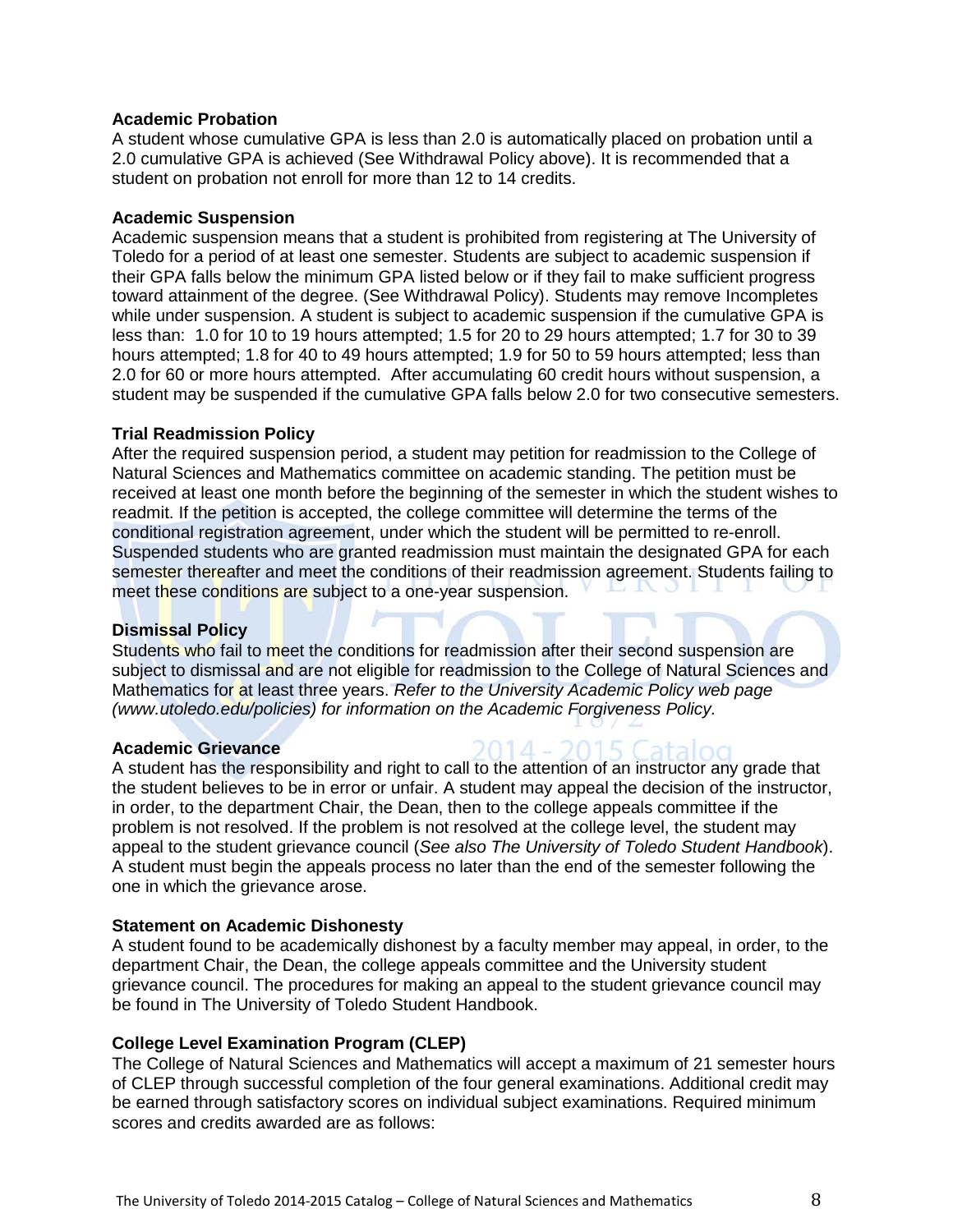### Academic Probation

A student whose cumulative GPA is less than 2.0 is automatically placed on probation until a 2.0 cumulative GPA is achieved (See Withdrawal Policy above). It is recommended that a student on probation not enroll for more than 12 to 14 credits.

### Academic Suspension

Academic suspension means that a student is prohibited from registering at The University of Toledo for a period of at least one semester. Students are subject to academic suspension if their GPA falls below the minimum GPA listed below or if they fail to make sufficient progress toward attainment of the degree. (See Withdrawal Policy). Students may remove Incompletes while under suspension. A student is subject to academic suspension if the cumulative GPA is less than: 1.0 for 10 to 19 hours attempted; 1.5 for 20 to 29 hours attempted; 1.7 for 30 to 39 hours attempted; 1.8 for 40 to 49 hours attempted; 1.9 for 50 to 59 hours attempted; less than 2.0 for 60 or more hours attempted. After accumulating 60 credit hours without suspension, a student may be suspended if the cumulative GPA falls below 2.0 for two consecutive semesters.

### Trial Readmission Policy

After the required suspension period, a student may petition for readmission to the College of Natural Sciences and Mathematics committee on academic standing. The petition must be received at least one month before the beginning of the semester in which the student wishes to readmit. If the petition is accepted, the college committee will determine the terms of the conditional registration agreement, under which the student will be permitted to re-enroll. Suspended students who are granted readmission must maintain the designated GPA for each semester thereafter and meet the conditions of their readmission agreement. Students failing to meet these conditions are subject to a one-year suspension.

### Dismissal Policy

Students who fail to meet the conditions for readmission after their second suspension are subject to dismissal and are not eligible for readmission to the College of Natural Sciences and Mathematics for at least three years. *Refer to the University Academic Policy web page (www.utoledo.edu/policies) for information on the Academic Forgiveness Policy.*

### Academic Grievance

A student has the responsibility and right to call to the attention of an instructor any grade that the student believes to be in error or unfair. A student may appeal the decision of the instructor, in order, to the department Chair, the Dean, then to the college appeals committee if the problem is not resolved. If the problem is not resolved at the college level, the student may appeal to the student grievance council (*See also The University of Toledo Student Handbook*). A student must begin the appeals process no later than the end of the semester following the one in which the grievance arose.

### Statement on Academic Dishonesty

A student found to be academically dishonest by a faculty member may appeal, in order, to the department Chair, the Dean, the college appeals committee and the University student grievance council. The procedures for making an appeal to the student grievance council may be found in The University of Toledo Student Handbook.

### College Level Examination Program (CLEP)

The College of Natural Sciences and Mathematics will accept a maximum of 21 semester hours of CLEP through successful completion of the four general examinations. Additional credit may be earned through satisfactory scores on individual subject examinations. Required minimum scores and credits awarded are as follows: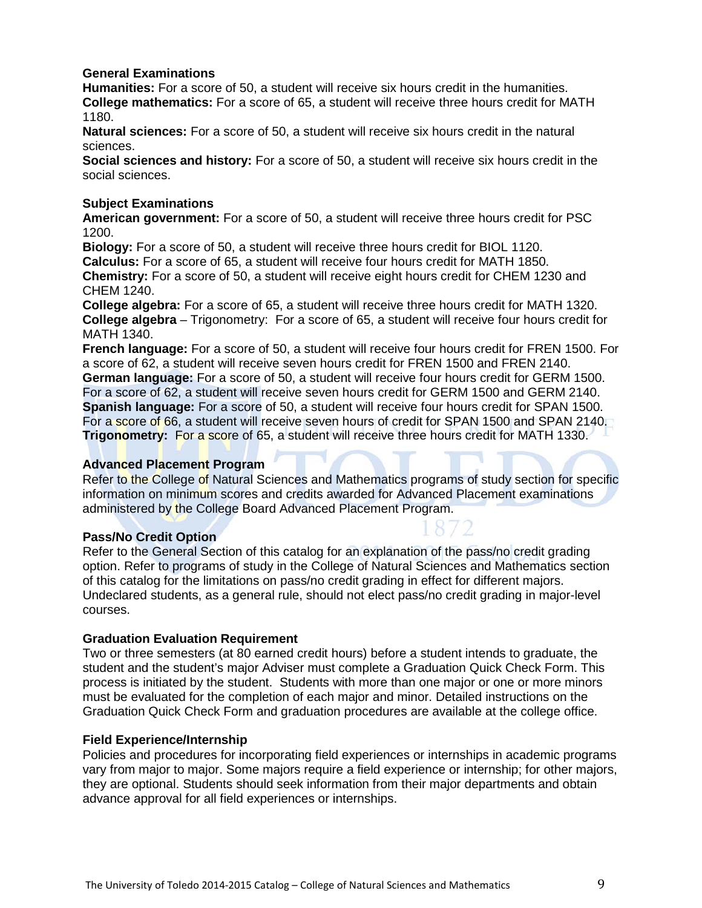### General Examinations

**Humanities:** For a score of 50, a student will receive six hours credit in the humanities.
**College mathematics:** For a score of 65, a student will receive three hours credit for MATH 1180.
**Natural sciences:** For a score of 50, a student will receive six hours credit in the natural sciences.
**Social sciences and history:** For a score of 50, a student will receive six hours credit in the social sciences.

### Subject Examinations

**American government:** For a score of 50, a student will receive three hours credit for PSC 1200.
**Biology:** For a score of 50, a student will receive three hours credit for BIOL 1120.
**Calculus:** For a score of 65, a student will receive four hours credit for MATH 1850.
**Chemistry:** For a score of 50, a student will receive eight hours credit for CHEM 1230 and CHEM 1240.
**College algebra:** For a score of 65, a student will receive three hours credit for MATH 1320.
**College algebra** – Trigonometry: For a score of 65, a student will receive four hours credit for MATH 1340.
**French language:** For a score of 50, a student will receive four hours credit for FREN 1500. For a score of 62, a student will receive seven hours credit for FREN 1500 and FREN 2140.
**German language:** For a score of 50, a student will receive four hours credit for GERM 1500. For a score of 62, a student will receive seven hours credit for GERM 1500 and GERM 2140.
**Spanish language:** For a score of 50, a student will receive four hours credit for SPAN 1500. For a score of 66, a student will receive seven hours of credit for SPAN 1500 and SPAN 2140.
**Trigonometry:** For a score of 65, a student will receive three hours credit for MATH 1330.

### Advanced Placement Program

Refer to the College of Natural Sciences and Mathematics programs of study section for specific information on minimum scores and credits awarded for Advanced Placement examinations administered by the College Board Advanced Placement Program.

### Pass/No Credit Option

Refer to the General Section of this catalog for an explanation of the pass/no credit grading option. Refer to programs of study in the College of Natural Sciences and Mathematics section of this catalog for the limitations on pass/no credit grading in effect for different majors. Undeclared students, as a general rule, should not elect pass/no credit grading in major-level courses.

### Graduation Evaluation Requirement

Two or three semesters (at 80 earned credit hours) before a student intends to graduate, the student and the student's major Adviser must complete a Graduation Quick Check Form. This process is initiated by the student. Students with more than one major or one or more minors must be evaluated for the completion of each major and minor. Detailed instructions on the Graduation Quick Check Form and graduation procedures are available at the college office.

### Field Experience/Internship

Policies and procedures for incorporating field experiences or internships in academic programs vary from major to major. Some majors require a field experience or internship; for other majors, they are optional. Students should seek information from their major departments and obtain advance approval for all field experiences or internships.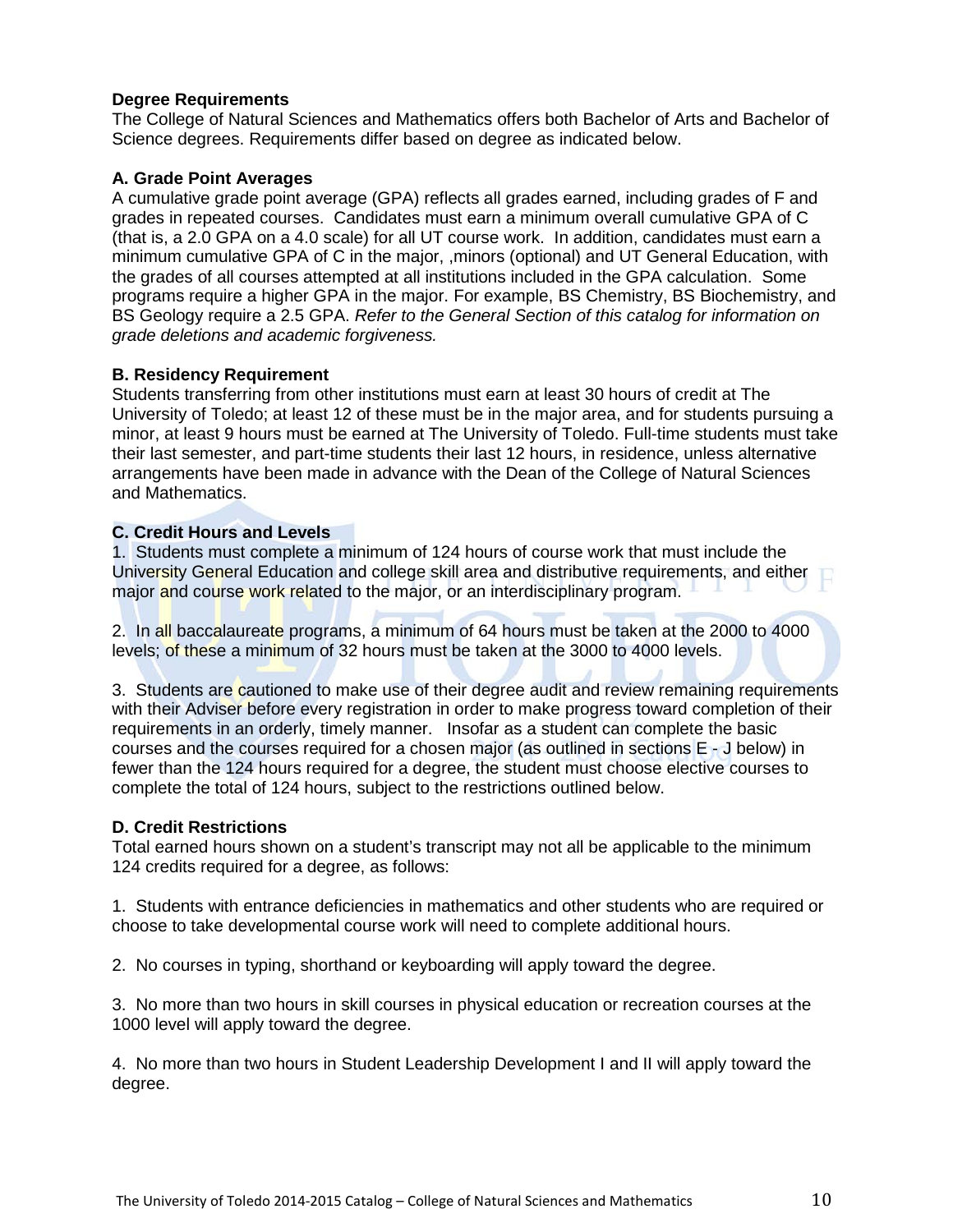**Degree Requirements**

The College of Natural Sciences and Mathematics offers both Bachelor of Arts and Bachelor of Science degrees. Requirements differ based on degree as indicated below.

**A. Grade Point Averages**

A cumulative grade point average (GPA) reflects all grades earned, including grades of F and grades in repeated courses. Candidates must earn a minimum overall cumulative GPA of C (that is, a 2.0 GPA on a 4.0 scale) for all UT course work. In addition, candidates must earn a minimum cumulative GPA of C in the major, ,minors (optional) and UT General Education, with the grades of all courses attempted at all institutions included in the GPA calculation. Some programs require a higher GPA in the major. For example, BS Chemistry, BS Biochemistry, and BS Geology require a 2.5 GPA. *Refer to the General Section of this catalog for information on grade deletions and academic forgiveness.*

**B. Residency Requirement**

Students transferring from other institutions must earn at least 30 hours of credit at The University of Toledo; at least 12 of these must be in the major area, and for students pursuing a minor, at least 9 hours must be earned at The University of Toledo. Full-time students must take their last semester, and part-time students their last 12 hours, in residence, unless alternative arrangements have been made in advance with the Dean of the College of Natural Sciences and Mathematics.

**C. Credit Hours and Levels**

1. Students must complete a minimum of 124 hours of course work that must include the University General Education and college skill area and distributive requirements, and either major and course work related to the major, or an interdisciplinary program.

2. In all baccalaureate programs, a minimum of 64 hours must be taken at the 2000 to 4000 levels; of these a minimum of 32 hours must be taken at the 3000 to 4000 levels.

3. Students are cautioned to make use of their degree audit and review remaining requirements with their Adviser before every registration in order to make progress toward completion of their requirements in an orderly, timely manner. Insofar as a student can complete the basic courses and the courses required for a chosen major (as outlined in sections E - J below) in fewer than the 124 hours required for a degree, the student must choose elective courses to complete the total of 124 hours, subject to the restrictions outlined below.

**D. Credit Restrictions**

Total earned hours shown on a student's transcript may not all be applicable to the minimum 124 credits required for a degree, as follows:

1. Students with entrance deficiencies in mathematics and other students who are required or choose to take developmental course work will need to complete additional hours.

2. No courses in typing, shorthand or keyboarding will apply toward the degree.

3. No more than two hours in skill courses in physical education or recreation courses at the 1000 level will apply toward the degree.

4. No more than two hours in Student Leadership Development I and II will apply toward the degree.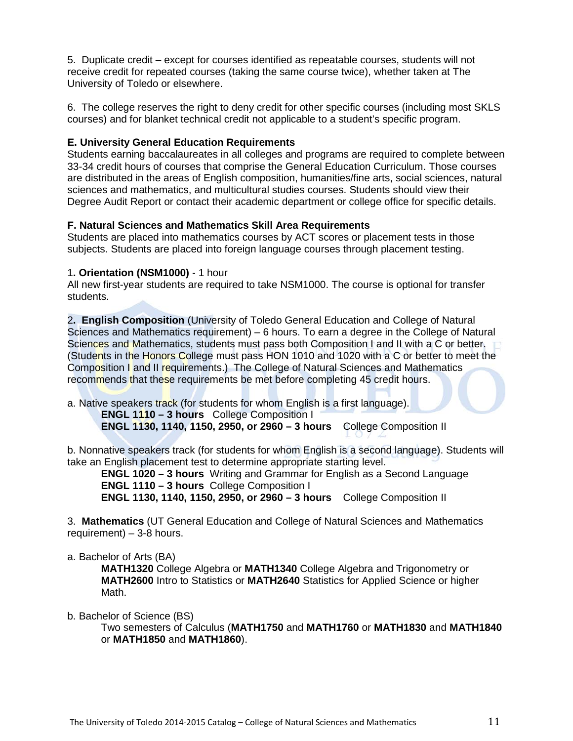5. Duplicate credit – except for courses identified as repeatable courses, students will not receive credit for repeated courses (taking the same course twice), whether taken at The University of Toledo or elsewhere.

6. The college reserves the right to deny credit for other specific courses (including most SKLS courses) and for blanket technical credit not applicable to a student's specific program.

**E. University General Education Requirements**

Students earning baccalaureates in all colleges and programs are required to complete between 33-34 credit hours of courses that comprise the General Education Curriculum. Those courses are distributed in the areas of English composition, humanities/fine arts, social sciences, natural sciences and mathematics, and multicultural studies courses. Students should view their Degree Audit Report or contact their academic department or college office for specific details.

**F. Natural Sciences and Mathematics Skill Area Requirements**

Students are placed into mathematics courses by ACT scores or placement tests in those subjects. Students are placed into foreign language courses through placement testing.

1**. Orientation (NSM1000)** - 1 hour

All new first-year students are required to take NSM1000. The course is optional for transfer students.

2**. English Composition** (University of Toledo General Education and College of Natural Sciences and Mathematics requirement) – 6 hours. To earn a degree in the College of Natural Sciences and Mathematics, students must pass both Composition I and II with a C or better. (Students in the Honors College must pass HON 1010 and 1020 with a C or better to meet the Composition I and II requirements.) The College of Natural Sciences and Mathematics recommends that these requirements be met before completing 45 credit hours.

a. Native speakers track (for students for whom English is a first language).

**ENGL 1110 – 3 hours** College Composition I

**ENGL 1130, 1140, 1150, 2950, or 2960 – 3 hours** College Composition II

b. Nonnative speakers track (for students for whom English is a second language). Students will take an English placement test to determine appropriate starting level.

**ENGL 1020 – 3 hours** Writing and Grammar for English as a Second Language

**ENGL 1110 – 3 hours** College Composition I

**ENGL 1130, 1140, 1150, 2950, or 2960 – 3 hours** College Composition II

3. **Mathematics** (UT General Education and College of Natural Sciences and Mathematics requirement) – 3-8 hours.

a. Bachelor of Arts (BA)

**MATH1320** College Algebra or **MATH1340** College Algebra and Trigonometry or **MATH2600** Intro to Statistics or **MATH2640** Statistics for Applied Science or higher Math.

b. Bachelor of Science (BS)

Two semesters of Calculus (**MATH1750** and **MATH1760** or **MATH1830** and **MATH1840** or **MATH1850** and **MATH1860**).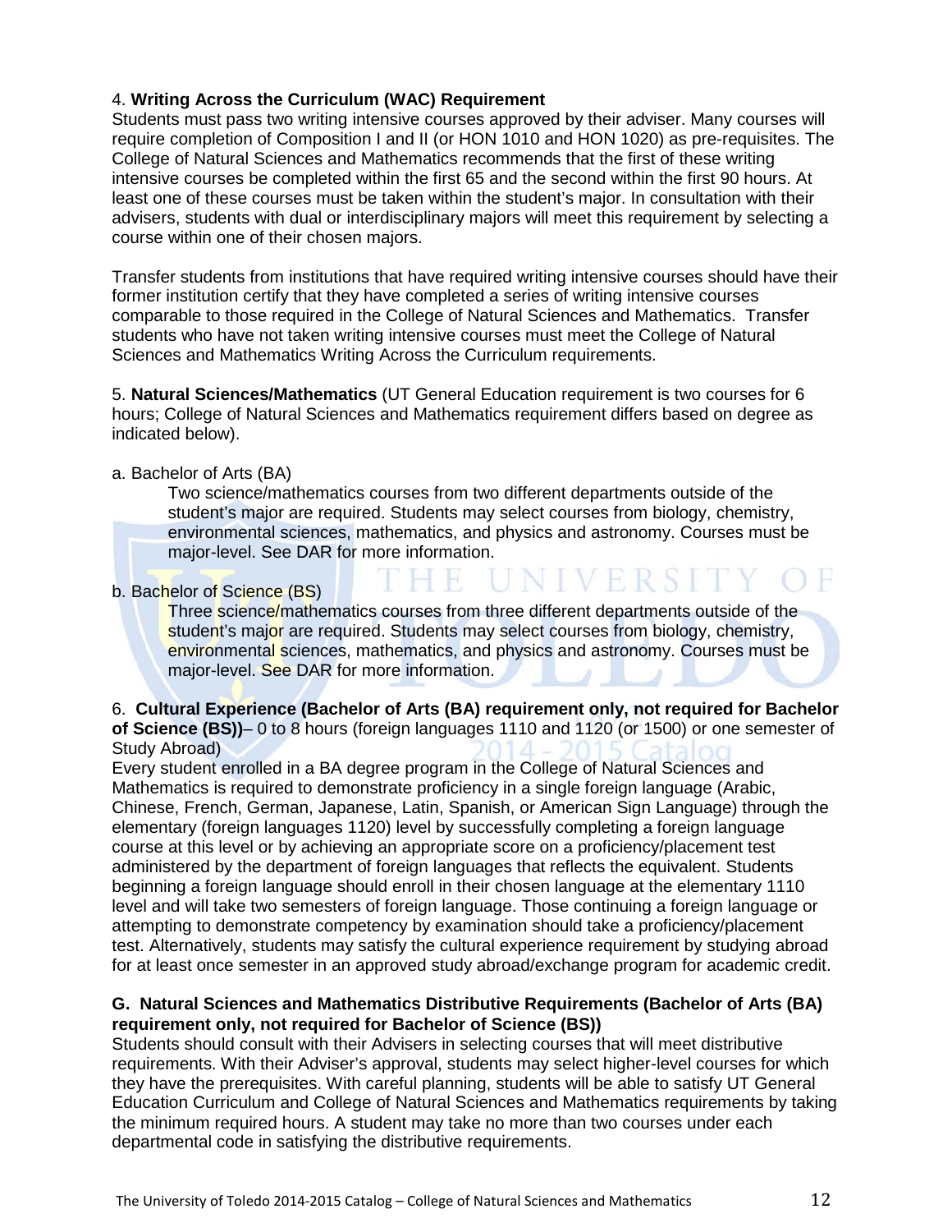4. **Writing Across the Curriculum (WAC) Requirement**
Students must pass two writing intensive courses approved by their adviser. Many courses will require completion of Composition I and II (or HON 1010 and HON 1020) as pre-requisites. The College of Natural Sciences and Mathematics recommends that the first of these writing intensive courses be completed within the first 65 and the second within the first 90 hours. At least one of these courses must be taken within the student's major. In consultation with their advisers, students with dual or interdisciplinary majors will meet this requirement by selecting a course within one of their chosen majors.

Transfer students from institutions that have required writing intensive courses should have their former institution certify that they have completed a series of writing intensive courses comparable to those required in the College of Natural Sciences and Mathematics. Transfer students who have not taken writing intensive courses must meet the College of Natural Sciences and Mathematics Writing Across the Curriculum requirements.

5. **Natural Sciences/Mathematics** (UT General Education requirement is two courses for 6 hours; College of Natural Sciences and Mathematics requirement differs based on degree as indicated below).

a. Bachelor of Arts (BA)

Two science/mathematics courses from two different departments outside of the student's major are required. Students may select courses from biology, chemistry, environmental sciences, mathematics, and physics and astronomy. Courses must be major-level. See DAR for more information.

b. Bachelor of Science (BS)

Three science/mathematics courses from three different departments outside of the student's major are required. Students may select courses from biology, chemistry, environmental sciences, mathematics, and physics and astronomy. Courses must be major-level. See DAR for more information.

6. **Cultural Experience (Bachelor of Arts (BA) requirement only, not required for Bachelor of Science (BS))**– 0 to 8 hours (foreign languages 1110 and 1120 (or 1500) or one semester of Study Abroad)

Every student enrolled in a BA degree program in the College of Natural Sciences and Mathematics is required to demonstrate proficiency in a single foreign language (Arabic, Chinese, French, German, Japanese, Latin, Spanish, or American Sign Language) through the elementary (foreign languages 1120) level by successfully completing a foreign language course at this level or by achieving an appropriate score on a proficiency/placement test administered by the department of foreign languages that reflects the equivalent. Students beginning a foreign language should enroll in their chosen language at the elementary 1110 level and will take two semesters of foreign language. Those continuing a foreign language or attempting to demonstrate competency by examination should take a proficiency/placement test. Alternatively, students may satisfy the cultural experience requirement by studying abroad for at least once semester in an approved study abroad/exchange program for academic credit.

**G. Natural Sciences and Mathematics Distributive Requirements (Bachelor of Arts (BA) requirement only, not required for Bachelor of Science (BS))**

Students should consult with their Advisers in selecting courses that will meet distributive requirements. With their Adviser's approval, students may select higher-level courses for which they have the prerequisites. With careful planning, students will be able to satisfy UT General Education Curriculum and College of Natural Sciences and Mathematics requirements by taking the minimum required hours. A student may take no more than two courses under each departmental code in satisfying the distributive requirements.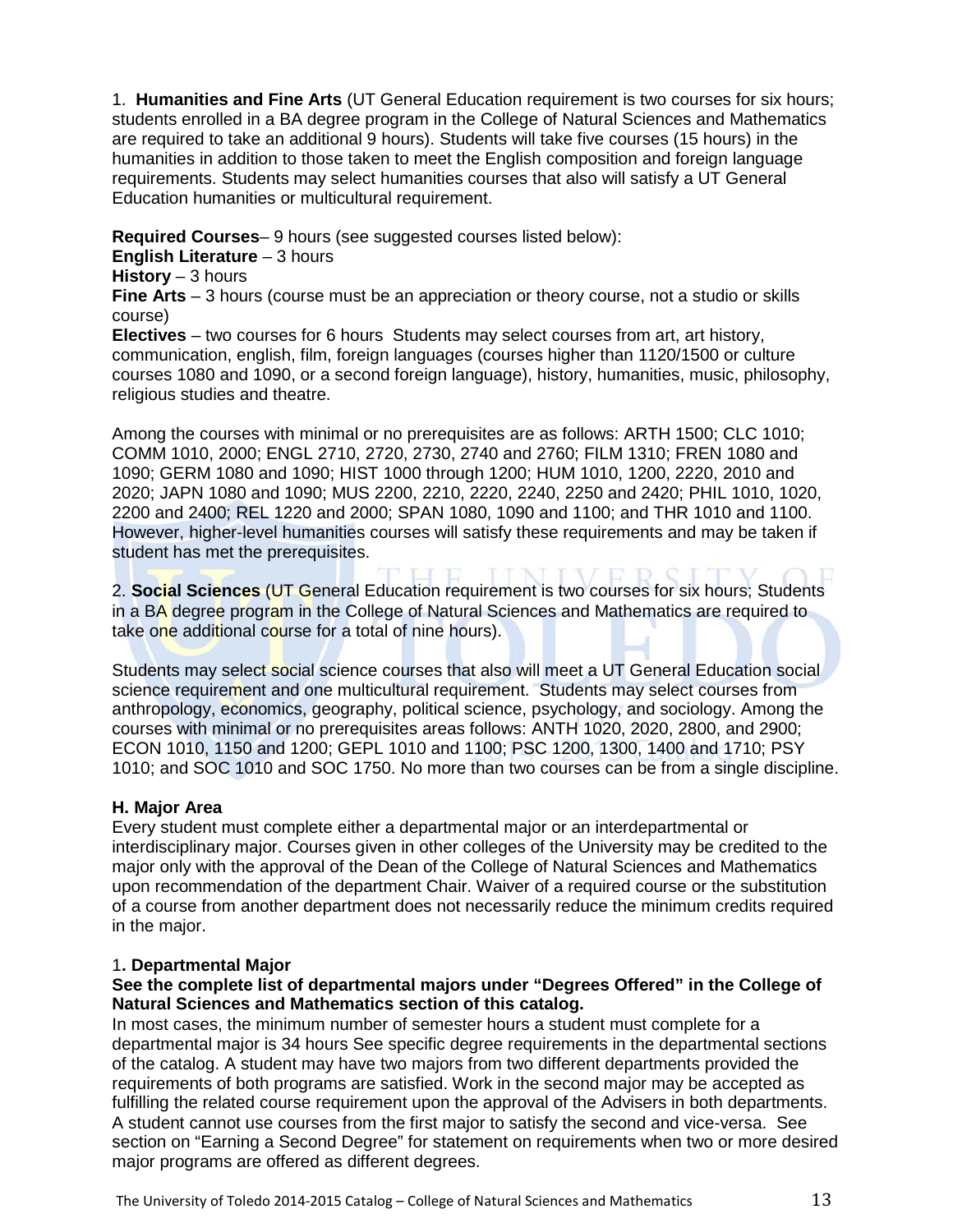1. **Humanities and Fine Arts** (UT General Education requirement is two courses for six hours; students enrolled in a BA degree program in the College of Natural Sciences and Mathematics are required to take an additional 9 hours). Students will take five courses (15 hours) in the humanities in addition to those taken to meet the English composition and foreign language requirements. Students may select humanities courses that also will satisfy a UT General Education humanities or multicultural requirement.

**Required Courses**– 9 hours (see suggested courses listed below):
**English Literature** – 3 hours
**History** – 3 hours
**Fine Arts** – 3 hours (course must be an appreciation or theory course, not a studio or skills course)
**Electives** – two courses for 6 hours Students may select courses from art, art history, communication, english, film, foreign languages (courses higher than 1120/1500 or culture courses 1080 and 1090, or a second foreign language), history, humanities, music, philosophy, religious studies and theatre.

Among the courses with minimal or no prerequisites are as follows: ARTH 1500; CLC 1010; COMM 1010, 2000; ENGL 2710, 2720, 2730, 2740 and 2760; FILM 1310; FREN 1080 and 1090; GERM 1080 and 1090; HIST 1000 through 1200; HUM 1010, 1200, 2220, 2010 and 2020; JAPN 1080 and 1090; MUS 2200, 2210, 2220, 2240, 2250 and 2420; PHIL 1010, 1020, 2200 and 2400; REL 1220 and 2000; SPAN 1080, 1090 and 1100; and THR 1010 and 1100. However, higher-level humanities courses will satisfy these requirements and may be taken if student has met the prerequisites.

2. **Social Sciences** (UT General Education requirement is two courses for six hours; Students in a BA degree program in the College of Natural Sciences and Mathematics are required to take one additional course for a total of nine hours).

Students may select social science courses that also will meet a UT General Education social science requirement and one multicultural requirement. Students may select courses from anthropology, economics, geography, political science, psychology, and sociology. Among the courses with minimal or no prerequisites areas follows: ANTH 1020, 2020, 2800, and 2900; ECON 1010, 1150 and 1200; GEPL 1010 and 1100; PSC 1200, 1300, 1400 and 1710; PSY 1010; and SOC 1010 and SOC 1750. No more than two courses can be from a single discipline.

### H. Major Area

Every student must complete either a departmental major or an interdepartmental or interdisciplinary major. Courses given in other colleges of the University may be credited to the major only with the approval of the Dean of the College of Natural Sciences and Mathematics upon recommendation of the department Chair. Waiver of a required course or the substitution of a course from another department does not necessarily reduce the minimum credits required in the major.

#### 1. Departmental Major

**See the complete list of departmental majors under "Degrees Offered" in the College of Natural Sciences and Mathematics section of this catalog.**

In most cases, the minimum number of semester hours a student must complete for a departmental major is 34 hours See specific degree requirements in the departmental sections of the catalog. A student may have two majors from two different departments provided the requirements of both programs are satisfied. Work in the second major may be accepted as fulfilling the related course requirement upon the approval of the Advisers in both departments. A student cannot use courses from the first major to satisfy the second and vice-versa. See section on "Earning a Second Degree" for statement on requirements when two or more desired major programs are offered as different degrees.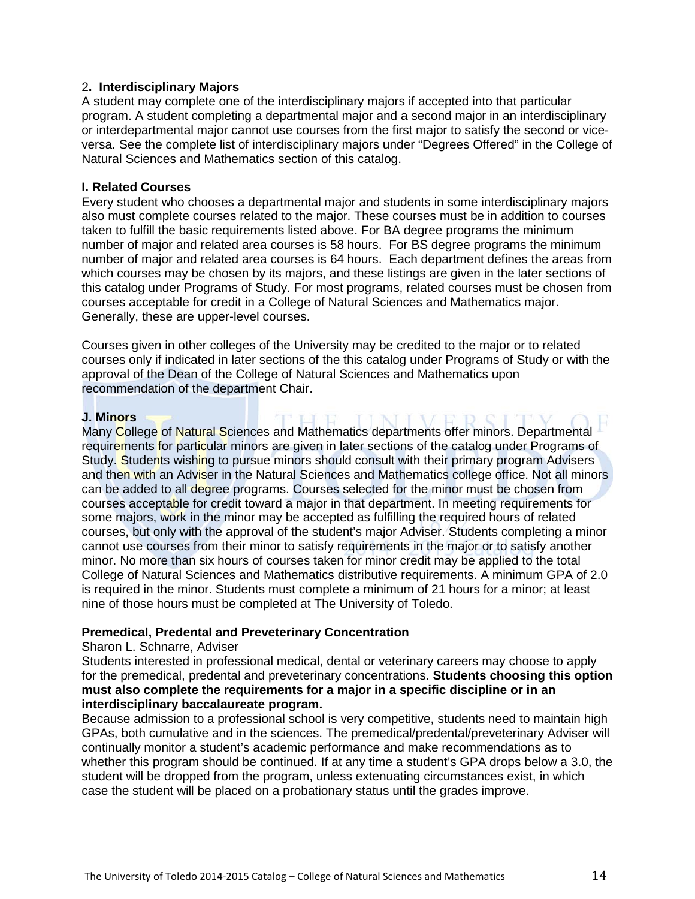2**. Interdisciplinary Majors**

A student may complete one of the interdisciplinary majors if accepted into that particular program. A student completing a departmental major and a second major in an interdisciplinary or interdepartmental major cannot use courses from the first major to satisfy the second or vice-versa. See the complete list of interdisciplinary majors under "Degrees Offered" in the College of Natural Sciences and Mathematics section of this catalog.

**I. Related Courses**

Every student who chooses a departmental major and students in some interdisciplinary majors also must complete courses related to the major. These courses must be in addition to courses taken to fulfill the basic requirements listed above. For BA degree programs the minimum number of major and related area courses is 58 hours. For BS degree programs the minimum number of major and related area courses is 64 hours. Each department defines the areas from which courses may be chosen by its majors, and these listings are given in the later sections of this catalog under Programs of Study. For most programs, related courses must be chosen from courses acceptable for credit in a College of Natural Sciences and Mathematics major. Generally, these are upper-level courses.

Courses given in other colleges of the University may be credited to the major or to related courses only if indicated in later sections of the this catalog under Programs of Study or with the approval of the Dean of the College of Natural Sciences and Mathematics upon recommendation of the department Chair.

**J. Minors**

Many College of Natural Sciences and Mathematics departments offer minors. Departmental requirements for particular minors are given in later sections of the catalog under Programs of Study. Students wishing to pursue minors should consult with their primary program Advisers and then with an Adviser in the Natural Sciences and Mathematics college office. Not all minors can be added to all degree programs. Courses selected for the minor must be chosen from courses acceptable for credit toward a major in that department. In meeting requirements for some majors, work in the minor may be accepted as fulfilling the required hours of related courses, but only with the approval of the student's major Adviser. Students completing a minor cannot use courses from their minor to satisfy requirements in the major or to satisfy another minor. No more than six hours of courses taken for minor credit may be applied to the total College of Natural Sciences and Mathematics distributive requirements. A minimum GPA of 2.0 is required in the minor. Students must complete a minimum of 21 hours for a minor; at least nine of those hours must be completed at The University of Toledo.

**Premedical, Predental and Preveterinary Concentration**

Sharon L. Schnarre, Adviser

Students interested in professional medical, dental or veterinary careers may choose to apply for the premedical, predental and preveterinary concentrations. **Students choosing this option must also complete the requirements for a major in a specific discipline or in an interdisciplinary baccalaureate program.**

Because admission to a professional school is very competitive, students need to maintain high GPAs, both cumulative and in the sciences. The premedical/predental/preveterinary Adviser will continually monitor a student's academic performance and make recommendations as to whether this program should be continued. If at any time a student's GPA drops below a 3.0, the student will be dropped from the program, unless extenuating circumstances exist, in which case the student will be placed on a probationary status until the grades improve.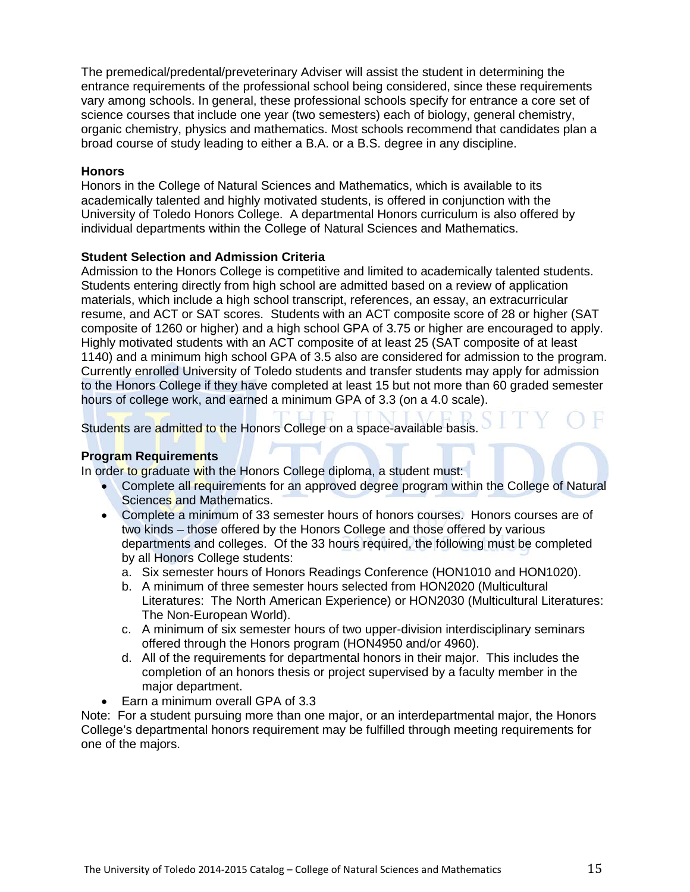The premedical/predental/preveterinary Adviser will assist the student in determining the entrance requirements of the professional school being considered, since these requirements vary among schools. In general, these professional schools specify for entrance a core set of science courses that include one year (two semesters) each of biology, general chemistry, organic chemistry, physics and mathematics. Most schools recommend that candidates plan a broad course of study leading to either a B.A. or a B.S. degree in any discipline.

**Honors**

Honors in the College of Natural Sciences and Mathematics, which is available to its academically talented and highly motivated students, is offered in conjunction with the University of Toledo Honors College. A departmental Honors curriculum is also offered by individual departments within the College of Natural Sciences and Mathematics.

**Student Selection and Admission Criteria**

Admission to the Honors College is competitive and limited to academically talented students. Students entering directly from high school are admitted based on a review of application materials, which include a high school transcript, references, an essay, an extracurricular resume, and ACT or SAT scores. Students with an ACT composite score of 28 or higher (SAT composite of 1260 or higher) and a high school GPA of 3.75 or higher are encouraged to apply. Highly motivated students with an ACT composite of at least 25 (SAT composite of at least 1140) and a minimum high school GPA of 3.5 also are considered for admission to the program. Currently enrolled University of Toledo students and transfer students may apply for admission to the Honors College if they have completed at least 15 but not more than 60 graded semester hours of college work, and earned a minimum GPA of 3.3 (on a 4.0 scale).

Students are admitted to the Honors College on a space-available basis.

**Program Requirements**

In order to graduate with the Honors College diploma, a student must:

- Complete all requirements for an approved degree program within the College of Natural Sciences and Mathematics.
- Complete a minimum of 33 semester hours of honors courses. Honors courses are of two kinds – those offered by the Honors College and those offered by various departments and colleges. Of the 33 hours required, the following must be completed by all Honors College students:
    a. Six semester hours of Honors Readings Conference (HON1010 and HON1020).
    b. A minimum of three semester hours selected from HON2020 (Multicultural Literatures: The North American Experience) or HON2030 (Multicultural Literatures: The Non-European World).
    c. A minimum of six semester hours of two upper-division interdisciplinary seminars offered through the Honors program (HON4950 and/or 4960).
    d. All of the requirements for departmental honors in their major. This includes the completion of an honors thesis or project supervised by a faculty member in the major department.
- Earn a minimum overall GPA of 3.3

Note: For a student pursuing more than one major, or an interdepartmental major, the Honors College's departmental honors requirement may be fulfilled through meeting requirements for one of the majors.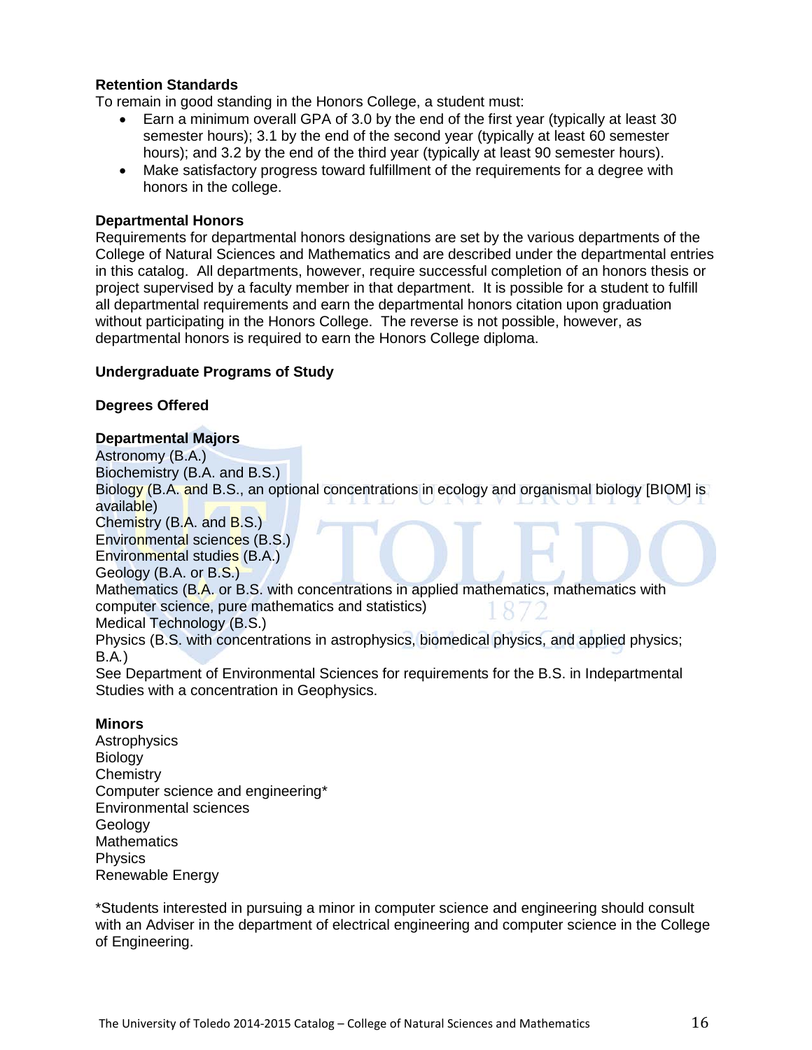### Retention Standards

To remain in good standing in the Honors College, a student must:

- Earn a minimum overall GPA of 3.0 by the end of the first year (typically at least 30 semester hours); 3.1 by the end of the second year (typically at least 60 semester hours); and 3.2 by the end of the third year (typically at least 90 semester hours).
- Make satisfactory progress toward fulfillment of the requirements for a degree with honors in the college.

### Departmental Honors

Requirements for departmental honors designations are set by the various departments of the College of Natural Sciences and Mathematics and are described under the departmental entries in this catalog. All departments, however, require successful completion of an honors thesis or project supervised by a faculty member in that department. It is possible for a student to fulfill all departmental requirements and earn the departmental honors citation upon graduation without participating in the Honors College. The reverse is not possible, however, as departmental honors is required to earn the Honors College diploma.

## Undergraduate Programs of Study

### Degrees Offered

### Departmental Majors

Astronomy (B.A.)
Biochemistry (B.A. and B.S.)
Biology (B.A. and B.S., an optional concentrations in ecology and organismal biology [BIOM] is available)
Chemistry (B.A. and B.S.)
Environmental sciences (B.S.)
Environmental studies (B.A.)
Geology (B.A. or B.S.)
Mathematics (B.A. or B.S. with concentrations in applied mathematics, mathematics with computer science, pure mathematics and statistics)
Medical Technology (B.S.)
Physics (B.S. with concentrations in astrophysics, biomedical physics, and applied physics; B.A.)
See Department of Environmental Sciences for requirements for the B.S. in Indepartmental Studies with a concentration in Geophysics.

### Minors

Astrophysics
Biology
Chemistry
Computer science and engineering*
Environmental sciences
Geology
Mathematics
Physics
Renewable Energy

*Students interested in pursuing a minor in computer science and engineering should consult with an Adviser in the department of electrical engineering and computer science in the College of Engineering.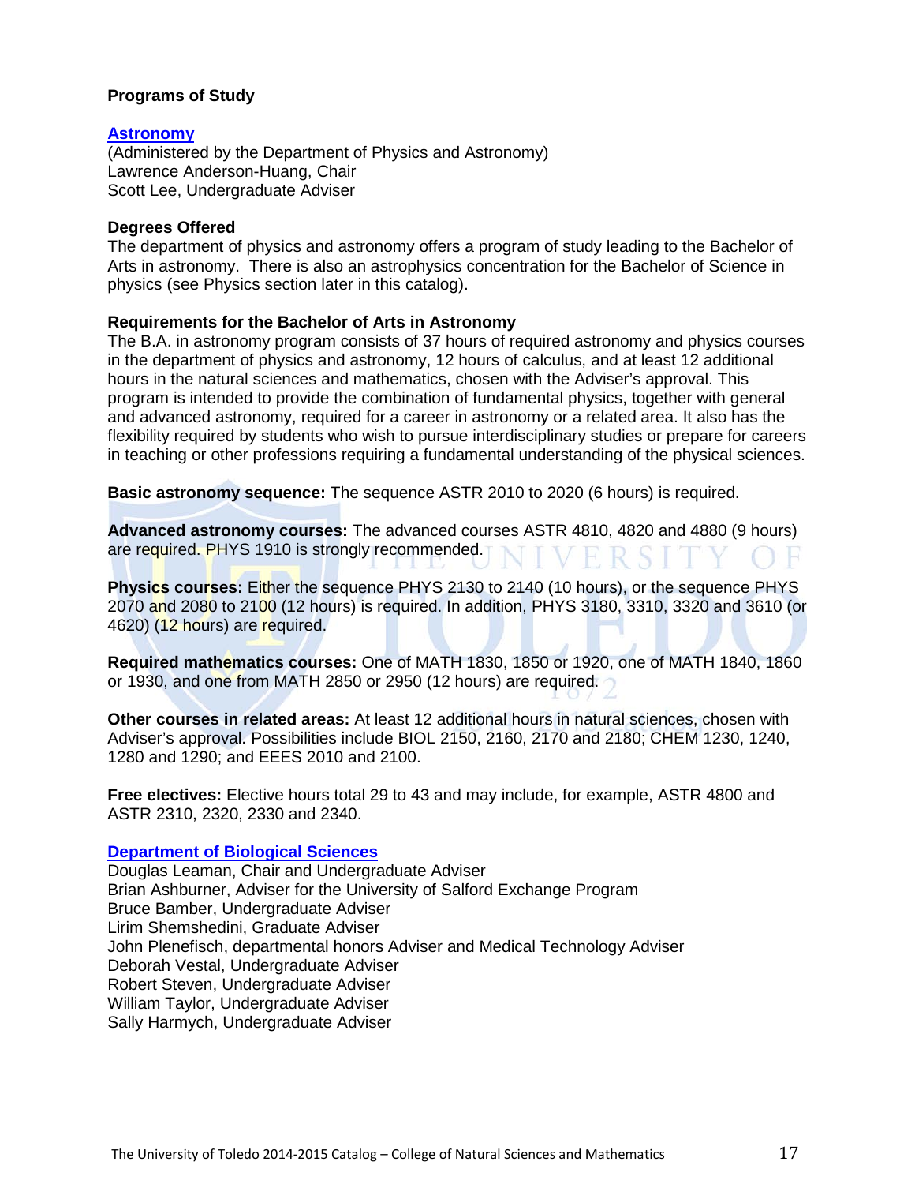## Programs of Study

### Astronomy

(Administered by the Department of Physics and Astronomy)
Lawrence Anderson-Huang, Chair
Scott Lee, Undergraduate Adviser

**Degrees Offered**

The department of physics and astronomy offers a program of study leading to the Bachelor of Arts in astronomy. There is also an astrophysics concentration for the Bachelor of Science in physics (see Physics section later in this catalog).

**Requirements for the Bachelor of Arts in Astronomy**

The B.A. in astronomy program consists of 37 hours of required astronomy and physics courses in the department of physics and astronomy, 12 hours of calculus, and at least 12 additional hours in the natural sciences and mathematics, chosen with the Adviser's approval. This program is intended to provide the combination of fundamental physics, together with general and advanced astronomy, required for a career in astronomy or a related area. It also has the flexibility required by students who wish to pursue interdisciplinary studies or prepare for careers in teaching or other professions requiring a fundamental understanding of the physical sciences.

**Basic astronomy sequence:** The sequence ASTR 2010 to 2020 (6 hours) is required.

**Advanced astronomy courses:** The advanced courses ASTR 4810, 4820 and 4880 (9 hours) are required. PHYS 1910 is strongly recommended.

**Physics courses:** Either the sequence PHYS 2130 to 2140 (10 hours), or the sequence PHYS 2070 and 2080 to 2100 (12 hours) is required. In addition, PHYS 3180, 3310, 3320 and 3610 (or 4620) (12 hours) are required.

**Required mathematics courses:** One of MATH 1830, 1850 or 1920, one of MATH 1840, 1860 or 1930, and one from MATH 2850 or 2950 (12 hours) are required.

**Other courses in related areas:** At least 12 additional hours in natural sciences, chosen with Adviser's approval. Possibilities include BIOL 2150, 2160, 2170 and 2180; CHEM 1230, 1240, 1280 and 1290; and EEES 2010 and 2100.

**Free electives:** Elective hours total 29 to 43 and may include, for example, ASTR 4800 and ASTR 2310, 2320, 2330 and 2340.

### Department of Biological Sciences

Douglas Leaman, Chair and Undergraduate Adviser
Brian Ashburner, Adviser for the University of Salford Exchange Program
Bruce Bamber, Undergraduate Adviser
Lirim Shemshedini, Graduate Adviser
John Plenefisch, departmental honors Adviser and Medical Technology Adviser
Deborah Vestal, Undergraduate Adviser
Robert Steven, Undergraduate Adviser
William Taylor, Undergraduate Adviser
Sally Harmych, Undergraduate Adviser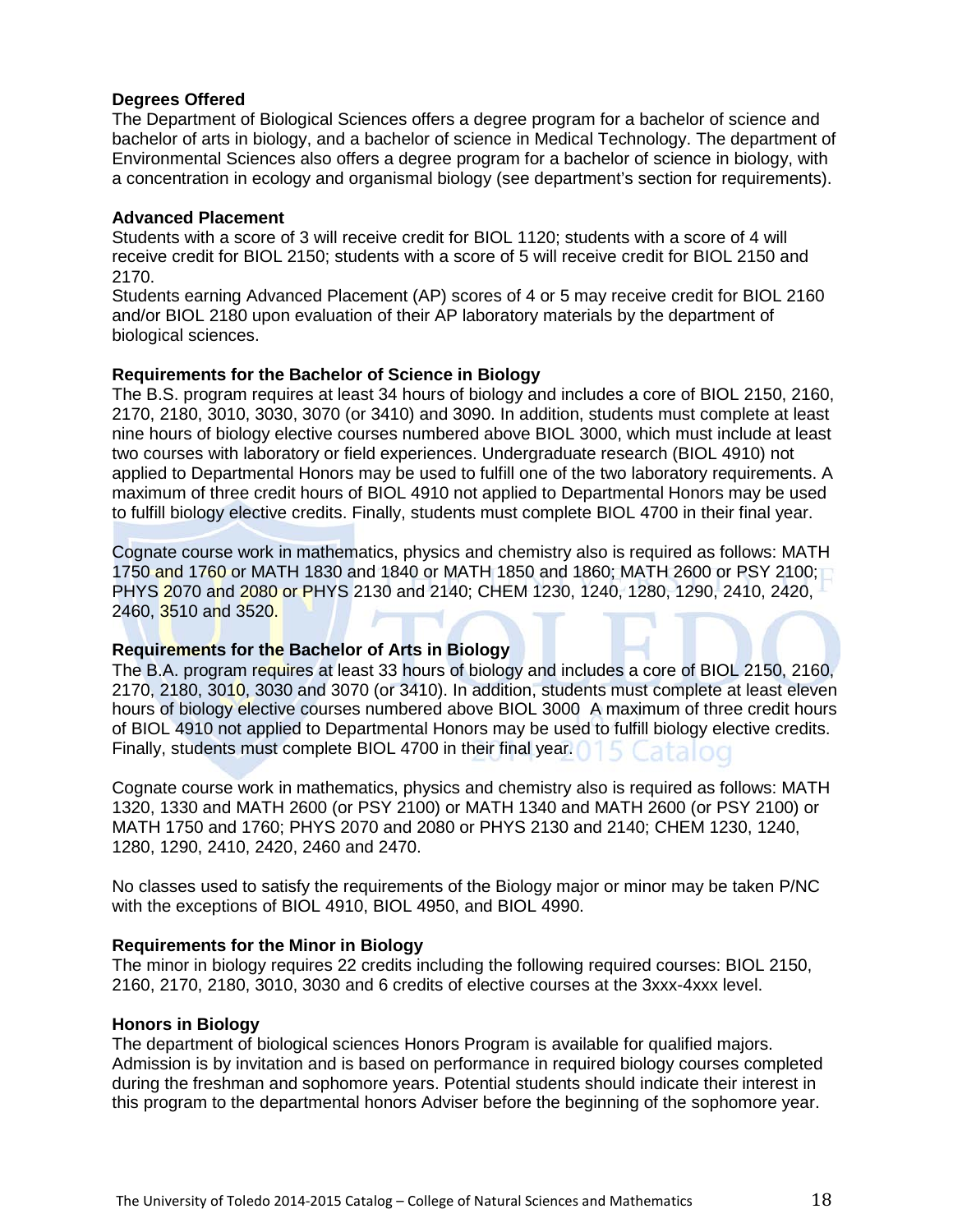### Degrees Offered

The Department of Biological Sciences offers a degree program for a bachelor of science and bachelor of arts in biology, and a bachelor of science in Medical Technology. The department of Environmental Sciences also offers a degree program for a bachelor of science in biology, with a concentration in ecology and organismal biology (see department's section for requirements).

### Advanced Placement

Students with a score of 3 will receive credit for BIOL 1120; students with a score of 4 will receive credit for BIOL 2150; students with a score of 5 will receive credit for BIOL 2150 and 2170.

Students earning Advanced Placement (AP) scores of 4 or 5 may receive credit for BIOL 2160 and/or BIOL 2180 upon evaluation of their AP laboratory materials by the department of biological sciences.

### Requirements for the Bachelor of Science in Biology

The B.S. program requires at least 34 hours of biology and includes a core of BIOL 2150, 2160, 2170, 2180, 3010, 3030, 3070 (or 3410) and 3090. In addition, students must complete at least nine hours of biology elective courses numbered above BIOL 3000, which must include at least two courses with laboratory or field experiences. Undergraduate research (BIOL 4910) not applied to Departmental Honors may be used to fulfill one of the two laboratory requirements. A maximum of three credit hours of BIOL 4910 not applied to Departmental Honors may be used to fulfill biology elective credits. Finally, students must complete BIOL 4700 in their final year.

Cognate course work in mathematics, physics and chemistry also is required as follows: MATH 1750 and 1760 or MATH 1830 and 1840 or MATH 1850 and 1860; MATH 2600 or PSY 2100; PHYS 2070 and 2080 or PHYS 2130 and 2140; CHEM 1230, 1240, 1280, 1290, 2410, 2420, 2460, 3510 and 3520.

### Requirements for the Bachelor of Arts in Biology

The B.A. program requires at least 33 hours of biology and includes a core of BIOL 2150, 2160, 2170, 2180, 3010, 3030 and 3070 (or 3410). In addition, students must complete at least eleven hours of biology elective courses numbered above BIOL 3000 A maximum of three credit hours of BIOL 4910 not applied to Departmental Honors may be used to fulfill biology elective credits. Finally, students must complete BIOL 4700 in their final year.

Cognate course work in mathematics, physics and chemistry also is required as follows: MATH 1320, 1330 and MATH 2600 (or PSY 2100) or MATH 1340 and MATH 2600 (or PSY 2100) or MATH 1750 and 1760; PHYS 2070 and 2080 or PHYS 2130 and 2140; CHEM 1230, 1240, 1280, 1290, 2410, 2420, 2460 and 2470.

No classes used to satisfy the requirements of the Biology major or minor may be taken P/NC with the exceptions of BIOL 4910, BIOL 4950, and BIOL 4990.

### Requirements for the Minor in Biology

The minor in biology requires 22 credits including the following required courses: BIOL 2150, 2160, 2170, 2180, 3010, 3030 and 6 credits of elective courses at the 3xxx-4xxx level.

### Honors in Biology

The department of biological sciences Honors Program is available for qualified majors. Admission is by invitation and is based on performance in required biology courses completed during the freshman and sophomore years. Potential students should indicate their interest in this program to the departmental honors Adviser before the beginning of the sophomore year.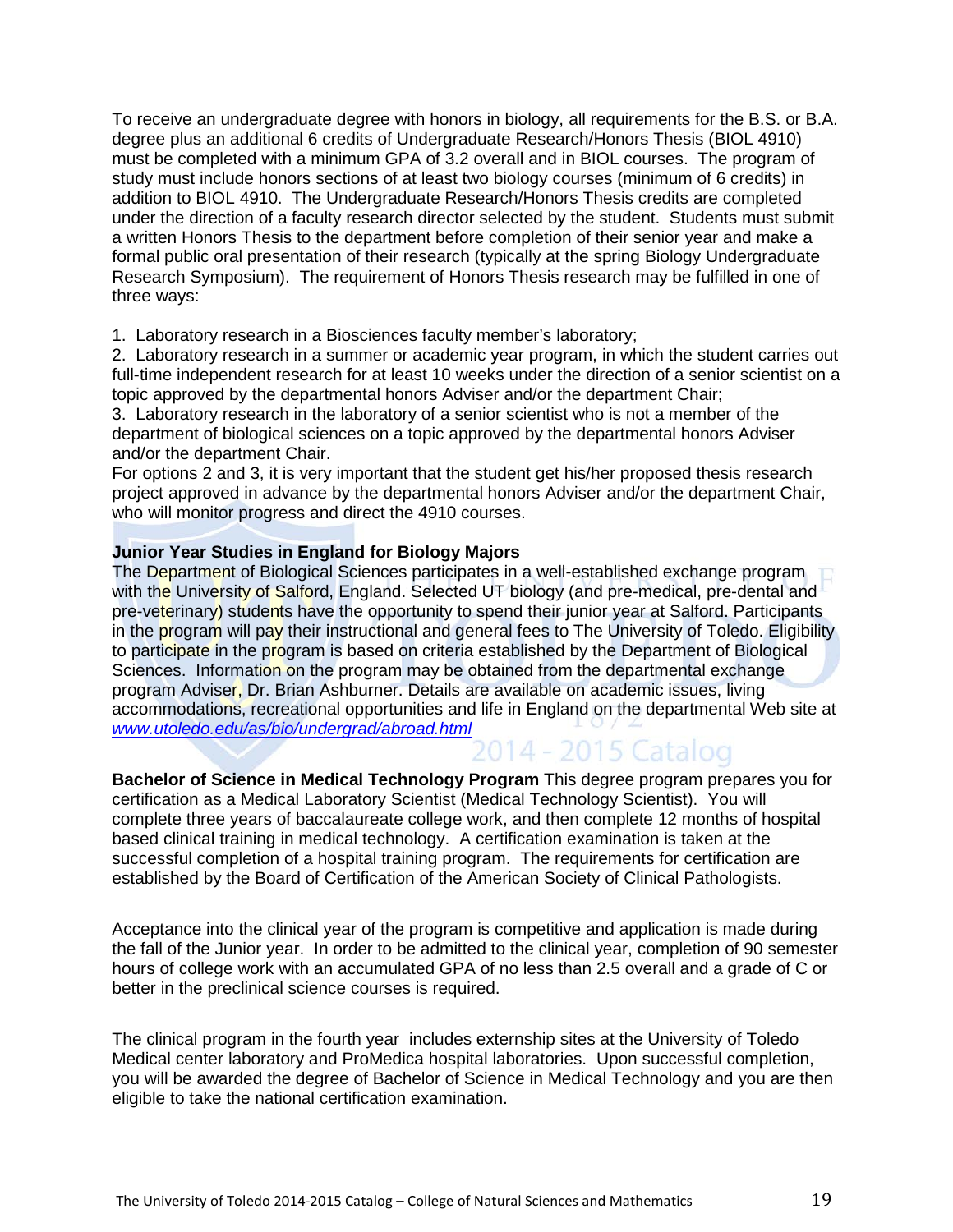To receive an undergraduate degree with honors in biology, all requirements for the B.S. or B.A. degree plus an additional 6 credits of Undergraduate Research/Honors Thesis (BIOL 4910) must be completed with a minimum GPA of 3.2 overall and in BIOL courses. The program of study must include honors sections of at least two biology courses (minimum of 6 credits) in addition to BIOL 4910. The Undergraduate Research/Honors Thesis credits are completed under the direction of a faculty research director selected by the student. Students must submit a written Honors Thesis to the department before completion of their senior year and make a formal public oral presentation of their research (typically at the spring Biology Undergraduate Research Symposium). The requirement of Honors Thesis research may be fulfilled in one of three ways:

1. Laboratory research in a Biosciences faculty member's laboratory;
2. Laboratory research in a summer or academic year program, in which the student carries out full-time independent research for at least 10 weeks under the direction of a senior scientist on a topic approved by the departmental honors Adviser and/or the department Chair;
3. Laboratory research in the laboratory of a senior scientist who is not a member of the department of biological sciences on a topic approved by the departmental honors Adviser and/or the department Chair.

For options 2 and 3, it is very important that the student get his/her proposed thesis research project approved in advance by the departmental honors Adviser and/or the department Chair, who will monitor progress and direct the 4910 courses.

**Junior Year Studies in England for Biology Majors**

The Department of Biological Sciences participates in a well-established exchange program with the University of Salford, England. Selected UT biology (and pre-medical, pre-dental and pre-veterinary) students have the opportunity to spend their junior year at Salford. Participants in the program will pay their instructional and general fees to The University of Toledo. Eligibility to participate in the program is based on criteria established by the Department of Biological Sciences. Information on the program may be obtained from the departmental exchange program Adviser, Dr. Brian Ashburner. Details are available on academic issues, living accommodations, recreational opportunities and life in England on the departmental Web site at www.utoledo.edu/as/bio/undergrad/abroad.html

**Bachelor of Science in Medical Technology Program** This degree program prepares you for certification as a Medical Laboratory Scientist (Medical Technology Scientist). You will complete three years of baccalaureate college work, and then complete 12 months of hospital based clinical training in medical technology. A certification examination is taken at the successful completion of a hospital training program. The requirements for certification are established by the Board of Certification of the American Society of Clinical Pathologists.

Acceptance into the clinical year of the program is competitive and application is made during the fall of the Junior year. In order to be admitted to the clinical year, completion of 90 semester hours of college work with an accumulated GPA of no less than 2.5 overall and a grade of C or better in the preclinical science courses is required.

The clinical program in the fourth year includes externship sites at the University of Toledo Medical center laboratory and ProMedica hospital laboratories. Upon successful completion, you will be awarded the degree of Bachelor of Science in Medical Technology and you are then eligible to take the national certification examination.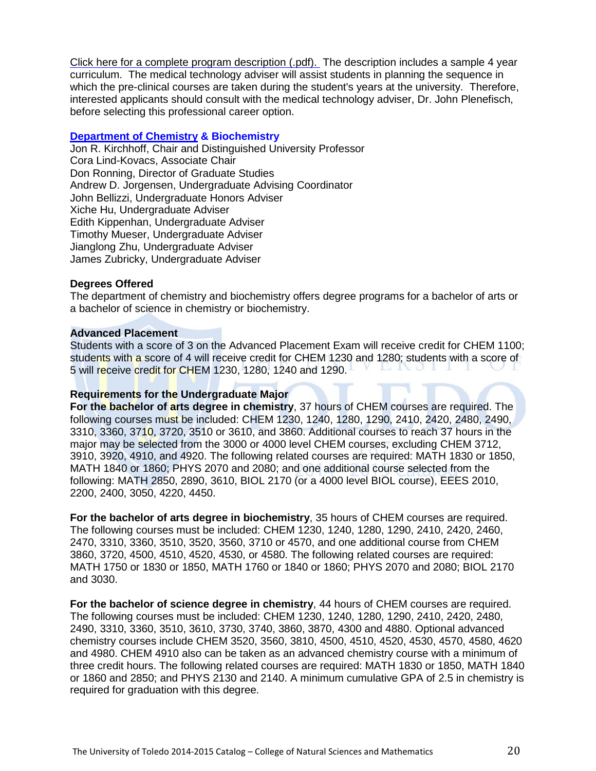Click here for a complete program description (.pdf). The description includes a sample 4 year curriculum. The medical technology adviser will assist students in planning the sequence in which the pre-clinical courses are taken during the student's years at the university. Therefore, interested applicants should consult with the medical technology adviser, Dr. John Plenefisch, before selecting this professional career option.

## Department of Chemistry & Biochemistry

Jon R. Kirchhoff, Chair and Distinguished University Professor
Cora Lind-Kovacs, Associate Chair
Don Ronning, Director of Graduate Studies
Andrew D. Jorgensen, Undergraduate Advising Coordinator
John Bellizzi, Undergraduate Honors Adviser
Xiche Hu, Undergraduate Adviser
Edith Kippenhan, Undergraduate Adviser
Timothy Mueser, Undergraduate Adviser
Jianglong Zhu, Undergraduate Adviser
James Zubricky, Undergraduate Adviser

### Degrees Offered

The department of chemistry and biochemistry offers degree programs for a bachelor of arts or a bachelor of science in chemistry or biochemistry.

### Advanced Placement

Students with a score of 3 on the Advanced Placement Exam will receive credit for CHEM 1100; students with a score of 4 will receive credit for CHEM 1230 and 1280; students with a score of 5 will receive credit for CHEM 1230, 1280, 1240 and 1290.

### Requirements for the Undergraduate Major

**For the bachelor of arts degree in chemistry**, 37 hours of CHEM courses are required. The following courses must be included: CHEM 1230, 1240, 1280, 1290, 2410, 2420, 2480, 2490, 3310, 3360, 3710, 3720, 3510 or 3610, and 3860. Additional courses to reach 37 hours in the major may be selected from the 3000 or 4000 level CHEM courses, excluding CHEM 3712, 3910, 3920, 4910, and 4920. The following related courses are required: MATH 1830 or 1850, MATH 1840 or 1860; PHYS 2070 and 2080; and one additional course selected from the following: MATH 2850, 2890, 3610, BIOL 2170 (or a 4000 level BIOL course), EEES 2010, 2200, 2400, 3050, 4220, 4450.

**For the bachelor of arts degree in biochemistry**, 35 hours of CHEM courses are required. The following courses must be included: CHEM 1230, 1240, 1280, 1290, 2410, 2420, 2460, 2470, 3310, 3360, 3510, 3520, 3560, 3710 or 4570, and one additional course from CHEM 3860, 3720, 4500, 4510, 4520, 4530, or 4580. The following related courses are required: MATH 1750 or 1830 or 1850, MATH 1760 or 1840 or 1860; PHYS 2070 and 2080; BIOL 2170 and 3030.

**For the bachelor of science degree in chemistry**, 44 hours of CHEM courses are required. The following courses must be included: CHEM 1230, 1240, 1280, 1290, 2410, 2420, 2480, 2490, 3310, 3360, 3510, 3610, 3730, 3740, 3860, 3870, 4300 and 4880. Optional advanced chemistry courses include CHEM 3520, 3560, 3810, 4500, 4510, 4520, 4530, 4570, 4580, 4620 and 4980. CHEM 4910 also can be taken as an advanced chemistry course with a minimum of three credit hours. The following related courses are required: MATH 1830 or 1850, MATH 1840 or 1860 and 2850; and PHYS 2130 and 2140. A minimum cumulative GPA of 2.5 in chemistry is required for graduation with this degree.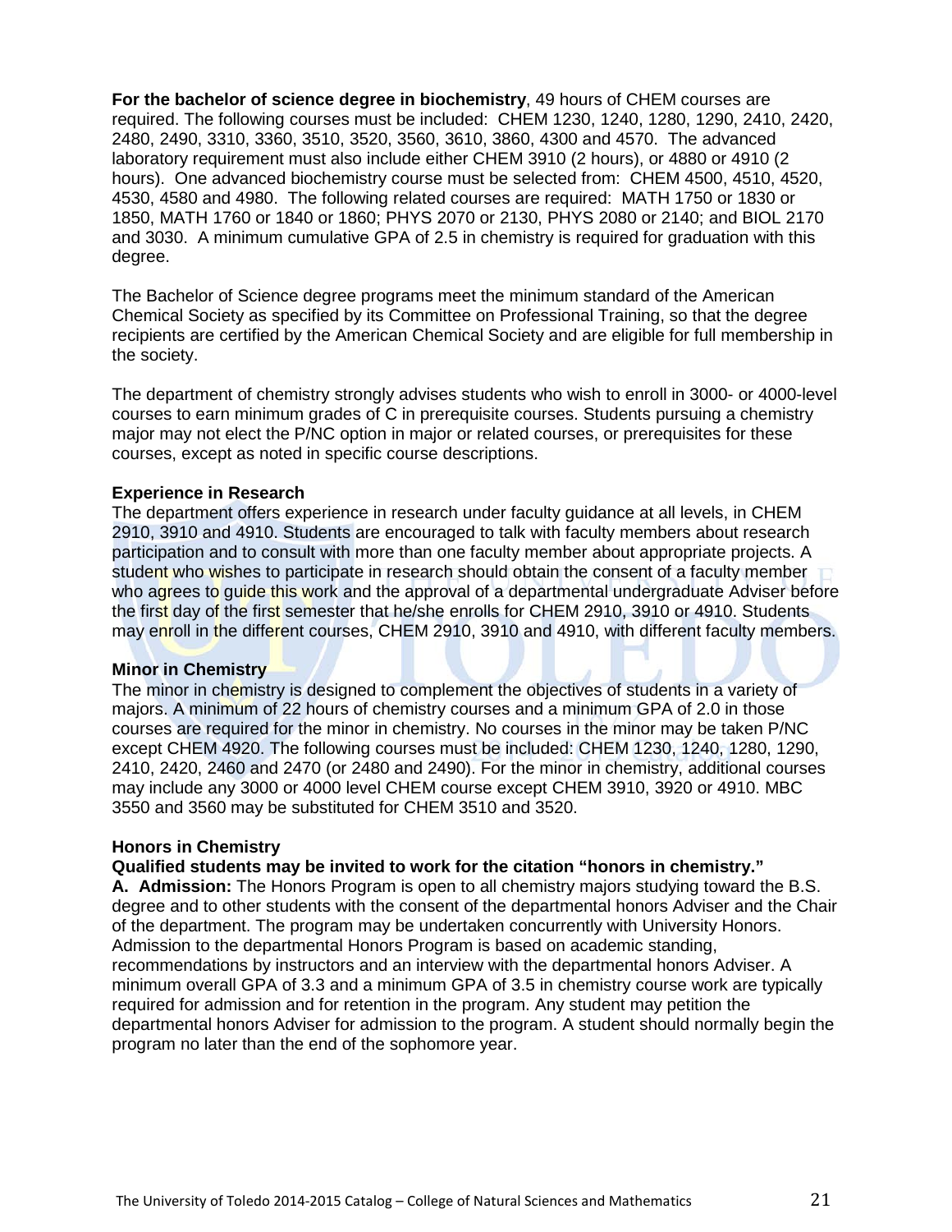**For the bachelor of science degree in biochemistry**, 49 hours of CHEM courses are required. The following courses must be included: CHEM 1230, 1240, 1280, 1290, 2410, 2420, 2480, 2490, 3310, 3360, 3510, 3520, 3560, 3610, 3860, 4300 and 4570. The advanced laboratory requirement must also include either CHEM 3910 (2 hours), or 4880 or 4910 (2 hours). One advanced biochemistry course must be selected from: CHEM 4500, 4510, 4520, 4530, 4580 and 4980. The following related courses are required: MATH 1750 or 1830 or 1850, MATH 1760 or 1840 or 1860; PHYS 2070 or 2130, PHYS 2080 or 2140; and BIOL 2170 and 3030. A minimum cumulative GPA of 2.5 in chemistry is required for graduation with this degree.

The Bachelor of Science degree programs meet the minimum standard of the American Chemical Society as specified by its Committee on Professional Training, so that the degree recipients are certified by the American Chemical Society and are eligible for full membership in the society.

The department of chemistry strongly advises students who wish to enroll in 3000- or 4000-level courses to earn minimum grades of C in prerequisite courses. Students pursuing a chemistry major may not elect the P/NC option in major or related courses, or prerequisites for these courses, except as noted in specific course descriptions.

**Experience in Research**

The department offers experience in research under faculty guidance at all levels, in CHEM 2910, 3910 and 4910. Students are encouraged to talk with faculty members about research participation and to consult with more than one faculty member about appropriate projects. A student who wishes to participate in research should obtain the consent of a faculty member who agrees to guide this work and the approval of a departmental undergraduate Adviser before the first day of the first semester that he/she enrolls for CHEM 2910, 3910 or 4910. Students may enroll in the different courses, CHEM 2910, 3910 and 4910, with different faculty members.

**Minor in Chemistry**

The minor in chemistry is designed to complement the objectives of students in a variety of majors. A minimum of 22 hours of chemistry courses and a minimum GPA of 2.0 in those courses are required for the minor in chemistry. No courses in the minor may be taken P/NC except CHEM 4920. The following courses must be included: CHEM 1230, 1240, 1280, 1290, 2410, 2420, 2460 and 2470 (or 2480 and 2490). For the minor in chemistry, additional courses may include any 3000 or 4000 level CHEM course except CHEM 3910, 3920 or 4910. MBC 3550 and 3560 may be substituted for CHEM 3510 and 3520.

**Honors in Chemistry**

**Qualified students may be invited to work for the citation "honors in chemistry."**

**A. Admission:** The Honors Program is open to all chemistry majors studying toward the B.S. degree and to other students with the consent of the departmental honors Adviser and the Chair of the department. The program may be undertaken concurrently with University Honors. Admission to the departmental Honors Program is based on academic standing, recommendations by instructors and an interview with the departmental honors Adviser. A minimum overall GPA of 3.3 and a minimum GPA of 3.5 in chemistry course work are typically required for admission and for retention in the program. Any student may petition the departmental honors Adviser for admission to the program. A student should normally begin the program no later than the end of the sophomore year.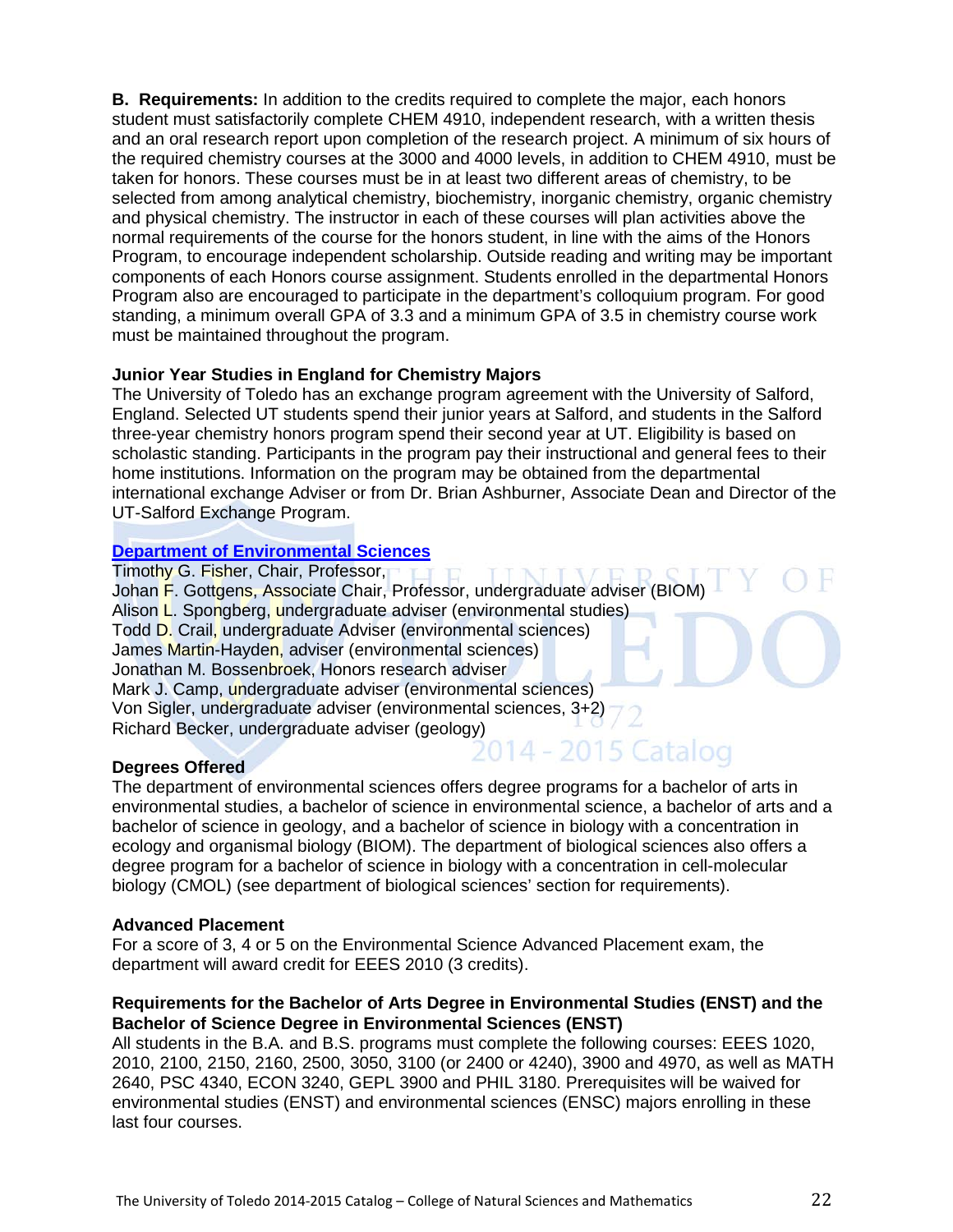**B. Requirements:** In addition to the credits required to complete the major, each honors student must satisfactorily complete CHEM 4910, independent research, with a written thesis and an oral research report upon completion of the research project. A minimum of six hours of the required chemistry courses at the 3000 and 4000 levels, in addition to CHEM 4910, must be taken for honors. These courses must be in at least two different areas of chemistry, to be selected from among analytical chemistry, biochemistry, inorganic chemistry, organic chemistry and physical chemistry. The instructor in each of these courses will plan activities above the normal requirements of the course for the honors student, in line with the aims of the Honors Program, to encourage independent scholarship. Outside reading and writing may be important components of each Honors course assignment. Students enrolled in the departmental Honors Program also are encouraged to participate in the department's colloquium program. For good standing, a minimum overall GPA of 3.3 and a minimum GPA of 3.5 in chemistry course work must be maintained throughout the program.

### Junior Year Studies in England for Chemistry Majors

The University of Toledo has an exchange program agreement with the University of Salford, England. Selected UT students spend their junior years at Salford, and students in the Salford three-year chemistry honors program spend their second year at UT. Eligibility is based on scholastic standing. Participants in the program pay their instructional and general fees to their home institutions. Information on the program may be obtained from the departmental international exchange Adviser or from Dr. Brian Ashburner, Associate Dean and Director of the UT-Salford Exchange Program.

## Department of Environmental Sciences

Timothy G. Fisher, Chair, Professor,
Johan F. Gottgens, Associate Chair, Professor, undergraduate adviser (BIOM)
Alison L. Spongberg, undergraduate adviser (environmental studies)
Todd D. Crail, undergraduate Adviser (environmental sciences)
James Martin-Hayden, adviser (environmental sciences)
Jonathan M. Bossenbroek, Honors research adviser
Mark J. Camp, undergraduate adviser (environmental sciences)
Von Sigler, undergraduate adviser (environmental sciences, 3+2)
Richard Becker, undergraduate adviser (geology)

### Degrees Offered

The department of environmental sciences offers degree programs for a bachelor of arts in environmental studies, a bachelor of science in environmental science, a bachelor of arts and a bachelor of science in geology, and a bachelor of science in biology with a concentration in ecology and organismal biology (BIOM). The department of biological sciences also offers a degree program for a bachelor of science in biology with a concentration in cell-molecular biology (CMOL) (see department of biological sciences' section for requirements).

### Advanced Placement

For a score of 3, 4 or 5 on the Environmental Science Advanced Placement exam, the department will award credit for EEES 2010 (3 credits).

### Requirements for the Bachelor of Arts Degree in Environmental Studies (ENST) and the Bachelor of Science Degree in Environmental Sciences (ENST)

All students in the B.A. and B.S. programs must complete the following courses: EEES 1020, 2010, 2100, 2150, 2160, 2500, 3050, 3100 (or 2400 or 4240), 3900 and 4970, as well as MATH 2640, PSC 4340, ECON 3240, GEPL 3900 and PHIL 3180. Prerequisites will be waived for environmental studies (ENST) and environmental sciences (ENSC) majors enrolling in these last four courses.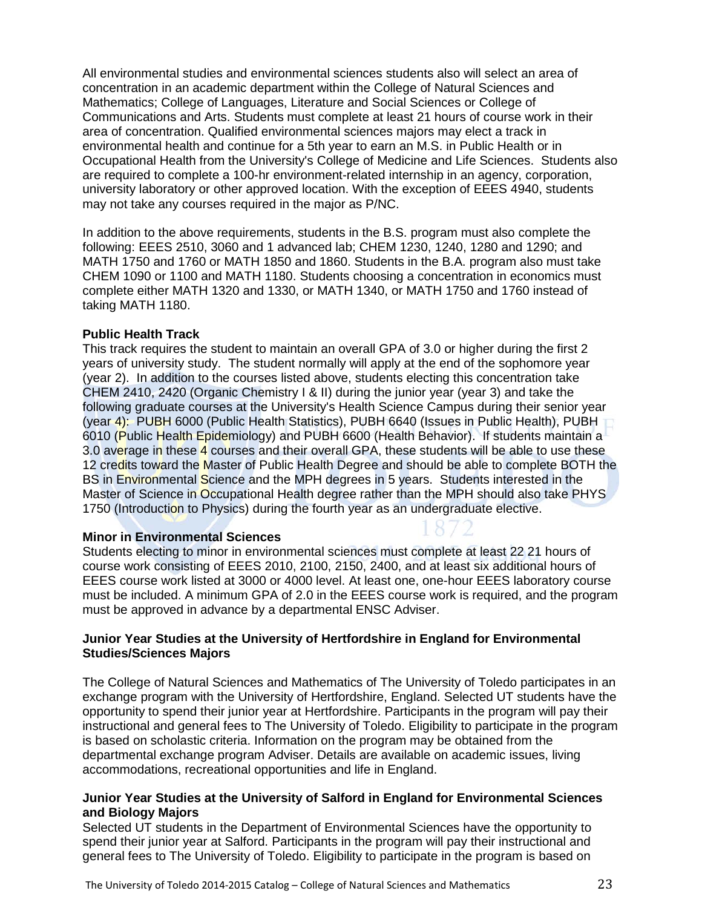All environmental studies and environmental sciences students also will select an area of concentration in an academic department within the College of Natural Sciences and Mathematics; College of Languages, Literature and Social Sciences or College of Communications and Arts. Students must complete at least 21 hours of course work in their area of concentration. Qualified environmental sciences majors may elect a track in environmental health and continue for a 5th year to earn an M.S. in Public Health or in Occupational Health from the University's College of Medicine and Life Sciences. Students also are required to complete a 100-hr environment-related internship in an agency, corporation, university laboratory or other approved location. With the exception of EEES 4940, students may not take any courses required in the major as P/NC.

In addition to the above requirements, students in the B.S. program must also complete the following: EEES 2510, 3060 and 1 advanced lab; CHEM 1230, 1240, 1280 and 1290; and MATH 1750 and 1760 or MATH 1850 and 1860. Students in the B.A. program also must take CHEM 1090 or 1100 and MATH 1180. Students choosing a concentration in economics must complete either MATH 1320 and 1330, or MATH 1340, or MATH 1750 and 1760 instead of taking MATH 1180.

**Public Health Track**

This track requires the student to maintain an overall GPA of 3.0 or higher during the first 2 years of university study. The student normally will apply at the end of the sophomore year (year 2). In addition to the courses listed above, students electing this concentration take CHEM 2410, 2420 (Organic Chemistry I & II) during the junior year (year 3) and take the following graduate courses at the University's Health Science Campus during their senior year (year 4): PUBH 6000 (Public Health Statistics), PUBH 6640 (Issues in Public Health), PUBH 6010 (Public Health Epidemiology) and PUBH 6600 (Health Behavior). If students maintain a 3.0 average in these 4 courses and their overall GPA, these students will be able to use these 12 credits toward the Master of Public Health Degree and should be able to complete BOTH the BS in Environmental Science and the MPH degrees in 5 years. Students interested in the Master of Science in Occupational Health degree rather than the MPH should also take PHYS 1750 (Introduction to Physics) during the fourth year as an undergraduate elective.

**Minor in Environmental Sciences**

Students electing to minor in environmental sciences must complete at least 22 21 hours of course work consisting of EEES 2010, 2100, 2150, 2400, and at least six additional hours of EEES course work listed at 3000 or 4000 level. At least one, one-hour EEES laboratory course must be included. A minimum GPA of 2.0 in the EEES course work is required, and the program must be approved in advance by a departmental ENSC Adviser.

**Junior Year Studies at the University of Hertfordshire in England for Environmental Studies/Sciences Majors**

The College of Natural Sciences and Mathematics of The University of Toledo participates in an exchange program with the University of Hertfordshire, England. Selected UT students have the opportunity to spend their junior year at Hertfordshire. Participants in the program will pay their instructional and general fees to The University of Toledo. Eligibility to participate in the program is based on scholastic criteria. Information on the program may be obtained from the departmental exchange program Adviser. Details are available on academic issues, living accommodations, recreational opportunities and life in England.

**Junior Year Studies at the University of Salford in England for Environmental Sciences and Biology Majors**

Selected UT students in the Department of Environmental Sciences have the opportunity to spend their junior year at Salford. Participants in the program will pay their instructional and general fees to The University of Toledo. Eligibility to participate in the program is based on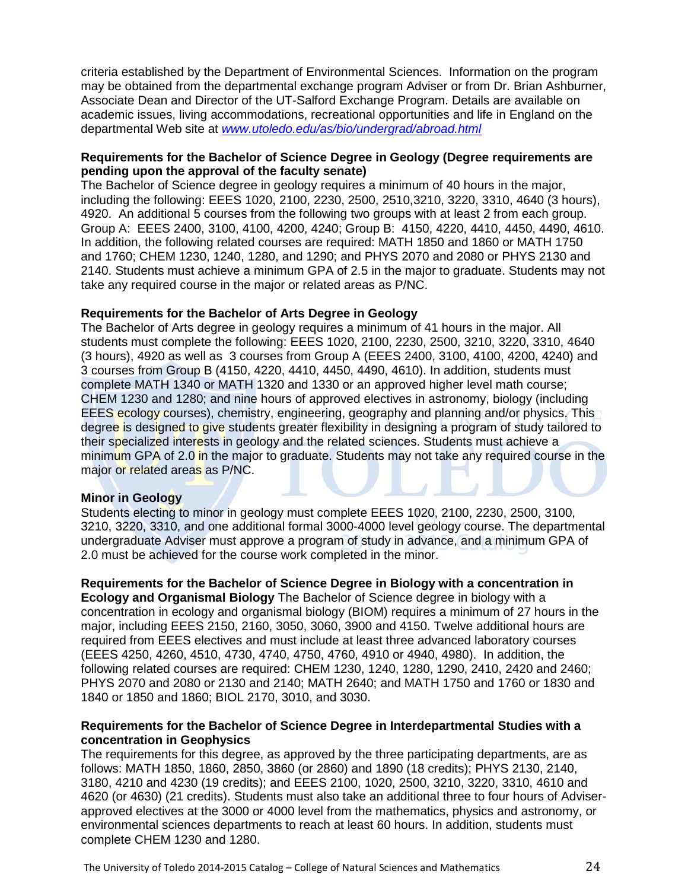criteria established by the Department of Environmental Sciences. Information on the program may be obtained from the departmental exchange program Adviser or from Dr. Brian Ashburner, Associate Dean and Director of the UT-Salford Exchange Program. Details are available on academic issues, living accommodations, recreational opportunities and life in England on the departmental Web site at *www.utoledo.edu/as/bio/undergrad/abroad.html*

**Requirements for the Bachelor of Science Degree in Geology (Degree requirements are pending upon the approval of the faculty senate)**
The Bachelor of Science degree in geology requires a minimum of 40 hours in the major, including the following: EEES 1020, 2100, 2230, 2500, 2510,3210, 3220, 3310, 4640 (3 hours), 4920. An additional 5 courses from the following two groups with at least 2 from each group. Group A: EEES 2400, 3100, 4100, 4200, 4240; Group B: 4150, 4220, 4410, 4450, 4490, 4610. In addition, the following related courses are required: MATH 1850 and 1860 or MATH 1750 and 1760; CHEM 1230, 1240, 1280, and 1290; and PHYS 2070 and 2080 or PHYS 2130 and 2140. Students must achieve a minimum GPA of 2.5 in the major to graduate. Students may not take any required course in the major or related areas as P/NC.

**Requirements for the Bachelor of Arts Degree in Geology**
The Bachelor of Arts degree in geology requires a minimum of 41 hours in the major. All students must complete the following: EEES 1020, 2100, 2230, 2500, 3210, 3220, 3310, 4640 (3 hours), 4920 as well as 3 courses from Group A (EEES 2400, 3100, 4100, 4200, 4240) and 3 courses from Group B (4150, 4220, 4410, 4450, 4490, 4610). In addition, students must complete MATH 1340 or MATH 1320 and 1330 or an approved higher level math course; CHEM 1230 and 1280; and nine hours of approved electives in astronomy, biology (including EEES ecology courses), chemistry, engineering, geography and planning and/or physics. This degree is designed to give students greater flexibility in designing a program of study tailored to their specialized interests in geology and the related sciences. Students must achieve a minimum GPA of 2.0 in the major to graduate. Students may not take any required course in the major or related areas as P/NC.

**Minor in Geology**
Students electing to minor in geology must complete EEES 1020, 2100, 2230, 2500, 3100, 3210, 3220, 3310, and one additional formal 3000-4000 level geology course. The departmental undergraduate Adviser must approve a program of study in advance, and a minimum GPA of 2.0 must be achieved for the course work completed in the minor.

**Requirements for the Bachelor of Science Degree in Biology with a concentration in Ecology and Organismal Biology** The Bachelor of Science degree in biology with a concentration in ecology and organismal biology (BIOM) requires a minimum of 27 hours in the major, including EEES 2150, 2160, 3050, 3060, 3900 and 4150. Twelve additional hours are required from EEES electives and must include at least three advanced laboratory courses (EEES 4250, 4260, 4510, 4730, 4740, 4750, 4760, 4910 or 4940, 4980). In addition, the following related courses are required: CHEM 1230, 1240, 1280, 1290, 2410, 2420 and 2460; PHYS 2070 and 2080 or 2130 and 2140; MATH 2640; and MATH 1750 and 1760 or 1830 and 1840 or 1850 and 1860; BIOL 2170, 3010, and 3030.

**Requirements for the Bachelor of Science Degree in Interdepartmental Studies with a concentration in Geophysics**
The requirements for this degree, as approved by the three participating departments, are as follows: MATH 1850, 1860, 2850, 3860 (or 2860) and 1890 (18 credits); PHYS 2130, 2140, 3180, 4210 and 4230 (19 credits); and EEES 2100, 1020, 2500, 3210, 3220, 3310, 4610 and 4620 (or 4630) (21 credits). Students must also take an additional three to four hours of Adviser-approved electives at the 3000 or 4000 level from the mathematics, physics and astronomy, or environmental sciences departments to reach at least 60 hours. In addition, students must complete CHEM 1230 and 1280.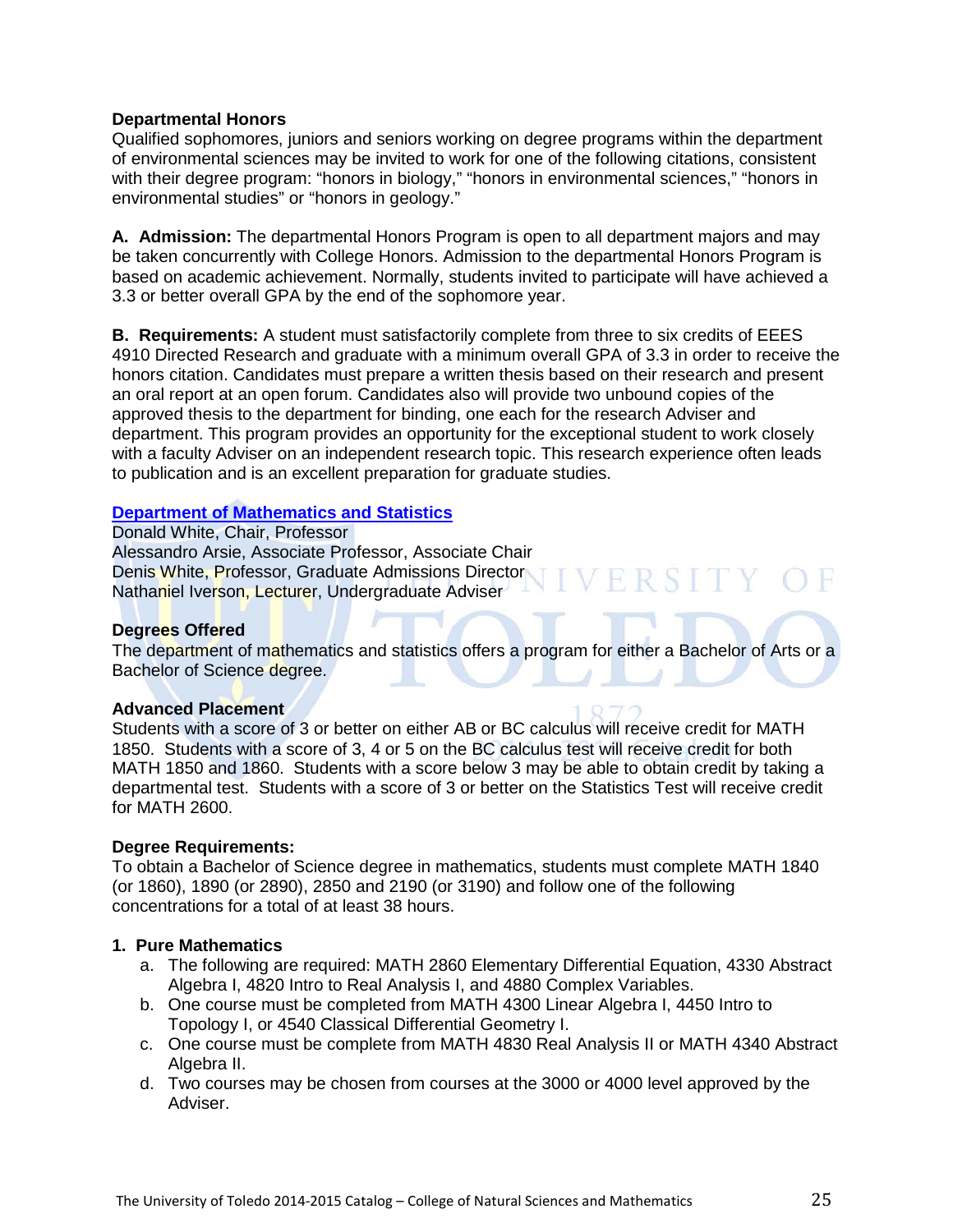**Departmental Honors**

Qualified sophomores, juniors and seniors working on degree programs within the department of environmental sciences may be invited to work for one of the following citations, consistent with their degree program: "honors in biology," "honors in environmental sciences," "honors in environmental studies" or "honors in geology."

**A. Admission:** The departmental Honors Program is open to all department majors and may be taken concurrently with College Honors. Admission to the departmental Honors Program is based on academic achievement. Normally, students invited to participate will have achieved a 3.3 or better overall GPA by the end of the sophomore year.

**B. Requirements:** A student must satisfactorily complete from three to six credits of EEES 4910 Directed Research and graduate with a minimum overall GPA of 3.3 in order to receive the honors citation. Candidates must prepare a written thesis based on their research and present an oral report at an open forum. Candidates also will provide two unbound copies of the approved thesis to the department for binding, one each for the research Adviser and department. This program provides an opportunity for the exceptional student to work closely with a faculty Adviser on an independent research topic. This research experience often leads to publication and is an excellent preparation for graduate studies.

## Department of Mathematics and Statistics

Donald White, Chair, Professor
Alessandro Arsie, Associate Professor, Associate Chair
Denis White, Professor, Graduate Admissions Director
Nathaniel Iverson, Lecturer, Undergraduate Adviser

**Degrees Offered**

The department of mathematics and statistics offers a program for either a Bachelor of Arts or a Bachelor of Science degree.

**Advanced Placement**

Students with a score of 3 or better on either AB or BC calculus will receive credit for MATH 1850. Students with a score of 3, 4 or 5 on the BC calculus test will receive credit for both MATH 1850 and 1860. Students with a score below 3 may be able to obtain credit by taking a departmental test. Students with a score of 3 or better on the Statistics Test will receive credit for MATH 2600.

**Degree Requirements:**

To obtain a Bachelor of Science degree in mathematics, students must complete MATH 1840 (or 1860), 1890 (or 2890), 2850 and 2190 (or 3190) and follow one of the following concentrations for a total of at least 38 hours.

**1. Pure Mathematics**

a. The following are required: MATH 2860 Elementary Differential Equation, 4330 Abstract Algebra I, 4820 Intro to Real Analysis I, and 4880 Complex Variables.
b. One course must be completed from MATH 4300 Linear Algebra I, 4450 Intro to Topology I, or 4540 Classical Differential Geometry I.
c. One course must be complete from MATH 4830 Real Analysis II or MATH 4340 Abstract Algebra II.
d. Two courses may be chosen from courses at the 3000 or 4000 level approved by the Adviser.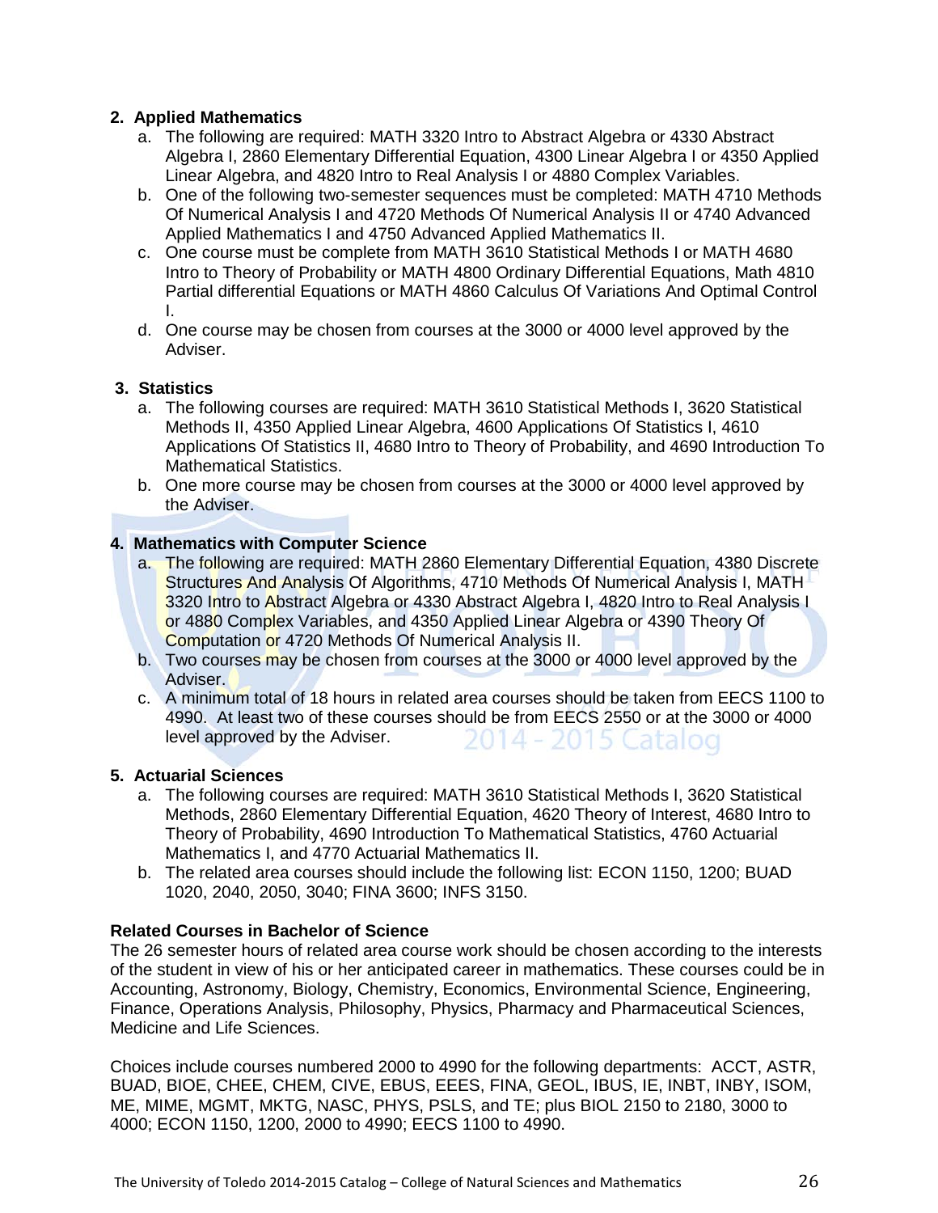**2. Applied Mathematics**

a. The following are required: MATH 3320 Intro to Abstract Algebra or 4330 Abstract Algebra I, 2860 Elementary Differential Equation, 4300 Linear Algebra I or 4350 Applied Linear Algebra, and 4820 Intro to Real Analysis I or 4880 Complex Variables.

b. One of the following two-semester sequences must be completed: MATH 4710 Methods Of Numerical Analysis I and 4720 Methods Of Numerical Analysis II or 4740 Advanced Applied Mathematics I and 4750 Advanced Applied Mathematics II.

c. One course must be complete from MATH 3610 Statistical Methods I or MATH 4680 Intro to Theory of Probability or MATH 4800 Ordinary Differential Equations, Math 4810 Partial differential Equations or MATH 4860 Calculus Of Variations And Optimal Control I.

d. One course may be chosen from courses at the 3000 or 4000 level approved by the Adviser.

**3. Statistics**

a. The following courses are required: MATH 3610 Statistical Methods I, 3620 Statistical Methods II, 4350 Applied Linear Algebra, 4600 Applications Of Statistics I, 4610 Applications Of Statistics II, 4680 Intro to Theory of Probability, and 4690 Introduction To Mathematical Statistics.

b. One more course may be chosen from courses at the 3000 or 4000 level approved by the Adviser.

**4. Mathematics with Computer Science**

a. The following are required: MATH 2860 Elementary Differential Equation, 4380 Discrete Structures And Analysis Of Algorithms, 4710 Methods Of Numerical Analysis I, MATH 3320 Intro to Abstract Algebra or 4330 Abstract Algebra I, 4820 Intro to Real Analysis I or 4880 Complex Variables, and 4350 Applied Linear Algebra or 4390 Theory Of Computation or 4720 Methods Of Numerical Analysis II.

b. Two courses may be chosen from courses at the 3000 or 4000 level approved by the Adviser.

c. A minimum total of 18 hours in related area courses should be taken from EECS 1100 to 4990. At least two of these courses should be from EECS 2550 or at the 3000 or 4000 level approved by the Adviser.

**5. Actuarial Sciences**

a. The following courses are required: MATH 3610 Statistical Methods I, 3620 Statistical Methods, 2860 Elementary Differential Equation, 4620 Theory of Interest, 4680 Intro to Theory of Probability, 4690 Introduction To Mathematical Statistics, 4760 Actuarial Mathematics I, and 4770 Actuarial Mathematics II.

b. The related area courses should include the following list: ECON 1150, 1200; BUAD 1020, 2040, 2050, 3040; FINA 3600; INFS 3150.

**Related Courses in Bachelor of Science**

The 26 semester hours of related area course work should be chosen according to the interests of the student in view of his or her anticipated career in mathematics. These courses could be in Accounting, Astronomy, Biology, Chemistry, Economics, Environmental Science, Engineering, Finance, Operations Analysis, Philosophy, Physics, Pharmacy and Pharmaceutical Sciences, Medicine and Life Sciences.

Choices include courses numbered 2000 to 4990 for the following departments: ACCT, ASTR, BUAD, BIOE, CHEE, CHEM, CIVE, EBUS, EEES, FINA, GEOL, IBUS, IE, INBT, INBY, ISOM, ME, MIME, MGMT, MKTG, NASC, PHYS, PSLS, and TE; plus BIOL 2150 to 2180, 3000 to 4000; ECON 1150, 1200, 2000 to 4990; EECS 1100 to 4990.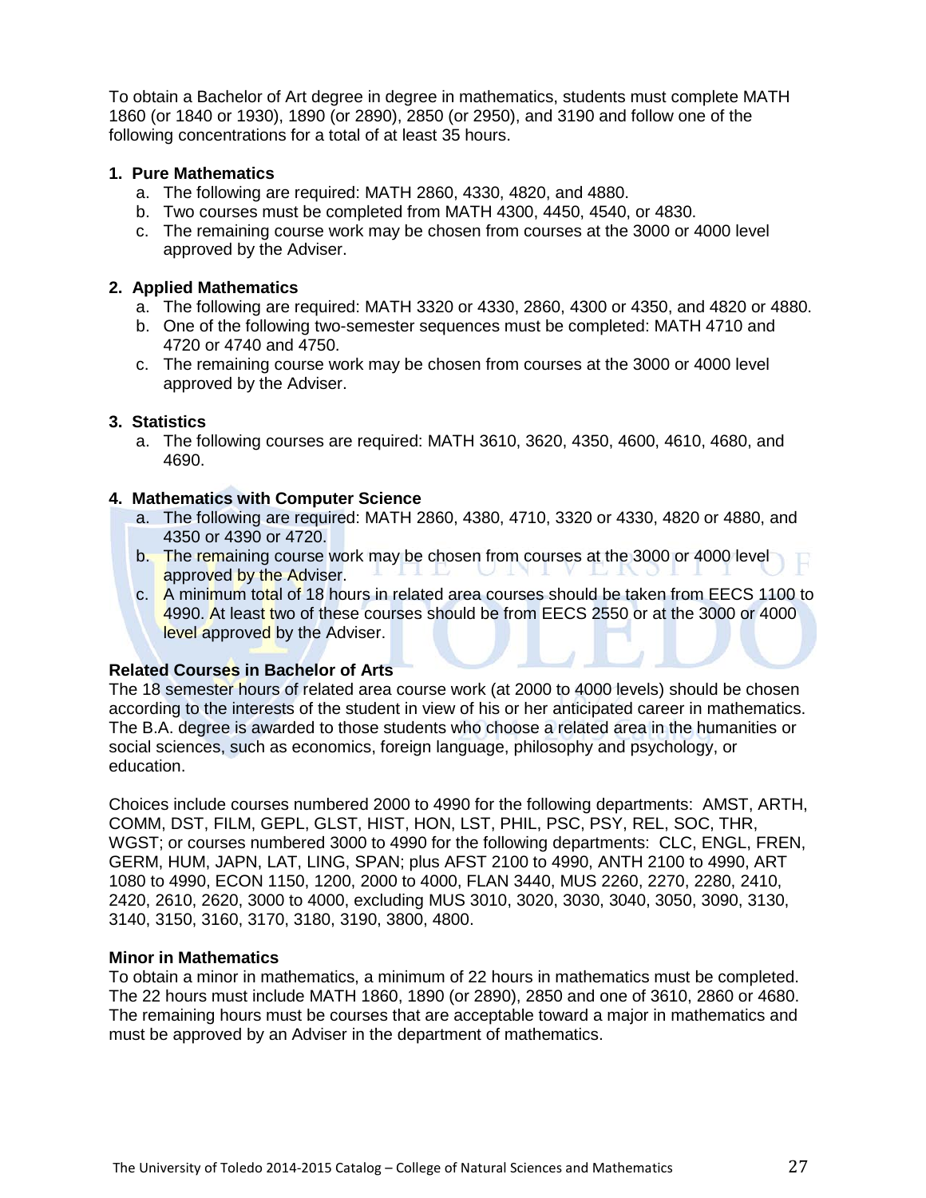To obtain a Bachelor of Art degree in degree in mathematics, students must complete MATH 1860 (or 1840 or 1930), 1890 (or 2890), 2850 (or 2950), and 3190 and follow one of the following concentrations for a total of at least 35 hours.

**1. Pure Mathematics**

a. The following are required: MATH 2860, 4330, 4820, and 4880.
b. Two courses must be completed from MATH 4300, 4450, 4540, or 4830.
c. The remaining course work may be chosen from courses at the 3000 or 4000 level approved by the Adviser.

**2. Applied Mathematics**

a. The following are required: MATH 3320 or 4330, 2860, 4300 or 4350, and 4820 or 4880.
b. One of the following two-semester sequences must be completed: MATH 4710 and 4720 or 4740 and 4750.
c. The remaining course work may be chosen from courses at the 3000 or 4000 level approved by the Adviser.

**3. Statistics**

a. The following courses are required: MATH 3610, 3620, 4350, 4600, 4610, 4680, and 4690.

**4. Mathematics with Computer Science**

a. The following are required: MATH 2860, 4380, 4710, 3320 or 4330, 4820 or 4880, and 4350 or 4390 or 4720.
b. The remaining course work may be chosen from courses at the 3000 or 4000 level approved by the Adviser.
c. A minimum total of 18 hours in related area courses should be taken from EECS 1100 to 4990. At least two of these courses should be from EECS 2550 or at the 3000 or 4000 level approved by the Adviser.

**Related Courses in Bachelor of Arts**

The 18 semester hours of related area course work (at 2000 to 4000 levels) should be chosen according to the interests of the student in view of his or her anticipated career in mathematics. The B.A. degree is awarded to those students who choose a related area in the humanities or social sciences, such as economics, foreign language, philosophy and psychology, or education.

Choices include courses numbered 2000 to 4990 for the following departments: AMST, ARTH, COMM, DST, FILM, GEPL, GLST, HIST, HON, LST, PHIL, PSC, PSY, REL, SOC, THR, WGST; or courses numbered 3000 to 4990 for the following departments: CLC, ENGL, FREN, GERM, HUM, JAPN, LAT, LING, SPAN; plus AFST 2100 to 4990, ANTH 2100 to 4990, ART 1080 to 4990, ECON 1150, 1200, 2000 to 4000, FLAN 3440, MUS 2260, 2270, 2280, 2410, 2420, 2610, 2620, 3000 to 4000, excluding MUS 3010, 3020, 3030, 3040, 3050, 3090, 3130, 3140, 3150, 3160, 3170, 3180, 3190, 3800, 4800.

**Minor in Mathematics**

To obtain a minor in mathematics, a minimum of 22 hours in mathematics must be completed. The 22 hours must include MATH 1860, 1890 (or 2890), 2850 and one of 3610, 2860 or 4680. The remaining hours must be courses that are acceptable toward a major in mathematics and must be approved by an Adviser in the department of mathematics.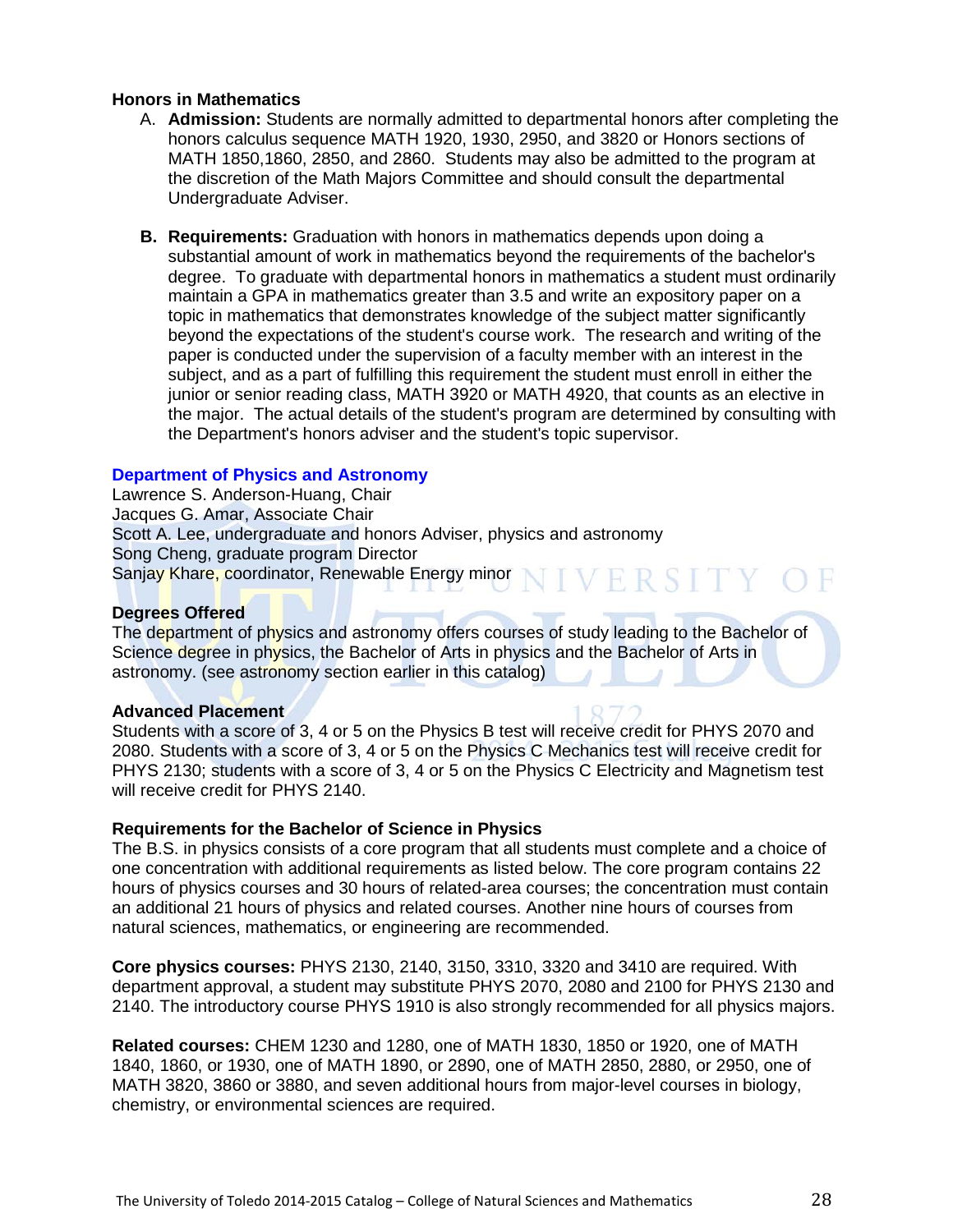### Honors in Mathematics

A. **Admission:** Students are normally admitted to departmental honors after completing the honors calculus sequence MATH 1920, 1930, 2950, and 3820 or Honors sections of MATH 1850,1860, 2850, and 2860. Students may also be admitted to the program at the discretion of the Math Majors Committee and should consult the departmental Undergraduate Adviser.

B. **Requirements:** Graduation with honors in mathematics depends upon doing a substantial amount of work in mathematics beyond the requirements of the bachelor's degree. To graduate with departmental honors in mathematics a student must ordinarily maintain a GPA in mathematics greater than 3.5 and write an expository paper on a topic in mathematics that demonstrates knowledge of the subject matter significantly beyond the expectations of the student's course work. The research and writing of the paper is conducted under the supervision of a faculty member with an interest in the subject, and as a part of fulfilling this requirement the student must enroll in either the junior or senior reading class, MATH 3920 or MATH 4920, that counts as an elective in the major. The actual details of the student's program are determined by consulting with the Department's honors adviser and the student's topic supervisor.

## Department of Physics and Astronomy

Lawrence S. Anderson-Huang, Chair
Jacques G. Amar, Associate Chair
Scott A. Lee, undergraduate and honors Adviser, physics and astronomy
Song Cheng, graduate program Director
Sanjay Khare, coordinator, Renewable Energy minor

### Degrees Offered

The department of physics and astronomy offers courses of study leading to the Bachelor of Science degree in physics, the Bachelor of Arts in physics and the Bachelor of Arts in astronomy. (see astronomy section earlier in this catalog)

### Advanced Placement

Students with a score of 3, 4 or 5 on the Physics B test will receive credit for PHYS 2070 and 2080. Students with a score of 3, 4 or 5 on the Physics C Mechanics test will receive credit for PHYS 2130; students with a score of 3, 4 or 5 on the Physics C Electricity and Magnetism test will receive credit for PHYS 2140.

### Requirements for the Bachelor of Science in Physics

The B.S. in physics consists of a core program that all students must complete and a choice of one concentration with additional requirements as listed below. The core program contains 22 hours of physics courses and 30 hours of related-area courses; the concentration must contain an additional 21 hours of physics and related courses. Another nine hours of courses from natural sciences, mathematics, or engineering are recommended.

**Core physics courses:** PHYS 2130, 2140, 3150, 3310, 3320 and 3410 are required. With department approval, a student may substitute PHYS 2070, 2080 and 2100 for PHYS 2130 and 2140. The introductory course PHYS 1910 is also strongly recommended for all physics majors.

**Related courses:** CHEM 1230 and 1280, one of MATH 1830, 1850 or 1920, one of MATH 1840, 1860, or 1930, one of MATH 1890, or 2890, one of MATH 2850, 2880, or 2950, one of MATH 3820, 3860 or 3880, and seven additional hours from major-level courses in biology, chemistry, or environmental sciences are required.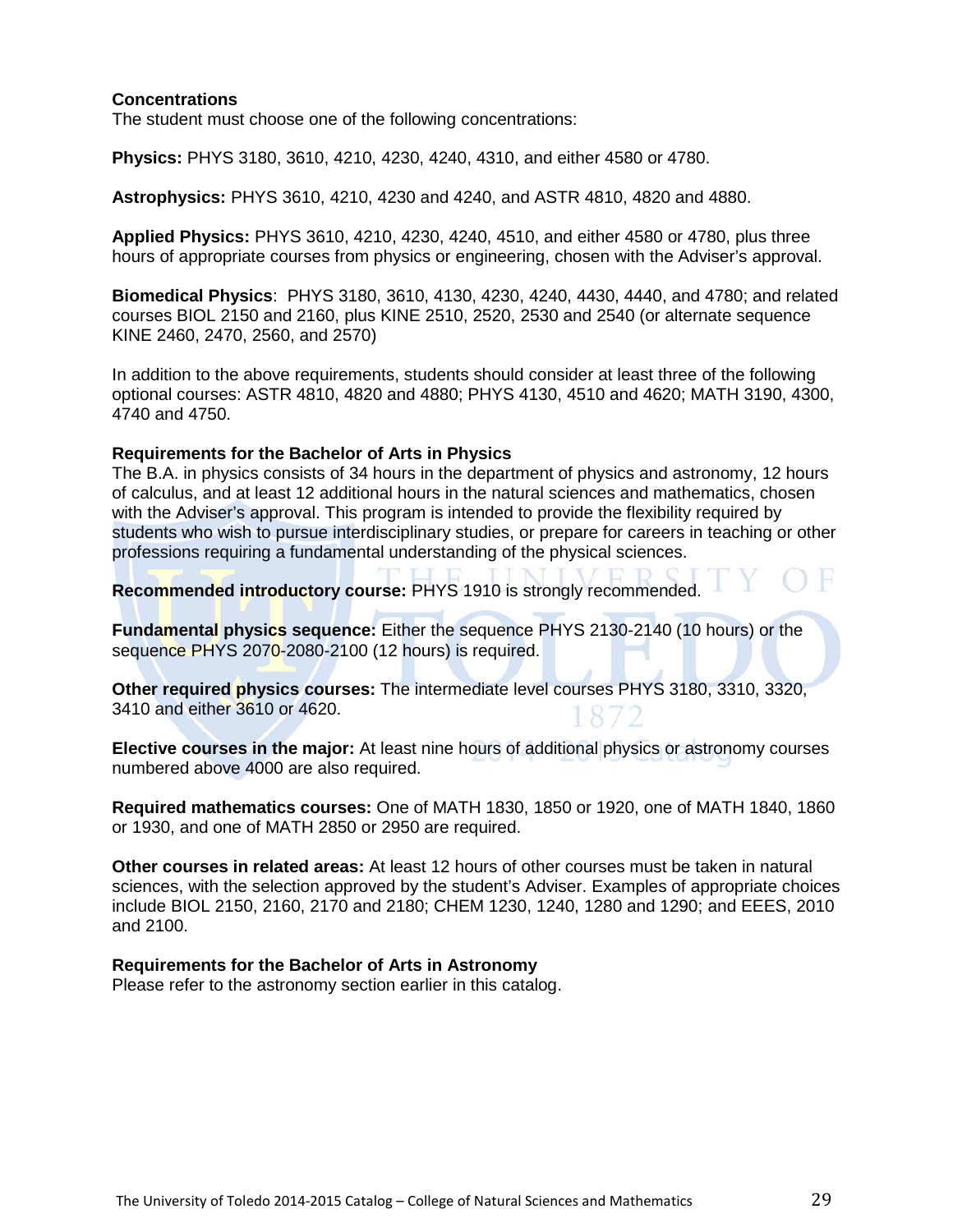**Concentrations**

The student must choose one of the following concentrations:

**Physics:** PHYS 3180, 3610, 4210, 4230, 4240, 4310, and either 4580 or 4780.

**Astrophysics:** PHYS 3610, 4210, 4230 and 4240, and ASTR 4810, 4820 and 4880.

**Applied Physics:** PHYS 3610, 4210, 4230, 4240, 4510, and either 4580 or 4780, plus three hours of appropriate courses from physics or engineering, chosen with the Adviser's approval.

**Biomedical Physics**: PHYS 3180, 3610, 4130, 4230, 4240, 4430, 4440, and 4780; and related courses BIOL 2150 and 2160, plus KINE 2510, 2520, 2530 and 2540 (or alternate sequence KINE 2460, 2470, 2560, and 2570)

In addition to the above requirements, students should consider at least three of the following optional courses: ASTR 4810, 4820 and 4880; PHYS 4130, 4510 and 4620; MATH 3190, 4300, 4740 and 4750.

**Requirements for the Bachelor of Arts in Physics**

The B.A. in physics consists of 34 hours in the department of physics and astronomy, 12 hours of calculus, and at least 12 additional hours in the natural sciences and mathematics, chosen with the Adviser's approval. This program is intended to provide the flexibility required by students who wish to pursue interdisciplinary studies, or prepare for careers in teaching or other professions requiring a fundamental understanding of the physical sciences.

**Recommended introductory course:** PHYS 1910 is strongly recommended.

**Fundamental physics sequence:** Either the sequence PHYS 2130-2140 (10 hours) or the sequence PHYS 2070-2080-2100 (12 hours) is required.

**Other required physics courses:** The intermediate level courses PHYS 3180, 3310, 3320, 3410 and either 3610 or 4620.

**Elective courses in the major:** At least nine hours of additional physics or astronomy courses numbered above 4000 are also required.

**Required mathematics courses:** One of MATH 1830, 1850 or 1920, one of MATH 1840, 1860 or 1930, and one of MATH 2850 or 2950 are required.

**Other courses in related areas:** At least 12 hours of other courses must be taken in natural sciences, with the selection approved by the student's Adviser. Examples of appropriate choices include BIOL 2150, 2160, 2170 and 2180; CHEM 1230, 1240, 1280 and 1290; and EEES, 2010 and 2100.

**Requirements for the Bachelor of Arts in Astronomy**

Please refer to the astronomy section earlier in this catalog.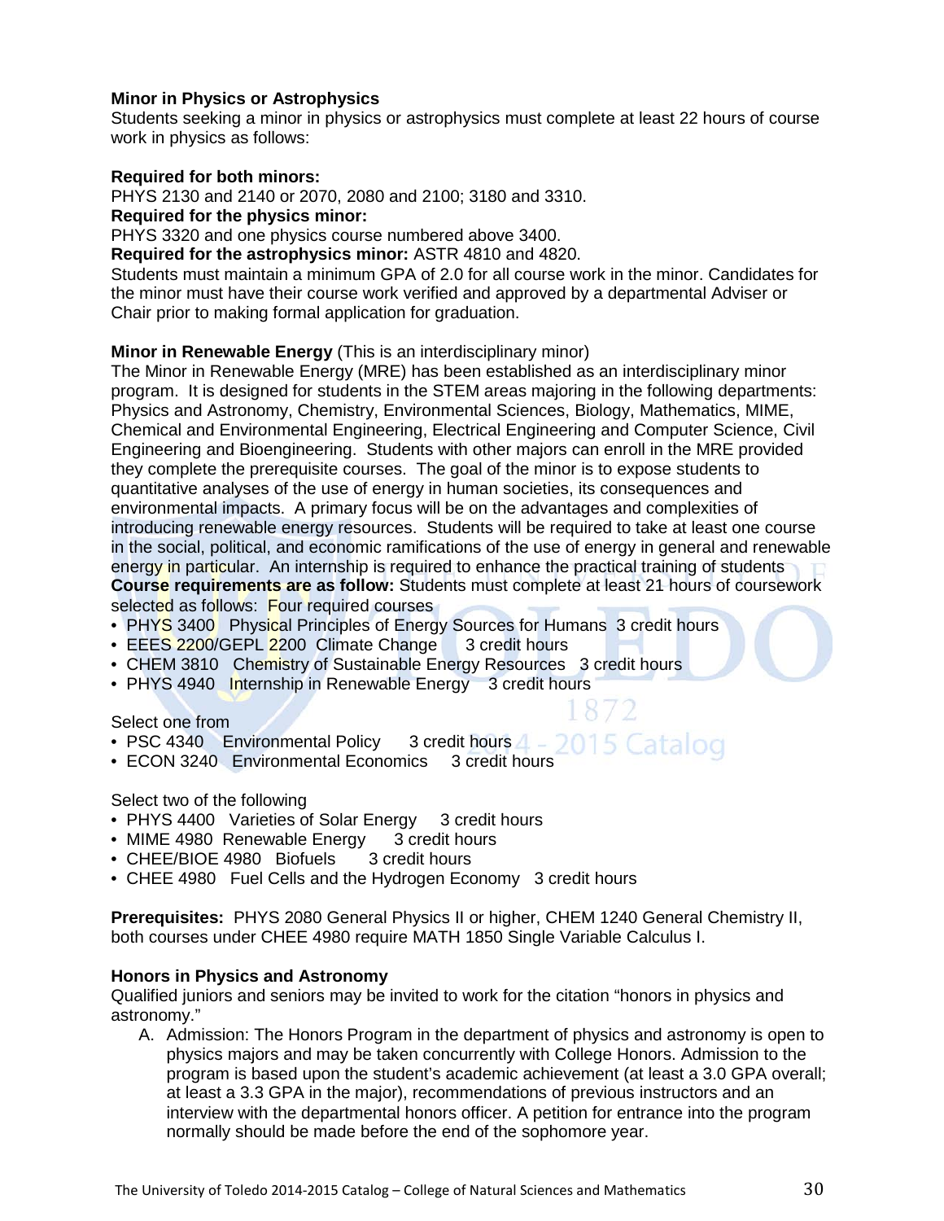**Minor in Physics or Astrophysics**

Students seeking a minor in physics or astrophysics must complete at least 22 hours of course work in physics as follows:

**Required for both minors:**
PHYS 2130 and 2140 or 2070, 2080 and 2100; 3180 and 3310.
**Required for the physics minor:**
PHYS 3320 and one physics course numbered above 3400.
**Required for the astrophysics minor:** ASTR 4810 and 4820.
Students must maintain a minimum GPA of 2.0 for all course work in the minor. Candidates for the minor must have their course work verified and approved by a departmental Adviser or Chair prior to making formal application for graduation.

**Minor in Renewable Energy** (This is an interdisciplinary minor)

The Minor in Renewable Energy (MRE) has been established as an interdisciplinary minor program. It is designed for students in the STEM areas majoring in the following departments: Physics and Astronomy, Chemistry, Environmental Sciences, Biology, Mathematics, MIME, Chemical and Environmental Engineering, Electrical Engineering and Computer Science, Civil Engineering and Bioengineering. Students with other majors can enroll in the MRE provided they complete the prerequisite courses. The goal of the minor is to expose students to quantitative analyses of the use of energy in human societies, its consequences and environmental impacts. A primary focus will be on the advantages and complexities of introducing renewable energy resources. Students will be required to take at least one course in the social, political, and economic ramifications of the use of energy in general and renewable energy in particular. An internship is required to enhance the practical training of students
**Course requirements are as follow:** Students must complete at least 21 hours of coursework selected as follows: Four required courses

- PHYS 3400 Physical Principles of Energy Sources for Humans 3 credit hours
- EEES 2200/GEPL 2200 Climate Change 3 credit hours
- CHEM 3810 Chemistry of Sustainable Energy Resources 3 credit hours
- PHYS 4940 Internship in Renewable Energy 3 credit hours

Select one from

- PSC 4340 Environmental Policy 3 credit hours
- ECON 3240 Environmental Economics 3 credit hours

Select two of the following

- PHYS 4400 Varieties of Solar Energy 3 credit hours
- MIME 4980 Renewable Energy 3 credit hours
- CHEE/BIOE 4980 Biofuels 3 credit hours
- CHEE 4980 Fuel Cells and the Hydrogen Economy 3 credit hours

**Prerequisites:** PHYS 2080 General Physics II or higher, CHEM 1240 General Chemistry II, both courses under CHEE 4980 require MATH 1850 Single Variable Calculus I.

**Honors in Physics and Astronomy**

Qualified juniors and seniors may be invited to work for the citation “honors in physics and astronomy.”

A. Admission: The Honors Program in the department of physics and astronomy is open to physics majors and may be taken concurrently with College Honors. Admission to the program is based upon the student’s academic achievement (at least a 3.0 GPA overall; at least a 3.3 GPA in the major), recommendations of previous instructors and an interview with the departmental honors officer. A petition for entrance into the program normally should be made before the end of the sophomore year.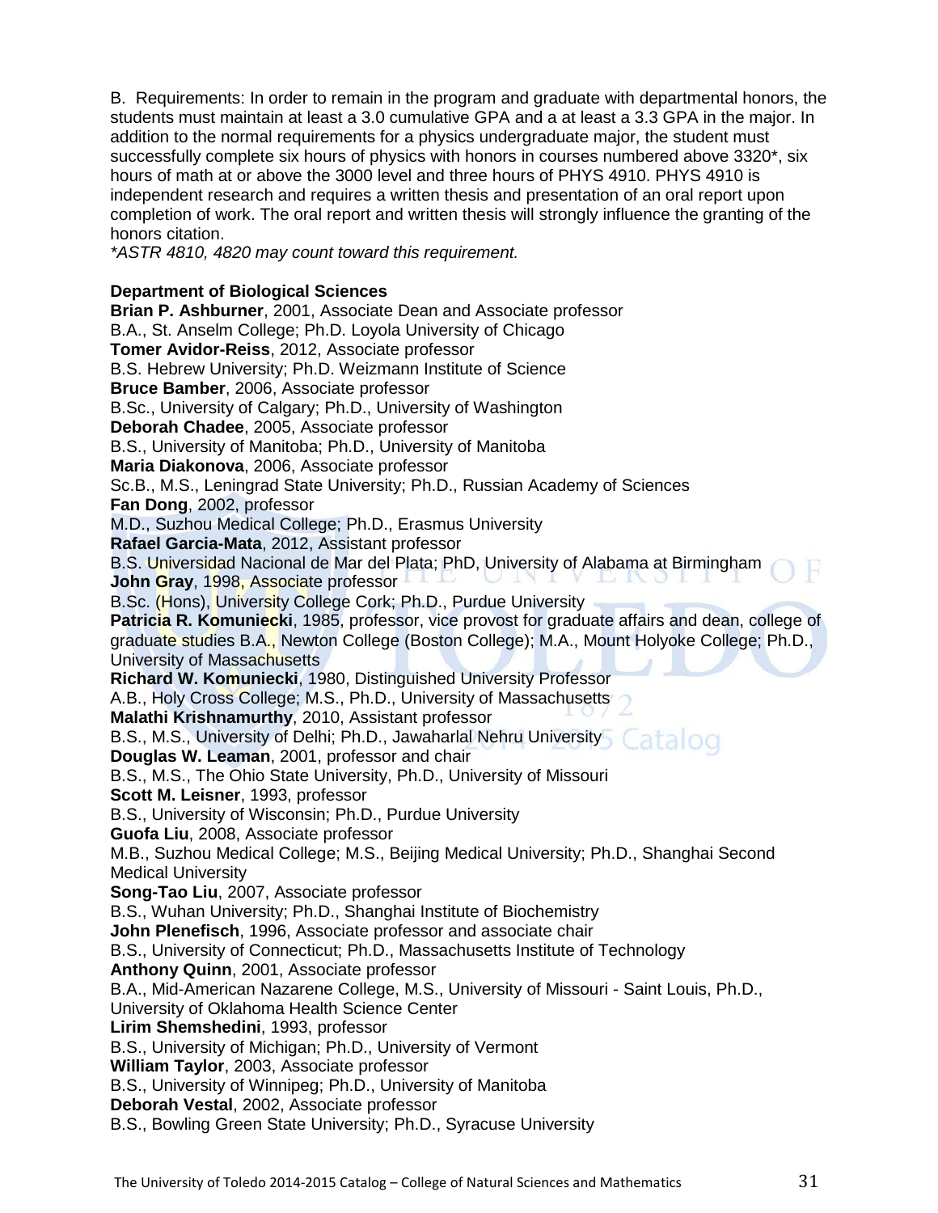B. Requirements: In order to remain in the program and graduate with departmental honors, the students must maintain at least a 3.0 cumulative GPA and a at least a 3.3 GPA in the major. In addition to the normal requirements for a physics undergraduate major, the student must successfully complete six hours of physics with honors in courses numbered above 3320*, six hours of math at or above the 3000 level and three hours of PHYS 4910. PHYS 4910 is independent research and requires a written thesis and presentation of an oral report upon completion of work. The oral report and written thesis will strongly influence the granting of the honors citation.
*ASTR 4810, 4820 may count toward this requirement.*

**Department of Biological Sciences**

**Brian P. Ashburner**, 2001, Associate Dean and Associate professor
B.A., St. Anselm College; Ph.D. Loyola University of Chicago
**Tomer Avidor-Reiss**, 2012, Associate professor
B.S. Hebrew University; Ph.D. Weizmann Institute of Science
**Bruce Bamber**, 2006, Associate professor
B.Sc., University of Calgary; Ph.D., University of Washington
**Deborah Chadee**, 2005, Associate professor
B.S., University of Manitoba; Ph.D., University of Manitoba
**Maria Diakonova**, 2006, Associate professor
Sc.B., M.S., Leningrad State University; Ph.D., Russian Academy of Sciences
**Fan Dong**, 2002, professor
M.D., Suzhou Medical College; Ph.D., Erasmus University
**Rafael Garcia-Mata**, 2012, Assistant professor
B.S. Universidad Nacional de Mar del Plata; PhD, University of Alabama at Birmingham
**John Gray**, 1998, Associate professor
B.Sc. (Hons), University College Cork; Ph.D., Purdue University
**Patricia R. Komuniecki**, 1985, professor, vice provost for graduate affairs and dean, college of graduate studies B.A., Newton College (Boston College); M.A., Mount Holyoke College; Ph.D., University of Massachusetts
**Richard W. Komuniecki**, 1980, Distinguished University Professor
A.B., Holy Cross College; M.S., Ph.D., University of Massachusetts
**Malathi Krishnamurthy**, 2010, Assistant professor
B.S., M.S., University of Delhi; Ph.D., Jawaharlal Nehru University
**Douglas W. Leaman**, 2001, professor and chair
B.S., M.S., The Ohio State University, Ph.D., University of Missouri
**Scott M. Leisner**, 1993, professor
B.S., University of Wisconsin; Ph.D., Purdue University
**Guofa Liu**, 2008, Associate professor
M.B., Suzhou Medical College; M.S., Beijing Medical University; Ph.D., Shanghai Second Medical University
**Song-Tao Liu**, 2007, Associate professor
B.S., Wuhan University; Ph.D., Shanghai Institute of Biochemistry
**John Plenefisch**, 1996, Associate professor and associate chair
B.S., University of Connecticut; Ph.D., Massachusetts Institute of Technology
**Anthony Quinn**, 2001, Associate professor
B.A., Mid-American Nazarene College, M.S., University of Missouri - Saint Louis, Ph.D., University of Oklahoma Health Science Center
**Lirim Shemshedini**, 1993, professor
B.S., University of Michigan; Ph.D., University of Vermont
**William Taylor**, 2003, Associate professor
B.S., University of Winnipeg; Ph.D., University of Manitoba
**Deborah Vestal**, 2002, Associate professor
B.S., Bowling Green State University; Ph.D., Syracuse University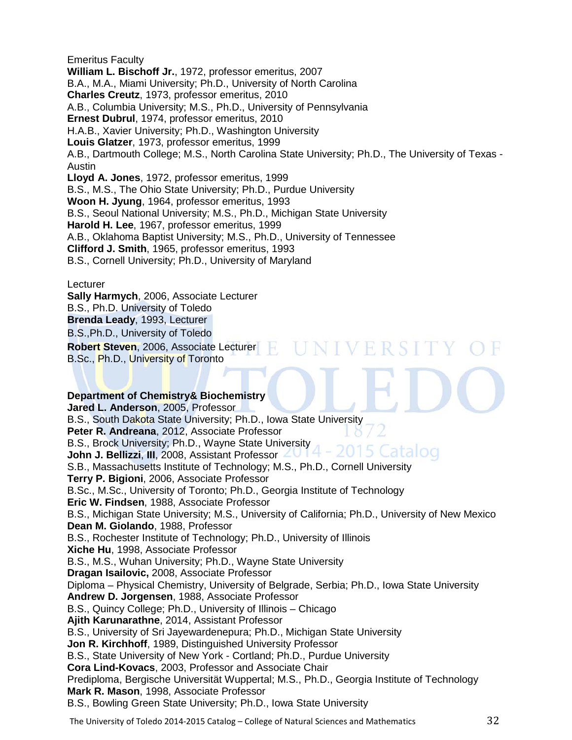Emeritus Faculty

**William L. Bischoff Jr.**, 1972, professor emeritus, 2007
B.A., M.A., Miami University; Ph.D., University of North Carolina

**Charles Creutz**, 1973, professor emeritus, 2010
A.B., Columbia University; M.S., Ph.D., University of Pennsylvania

**Ernest Dubrul**, 1974, professor emeritus, 2010
H.A.B., Xavier University; Ph.D., Washington University

**Louis Glatzer**, 1973, professor emeritus, 1999
A.B., Dartmouth College; M.S., North Carolina State University; Ph.D., The University of Texas - Austin

**Lloyd A. Jones**, 1972, professor emeritus, 1999
B.S., M.S., The Ohio State University; Ph.D., Purdue University

**Woon H. Jyung**, 1964, professor emeritus, 1993
B.S., Seoul National University; M.S., Ph.D., Michigan State University

**Harold H. Lee**, 1967, professor emeritus, 1999
A.B., Oklahoma Baptist University; M.S., Ph.D., University of Tennessee

**Clifford J. Smith**, 1965, professor emeritus, 1993
B.S., Cornell University; Ph.D., University of Maryland

Lecturer

**Sally Harmych**, 2006, Associate Lecturer
B.S., Ph.D. University of Toledo

**Brenda Leady**, 1993, Lecturer
B.S.,Ph.D., University of Toledo

**Robert Steven**, 2006, Associate Lecturer
B.Sc., Ph.D., University of Toronto

**Department of Chemistry& Biochemistry**

**Jared L. Anderson**, 2005, Professor
B.S., South Dakota State University; Ph.D., Iowa State University

**Peter R. Andreana**, 2012, Associate Professor
B.S., Brock University; Ph.D., Wayne State University

**John J. Bellizzi**, **III**, 2008, Assistant Professor
S.B., Massachusetts Institute of Technology; M.S., Ph.D., Cornell University

**Terry P. Bigioni**, 2006, Associate Professor
B.Sc., M.Sc., University of Toronto; Ph.D., Georgia Institute of Technology

**Eric W. Findsen**, 1988, Associate Professor
B.S., Michigan State University; M.S., University of California; Ph.D., University of New Mexico

**Dean M. Giolando**, 1988, Professor
B.S., Rochester Institute of Technology; Ph.D., University of Illinois

**Xiche Hu**, 1998, Associate Professor
B.S., M.S., Wuhan University; Ph.D., Wayne State University

**Dragan Isailovic,** 2008, Associate Professor
Diploma – Physical Chemistry, University of Belgrade, Serbia; Ph.D., Iowa State University

**Andrew D. Jorgensen**, 1988, Associate Professor
B.S., Quincy College; Ph.D., University of Illinois – Chicago

**Ajith Karunarathne**, 2014, Assistant Professor
B.S., University of Sri Jayewardenepura; Ph.D., Michigan State University

**Jon R. Kirchhoff**, 1989, Distinguished University Professor
B.S., State University of New York - Cortland; Ph.D., Purdue University

**Cora Lind-Kovacs**, 2003, Professor and Associate Chair
Prediploma, Bergische Universität Wuppertal; M.S., Ph.D., Georgia Institute of Technology

**Mark R. Mason**, 1998, Associate Professor
B.S., Bowling Green State University; Ph.D., Iowa State University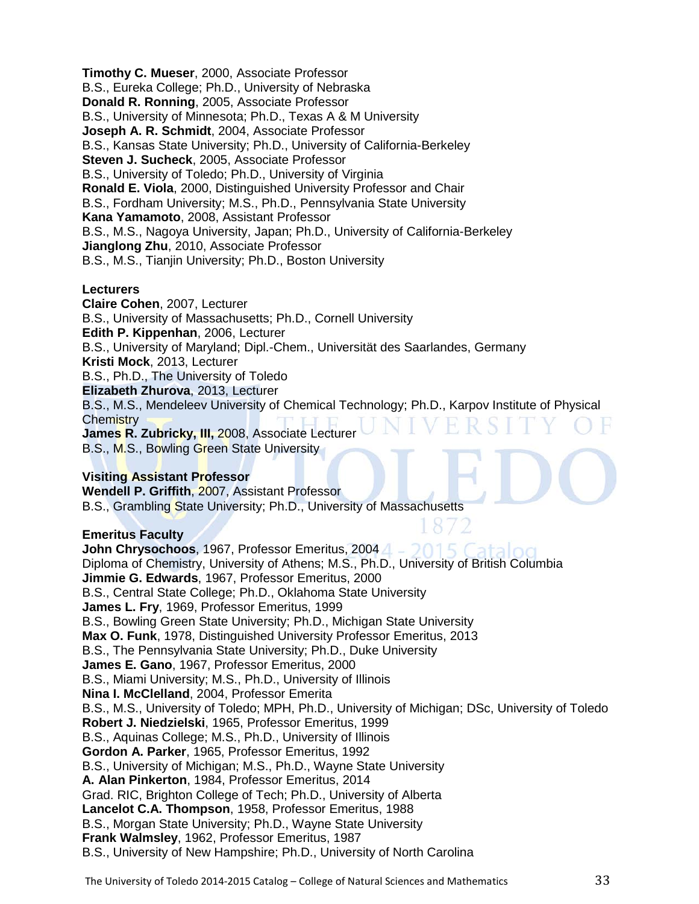**Timothy C. Mueser**, 2000, Associate Professor
B.S., Eureka College; Ph.D., University of Nebraska
**Donald R. Ronning**, 2005, Associate Professor
B.S., University of Minnesota; Ph.D., Texas A & M University
**Joseph A. R. Schmidt**, 2004, Associate Professor
B.S., Kansas State University; Ph.D., University of California-Berkeley
**Steven J. Sucheck**, 2005, Associate Professor
B.S., University of Toledo; Ph.D., University of Virginia
**Ronald E. Viola**, 2000, Distinguished University Professor and Chair
B.S., Fordham University; M.S., Ph.D., Pennsylvania State University
**Kana Yamamoto**, 2008, Assistant Professor
B.S., M.S., Nagoya University, Japan; Ph.D., University of California-Berkeley
**Jianglong Zhu**, 2010, Associate Professor
B.S., M.S., Tianjin University; Ph.D., Boston University

### Lecturers

**Claire Cohen**, 2007, Lecturer
B.S., University of Massachusetts; Ph.D., Cornell University
**Edith P. Kippenhan**, 2006, Lecturer
B.S., University of Maryland; Dipl.-Chem., Universität des Saarlandes, Germany
**Kristi Mock**, 2013, Lecturer
B.S., Ph.D., The University of Toledo
**Elizabeth Zhurova**, 2013, Lecturer
B.S., M.S., Mendeleev University of Chemical Technology; Ph.D., Karpov Institute of Physical Chemistry
**James R. Zubricky, III,** 2008, Associate Lecturer
B.S., M.S., Bowling Green State University

### Visiting Assistant Professor

**Wendell P. Griffith**, 2007, Assistant Professor
B.S., Grambling State University; Ph.D., University of Massachusetts

### Emeritus Faculty

**John Chrysochoos**, 1967, Professor Emeritus, 2004
Diploma of Chemistry, University of Athens; M.S., Ph.D., University of British Columbia
**Jimmie G. Edwards**, 1967, Professor Emeritus, 2000
B.S., Central State College; Ph.D., Oklahoma State University
**James L. Fry**, 1969, Professor Emeritus, 1999
B.S., Bowling Green State University; Ph.D., Michigan State University
**Max O. Funk**, 1978, Distinguished University Professor Emeritus, 2013
B.S., The Pennsylvania State University; Ph.D., Duke University
**James E. Gano**, 1967, Professor Emeritus, 2000
B.S., Miami University; M.S., Ph.D., University of Illinois
**Nina I. McClelland**, 2004, Professor Emerita
B.S., M.S., University of Toledo; MPH, Ph.D., University of Michigan; DSc, University of Toledo
**Robert J. Niedzielski**, 1965, Professor Emeritus, 1999
B.S., Aquinas College; M.S., Ph.D., University of Illinois
**Gordon A. Parker**, 1965, Professor Emeritus, 1992
B.S., University of Michigan; M.S., Ph.D., Wayne State University
**A. Alan Pinkerton**, 1984, Professor Emeritus, 2014
Grad. RIC, Brighton College of Tech; Ph.D., University of Alberta
**Lancelot C.A. Thompson**, 1958, Professor Emeritus, 1988
B.S., Morgan State University; Ph.D., Wayne State University
**Frank Walmsley**, 1962, Professor Emeritus, 1987
B.S., University of New Hampshire; Ph.D., University of North Carolina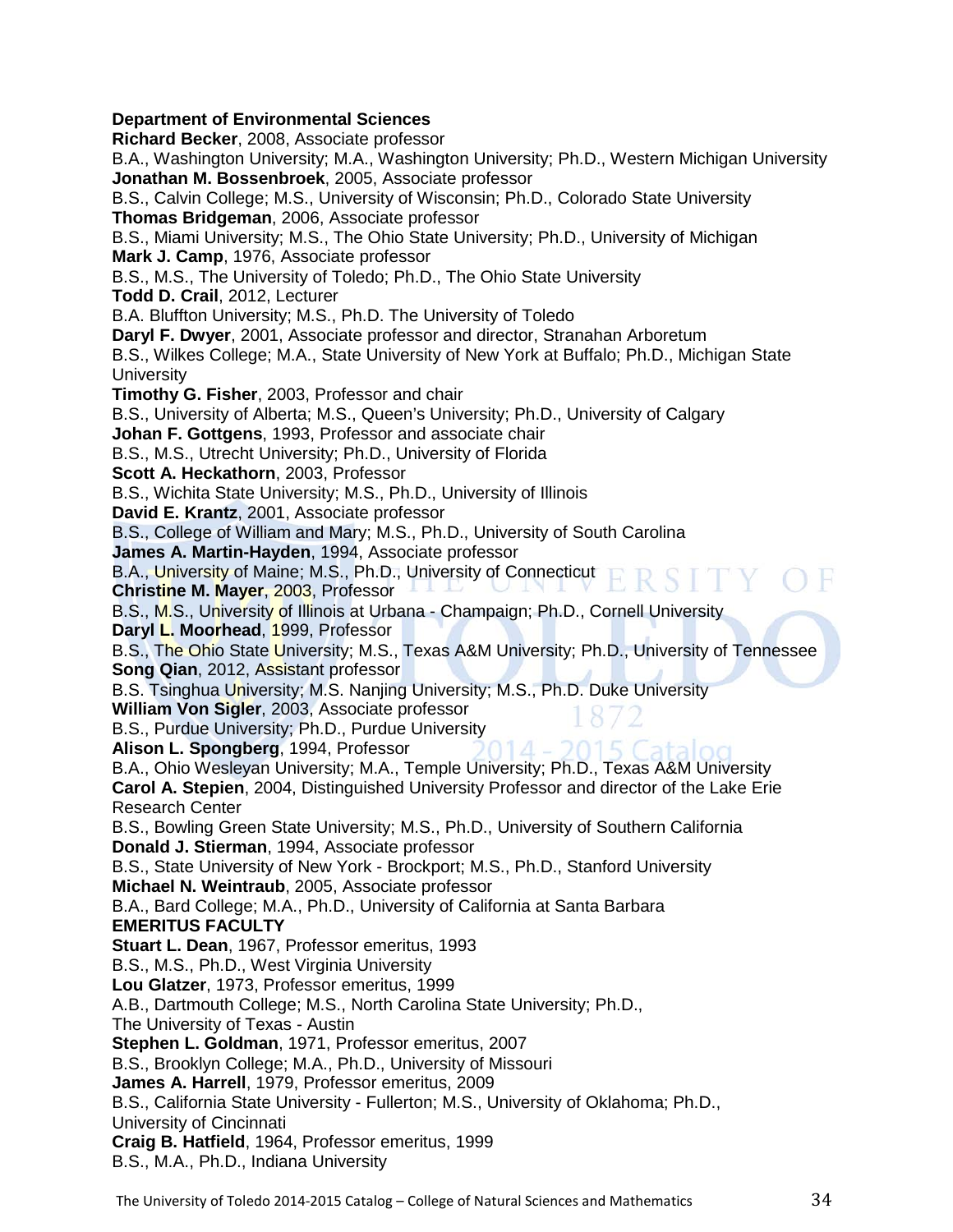**Department of Environmental Sciences**

**Richard Becker**, 2008, Associate professor
B.A., Washington University; M.A., Washington University; Ph.D., Western Michigan University

**Jonathan M. Bossenbroek**, 2005, Associate professor
B.S., Calvin College; M.S., University of Wisconsin; Ph.D., Colorado State University

**Thomas Bridgeman**, 2006, Associate professor
B.S., Miami University; M.S., The Ohio State University; Ph.D., University of Michigan

**Mark J. Camp**, 1976, Associate professor
B.S., M.S., The University of Toledo; Ph.D., The Ohio State University

**Todd D. Crail**, 2012, Lecturer
B.A. Bluffton University; M.S., Ph.D. The University of Toledo

**Daryl F. Dwyer**, 2001, Associate professor and director, Stranahan Arboretum
B.S., Wilkes College; M.A., State University of New York at Buffalo; Ph.D., Michigan State University

**Timothy G. Fisher**, 2003, Professor and chair
B.S., University of Alberta; M.S., Queen's University; Ph.D., University of Calgary

**Johan F. Gottgens**, 1993, Professor and associate chair
B.S., M.S., Utrecht University; Ph.D., University of Florida

**Scott A. Heckathorn**, 2003, Professor
B.S., Wichita State University; M.S., Ph.D., University of Illinois

**David E. Krantz**, 2001, Associate professor
B.S., College of William and Mary; M.S., Ph.D., University of South Carolina

**James A. Martin-Hayden**, 1994, Associate professor
B.A., University of Maine; M.S., Ph.D., University of Connecticut

**Christine M. Mayer**, 2003, Professor
B.S., M.S., University of Illinois at Urbana - Champaign; Ph.D., Cornell University

**Daryl L. Moorhead**, 1999, Professor
B.S., The Ohio State University; M.S., Texas A&M University; Ph.D., University of Tennessee

**Song Qian**, 2012, Assistant professor
B.S. Tsinghua University; M.S. Nanjing University; M.S., Ph.D. Duke University

**William Von Sigler**, 2003, Associate professor
B.S., Purdue University; Ph.D., Purdue University

**Alison L. Spongberg**, 1994, Professor
B.A., Ohio Wesleyan University; M.A., Temple University; Ph.D., Texas A&M University

**Carol A. Stepien**, 2004, Distinguished University Professor and director of the Lake Erie Research Center
B.S., Bowling Green State University; M.S., Ph.D., University of Southern California

**Donald J. Stierman**, 1994, Associate professor
B.S., State University of New York - Brockport; M.S., Ph.D., Stanford University

**Michael N. Weintraub**, 2005, Associate professor
B.A., Bard College; M.A., Ph.D., University of California at Santa Barbara

**EMERITUS FACULTY**

**Stuart L. Dean**, 1967, Professor emeritus, 1993
B.S., M.S., Ph.D., West Virginia University

**Lou Glatzer**, 1973, Professor emeritus, 1999
A.B., Dartmouth College; M.S., North Carolina State University; Ph.D., The University of Texas - Austin

**Stephen L. Goldman**, 1971, Professor emeritus, 2007
B.S., Brooklyn College; M.A., Ph.D., University of Missouri

**James A. Harrell**, 1979, Professor emeritus, 2009
B.S., California State University - Fullerton; M.S., University of Oklahoma; Ph.D., University of Cincinnati

**Craig B. Hatfield**, 1964, Professor emeritus, 1999
B.S., M.A., Ph.D., Indiana University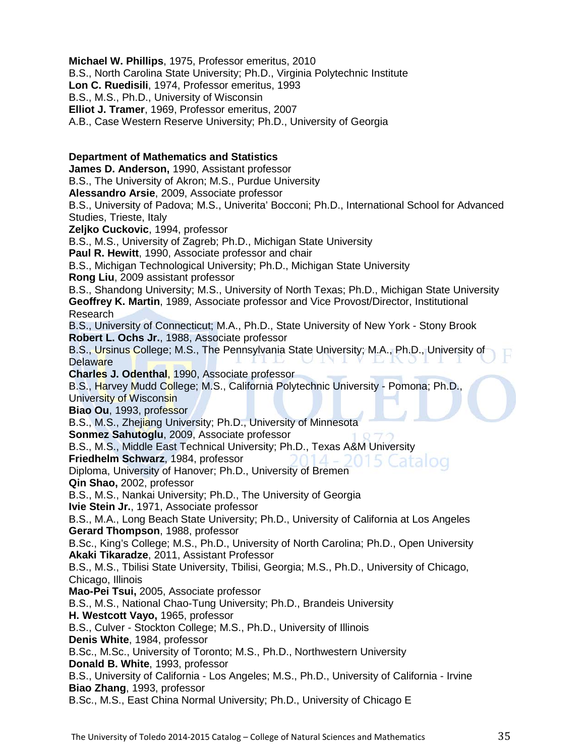**Michael W. Phillips**, 1975, Professor emeritus, 2010
B.S., North Carolina State University; Ph.D., Virginia Polytechnic Institute
**Lon C. Ruedisili**, 1974, Professor emeritus, 1993
B.S., M.S., Ph.D., University of Wisconsin
**Elliot J. Tramer**, 1969, Professor emeritus, 2007
A.B., Case Western Reserve University; Ph.D., University of Georgia

**Department of Mathematics and Statistics**
**James D. Anderson,** 1990, Assistant professor
B.S., The University of Akron; M.S., Purdue University
**Alessandro Arsie**, 2009, Associate professor
B.S., University of Padova; M.S., Univerita' Bocconi; Ph.D., International School for Advanced Studies, Trieste, Italy
**Zeljko Cuckovic**, 1994, professor
B.S., M.S., University of Zagreb; Ph.D., Michigan State University
**Paul R. Hewitt**, 1990, Associate professor and chair
B.S., Michigan Technological University; Ph.D., Michigan State University
**Rong Liu**, 2009 assistant professor
B.S., Shandong University; M.S., University of North Texas; Ph.D., Michigan State University
**Geoffrey K. Martin**, 1989, Associate professor and Vice Provost/Director, Institutional Research
B.S., University of Connecticut; M.A., Ph.D., State University of New York - Stony Brook
**Robert L. Ochs Jr.**, 1988, Associate professor
B.S., Ursinus College; M.S., The Pennsylvania State University; M.A., Ph.D., University of Delaware
**Charles J. Odenthal**, 1990, Associate professor
B.S., Harvey Mudd College; M.S., California Polytechnic University - Pomona; Ph.D., University of Wisconsin
**Biao Ou**, 1993, professor
B.S., M.S., Zhejiang University; Ph.D., University of Minnesota
**Sonmez Sahutoglu**, 2009, Associate professor
B.S., M.S., Middle East Technical University; Ph.D., Texas A&M University
**Friedhelm Schwarz**, 1984, professor
Diploma, University of Hanover; Ph.D., University of Bremen
**Qin Shao,** 2002, professor
B.S., M.S., Nankai University; Ph.D., The University of Georgia
**Ivie Stein Jr.**, 1971, Associate professor
B.S., M.A., Long Beach State University; Ph.D., University of California at Los Angeles
**Gerard Thompson**, 1988, professor
B.Sc., King's College; M.S., Ph.D., University of North Carolina; Ph.D., Open University
**Akaki Tikaradze**, 2011, Assistant Professor
B.S., M.S., Tbilisi State University, Tbilisi, Georgia; M.S., Ph.D., University of Chicago, Chicago, Illinois
**Mao-Pei Tsui,** 2005, Associate professor
B.S., M.S., National Chao-Tung University; Ph.D., Brandeis University
**H. Westcott Vayo,** 1965, professor
B.S., Culver - Stockton College; M.S., Ph.D., University of Illinois
**Denis White**, 1984, professor
B.Sc., M.Sc., University of Toronto; M.S., Ph.D., Northwestern University
**Donald B. White**, 1993, professor
B.S., University of California - Los Angeles; M.S., Ph.D., University of California - Irvine
**Biao Zhang**, 1993, professor
B.Sc., M.S., East China Normal University; Ph.D., University of Chicago E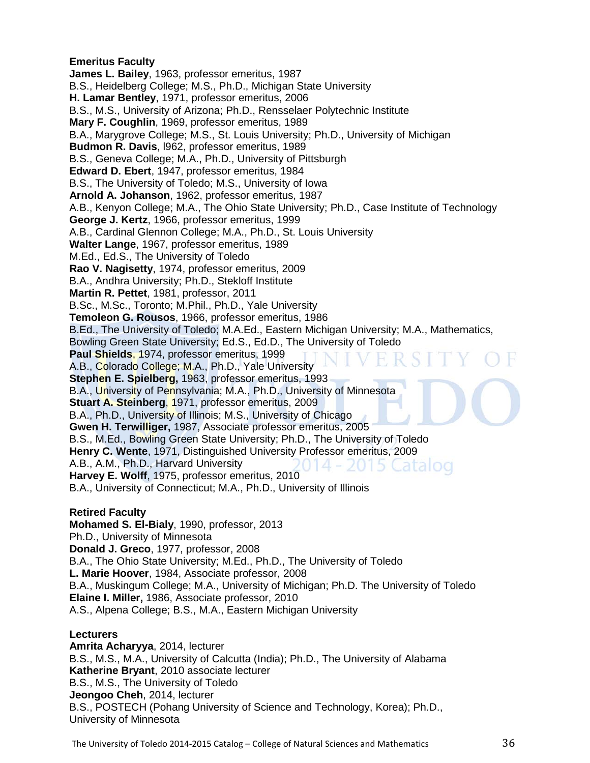**Emeritus Faculty**

**James L. Bailey**, 1963, professor emeritus, 1987
B.S., Heidelberg College; M.S., Ph.D., Michigan State University

**H. Lamar Bentley**, 1971, professor emeritus, 2006
B.S., M.S., University of Arizona; Ph.D., Rensselaer Polytechnic Institute

**Mary F. Coughlin**, 1969, professor emeritus, 1989
B.A., Marygrove College; M.S., St. Louis University; Ph.D., University of Michigan

**Budmon R. Davis**, l962, professor emeritus, 1989
B.S., Geneva College; M.A., Ph.D., University of Pittsburgh

**Edward D. Ebert**, 1947, professor emeritus, 1984
B.S., The University of Toledo; M.S., University of Iowa

**Arnold A. Johanson**, 1962, professor emeritus, 1987
A.B., Kenyon College; M.A., The Ohio State University; Ph.D., Case Institute of Technology

**George J. Kertz**, 1966, professor emeritus, 1999
A.B., Cardinal Glennon College; M.A., Ph.D., St. Louis University

**Walter Lange**, 1967, professor emeritus, 1989
M.Ed., Ed.S., The University of Toledo

**Rao V. Nagisetty**, 1974, professor emeritus, 2009
B.A., Andhra University; Ph.D., Stekloff Institute

**Martin R. Pettet**, 1981, professor, 2011
B.Sc., M.Sc., Toronto; M.Phil., Ph.D., Yale University

**Temoleon G. Rousos**, 1966, professor emeritus, 1986
B.Ed., The University of Toledo; M.A.Ed., Eastern Michigan University; M.A., Mathematics, Bowling Green State University; Ed.S., Ed.D., The University of Toledo

**Paul Shields**, 1974, professor emeritus, 1999
A.B., Colorado College; M.A., Ph.D., Yale University

**Stephen E. Spielberg,** 1963, professor emeritus, 1993
B.A., University of Pennsylvania; M.A., Ph.D., University of Minnesota

**Stuart A. Steinberg**, 1971, professor emeritus, 2009
B.A., Ph.D., University of Illinois; M.S., University of Chicago

**Gwen H. Terwilliger,** 1987, Associate professor emeritus, 2005
B.S., M.Ed., Bowling Green State University; Ph.D., The University of Toledo

**Henry C. Wente**, 1971, Distinguished University Professor emeritus, 2009
A.B., A.M., Ph.D., Harvard University

**Harvey E. Wolff**, 1975, professor emeritus, 2010
B.A., University of Connecticut; M.A., Ph.D., University of Illinois

**Retired Faculty**

**Mohamed S. El-Bialy**, 1990, professor, 2013
Ph.D., University of Minnesota

**Donald J. Greco**, 1977, professor, 2008
B.A., The Ohio State University; M.Ed., Ph.D., The University of Toledo

**L. Marie Hoover**, 1984, Associate professor, 2008
B.A., Muskingum College; M.A., University of Michigan; Ph.D. The University of Toledo

**Elaine I. Miller,** 1986, Associate professor, 2010
A.S., Alpena College; B.S., M.A., Eastern Michigan University

**Lecturers**

**Amrita Acharyya**, 2014, lecturer
B.S., M.S., M.A., University of Calcutta (India); Ph.D., The University of Alabama

**Katherine Bryant**, 2010 associate lecturer
B.S., M.S., The University of Toledo

**Jeongoo Cheh**, 2014, lecturer
B.S., POSTECH (Pohang University of Science and Technology, Korea); Ph.D., University of Minnesota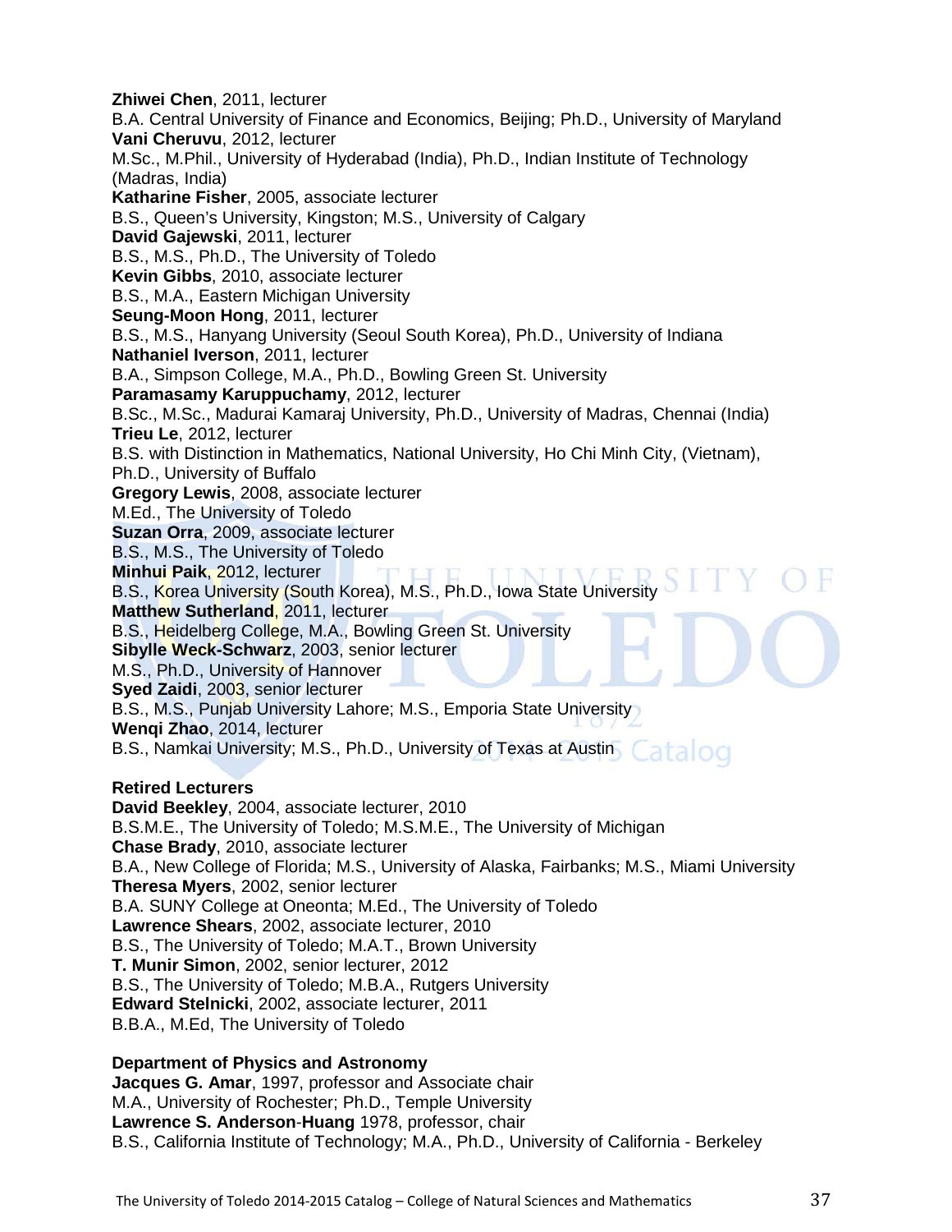**Zhiwei Chen**, 2011, lecturer
B.A. Central University of Finance and Economics, Beijing; Ph.D., University of Maryland
**Vani Cheruvu**, 2012, lecturer
M.Sc., M.Phil., University of Hyderabad (India), Ph.D., Indian Institute of Technology (Madras, India)
**Katharine Fisher**, 2005, associate lecturer
B.S., Queen's University, Kingston; M.S., University of Calgary
**David Gajewski**, 2011, lecturer
B.S., M.S., Ph.D., The University of Toledo
**Kevin Gibbs**, 2010, associate lecturer
B.S., M.A., Eastern Michigan University
**Seung-Moon Hong**, 2011, lecturer
B.S., M.S., Hanyang University (Seoul South Korea), Ph.D., University of Indiana
**Nathaniel Iverson**, 2011, lecturer
B.A., Simpson College, M.A., Ph.D., Bowling Green St. University
**Paramasamy Karuppuchamy**, 2012, lecturer
B.Sc., M.Sc., Madurai Kamaraj University, Ph.D., University of Madras, Chennai (India)
**Trieu Le**, 2012, lecturer
B.S. with Distinction in Mathematics, National University, Ho Chi Minh City, (Vietnam), Ph.D., University of Buffalo
**Gregory Lewis**, 2008, associate lecturer
M.Ed., The University of Toledo
**Suzan Orra**, 2009, associate lecturer
B.S., M.S., The University of Toledo
**Minhui Paik**, 2012, lecturer
B.S., Korea University (South Korea), M.S., Ph.D., Iowa State University
**Matthew Sutherland**, 2011, lecturer
B.S., Heidelberg College, M.A., Bowling Green St. University
**Sibylle Weck-Schwarz**, 2003, senior lecturer
M.S., Ph.D., University of Hannover
**Syed Zaidi**, 2003, senior lecturer
B.S., M.S., Punjab University Lahore; M.S., Emporia State University
**Wenqi Zhao**, 2014, lecturer
B.S., Namkai University; M.S., Ph.D., University of Texas at Austin

**Retired Lecturers**
**David Beekley**, 2004, associate lecturer, 2010
B.S.M.E., The University of Toledo; M.S.M.E., The University of Michigan
**Chase Brady**, 2010, associate lecturer
B.A., New College of Florida; M.S., University of Alaska, Fairbanks; M.S., Miami University
**Theresa Myers**, 2002, senior lecturer
B.A. SUNY College at Oneonta; M.Ed., The University of Toledo
**Lawrence Shears**, 2002, associate lecturer, 2010
B.S., The University of Toledo; M.A.T., Brown University
**T. Munir Simon**, 2002, senior lecturer, 2012
B.S., The University of Toledo; M.B.A., Rutgers University
**Edward Stelnicki**, 2002, associate lecturer, 2011
B.B.A., M.Ed, The University of Toledo

**Department of Physics and Astronomy**
**Jacques G. Amar**, 1997, professor and Associate chair
M.A., University of Rochester; Ph.D., Temple University
**Lawrence S. Anderson**-**Huang** 1978, professor, chair
B.S., California Institute of Technology; M.A., Ph.D., University of California - Berkeley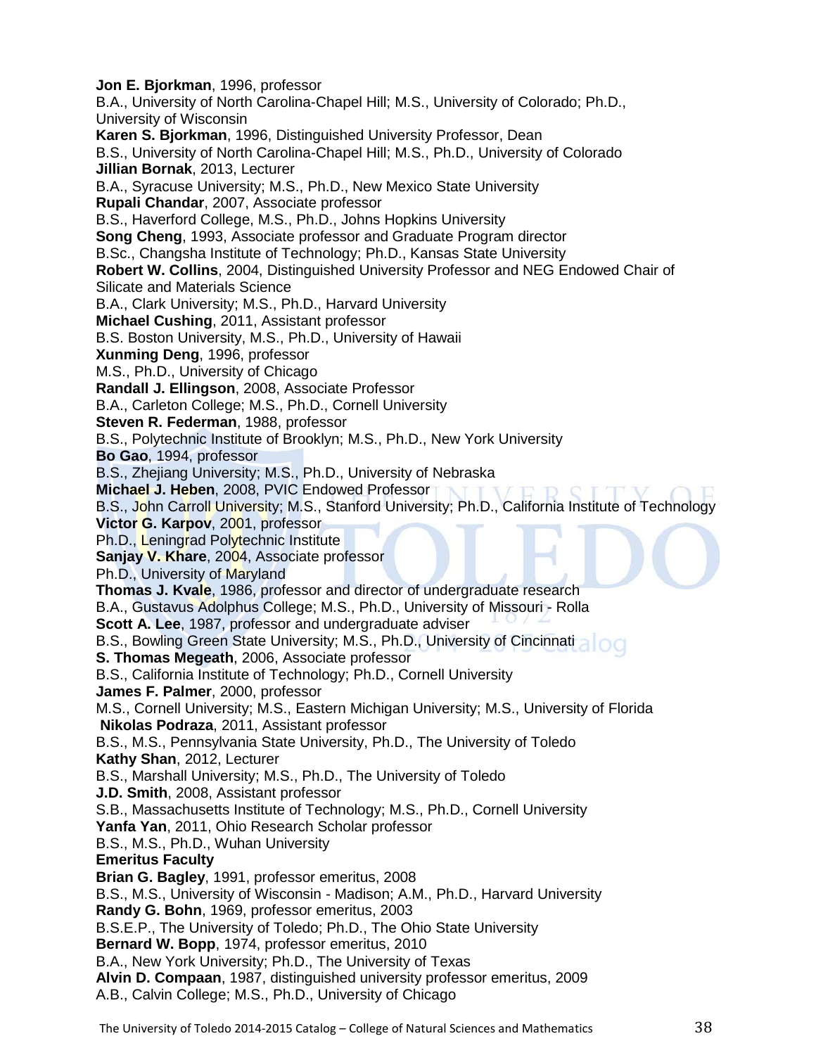**Jon E. Bjorkman**, 1996, professor
B.A., University of North Carolina-Chapel Hill; M.S., University of Colorado; Ph.D., University of Wisconsin
**Karen S. Bjorkman**, 1996, Distinguished University Professor, Dean
B.S., University of North Carolina-Chapel Hill; M.S., Ph.D., University of Colorado
**Jillian Bornak**, 2013, Lecturer
B.A., Syracuse University; M.S., Ph.D., New Mexico State University
**Rupali Chandar**, 2007, Associate professor
B.S., Haverford College, M.S., Ph.D., Johns Hopkins University
**Song Cheng**, 1993, Associate professor and Graduate Program director
B.Sc., Changsha Institute of Technology; Ph.D., Kansas State University
**Robert W. Collins**, 2004, Distinguished University Professor and NEG Endowed Chair of Silicate and Materials Science
B.A., Clark University; M.S., Ph.D., Harvard University
**Michael Cushing**, 2011, Assistant professor
B.S. Boston University, M.S., Ph.D., University of Hawaii
**Xunming Deng**, 1996, professor
M.S., Ph.D., University of Chicago
**Randall J. Ellingson**, 2008, Associate Professor
B.A., Carleton College; M.S., Ph.D., Cornell University
**Steven R. Federman**, 1988, professor
B.S., Polytechnic Institute of Brooklyn; M.S., Ph.D., New York University
**Bo Gao**, 1994, professor
B.S., Zhejiang University; M.S., Ph.D., University of Nebraska
**Michael J. Heben**, 2008, PVIC Endowed Professor
B.S., John Carroll University; M.S., Stanford University; Ph.D., California Institute of Technology
**Victor G. Karpov**, 2001, professor
Ph.D., Leningrad Polytechnic Institute
**Sanjay V. Khare**, 2004, Associate professor
Ph.D., University of Maryland
**Thomas J. Kvale**, 1986, professor and director of undergraduate research
B.A., Gustavus Adolphus College; M.S., Ph.D., University of Missouri - Rolla
**Scott A. Lee**, 1987, professor and undergraduate adviser
B.S., Bowling Green State University; M.S., Ph.D., University of Cincinnati
**S. Thomas Megeath**, 2006, Associate professor
B.S., California Institute of Technology; Ph.D., Cornell University
**James F. Palmer**, 2000, professor
M.S., Cornell University; M.S., Eastern Michigan University; M.S., University of Florida
**Nikolas Podraza**, 2011, Assistant professor
B.S., M.S., Pennsylvania State University, Ph.D., The University of Toledo
**Kathy Shan**, 2012, Lecturer
B.S., Marshall University; M.S., Ph.D., The University of Toledo
**J.D. Smith**, 2008, Assistant professor
S.B., Massachusetts Institute of Technology; M.S., Ph.D., Cornell University
**Yanfa Yan**, 2011, Ohio Research Scholar professor
B.S., M.S., Ph.D., Wuhan University

**Emeritus Faculty**

**Brian G. Bagley**, 1991, professor emeritus, 2008
B.S., M.S., University of Wisconsin - Madison; A.M., Ph.D., Harvard University
**Randy G. Bohn**, 1969, professor emeritus, 2003
B.S.E.P., The University of Toledo; Ph.D., The Ohio State University
**Bernard W. Bopp**, 1974, professor emeritus, 2010
B.A., New York University; Ph.D., The University of Texas
**Alvin D. Compaan**, 1987, distinguished university professor emeritus, 2009
A.B., Calvin College; M.S., Ph.D., University of Chicago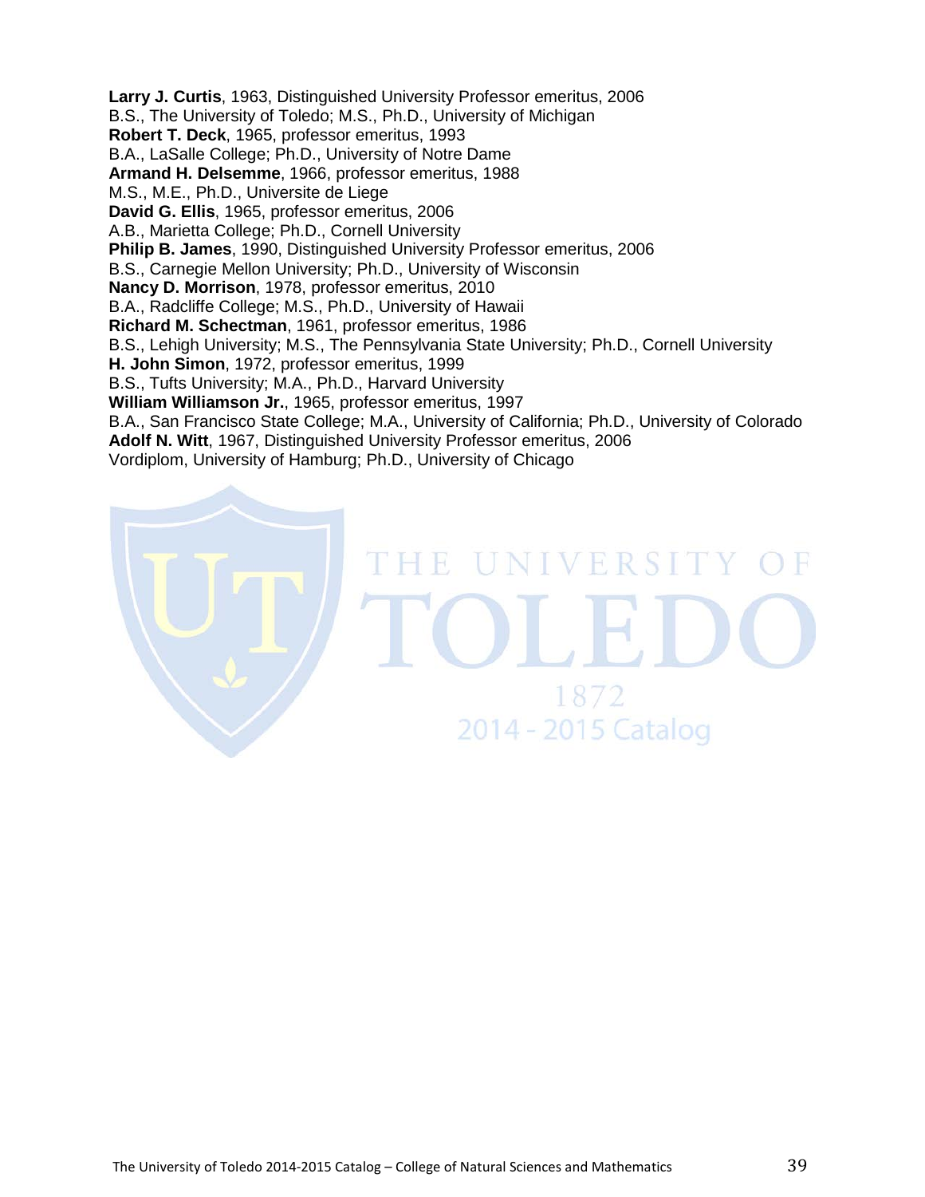**Larry J. Curtis**, 1963, Distinguished University Professor emeritus, 2006
B.S., The University of Toledo; M.S., Ph.D., University of Michigan
**Robert T. Deck**, 1965, professor emeritus, 1993
B.A., LaSalle College; Ph.D., University of Notre Dame
**Armand H. Delsemme**, 1966, professor emeritus, 1988
M.S., M.E., Ph.D., Universite de Liege
**David G. Ellis**, 1965, professor emeritus, 2006
A.B., Marietta College; Ph.D., Cornell University
**Philip B. James**, 1990, Distinguished University Professor emeritus, 2006
B.S., Carnegie Mellon University; Ph.D., University of Wisconsin
**Nancy D. Morrison**, 1978, professor emeritus, 2010
B.A., Radcliffe College; M.S., Ph.D., University of Hawaii
**Richard M. Schectman**, 1961, professor emeritus, 1986
B.S., Lehigh University; M.S., The Pennsylvania State University; Ph.D., Cornell University
**H. John Simon**, 1972, professor emeritus, 1999
B.S., Tufts University; M.A., Ph.D., Harvard University
**William Williamson Jr.**, 1965, professor emeritus, 1997
B.A., San Francisco State College; M.A., University of California; Ph.D., University of Colorado
**Adolf N. Witt**, 1967, Distinguished University Professor emeritus, 2006
Vordiplom, University of Hamburg; Ph.D., University of Chicago